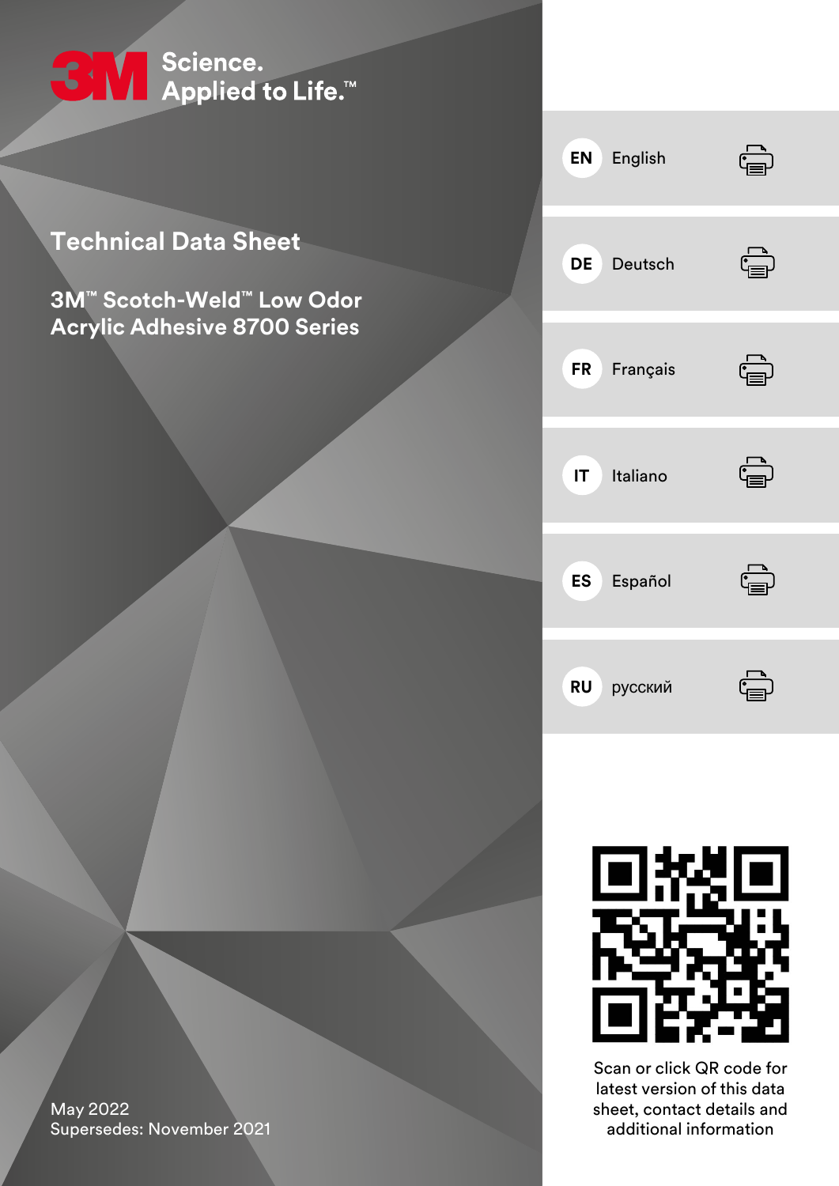3M Science. Applied to Life.™

# Technical Data Sheet

## 3M™ Scotch-Weld™ Low Odor Acrylic Adhesive 8700 Series

May 2022
Supersedes: November 2021

- EN English
- DE Deutsch
- FR Français
- IT Italiano
- ES Español
- RU русский

Scan or click QR code for latest version of this data sheet, contact details and additional information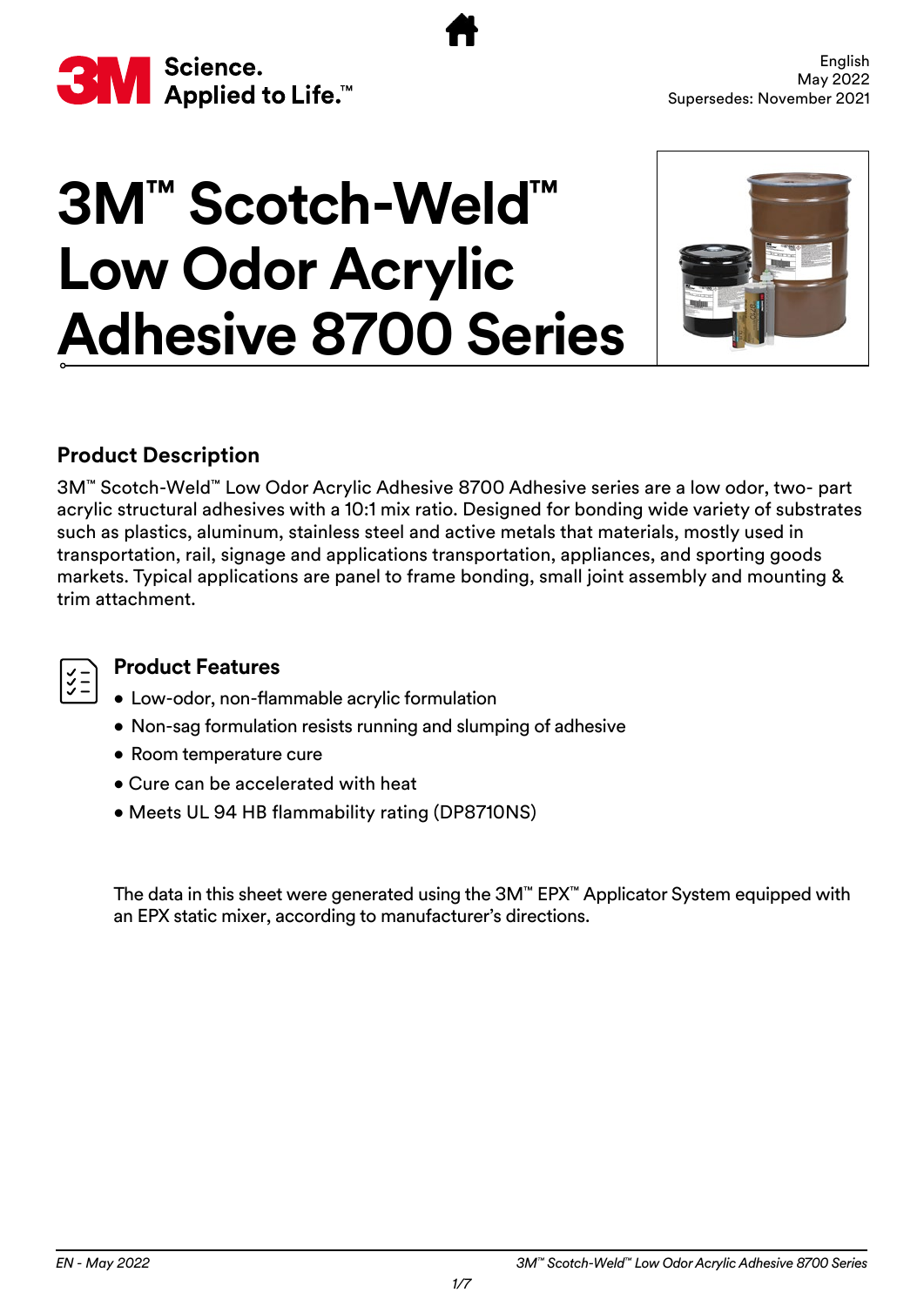English
May 2022
Supersedes: November 2021

# 3M™ Scotch-Weld™ Low Odor Acrylic Adhesive 8700 Series

## Product Description

3M™ Scotch-Weld™ Low Odor Acrylic Adhesive 8700 Adhesive series are a low odor, two- part acrylic structural adhesives with a 10:1 mix ratio. Designed for bonding wide variety of substrates such as plastics, aluminum, stainless steel and active metals that materials, mostly used in transportation, rail, signage and applications transportation, appliances, and sporting goods markets. Typical applications are panel to frame bonding, small joint assembly and mounting & trim attachment.

## Product Features

- Low-odor, non-flammable acrylic formulation
- Non-sag formulation resists running and slumping of adhesive
- Room temperature cure
- Cure can be accelerated with heat
- Meets UL 94 HB flammability rating (DP8710NS)

The data in this sheet were generated using the 3M™ EPX™ Applicator System equipped with an EPX static mixer, according to manufacturer's directions.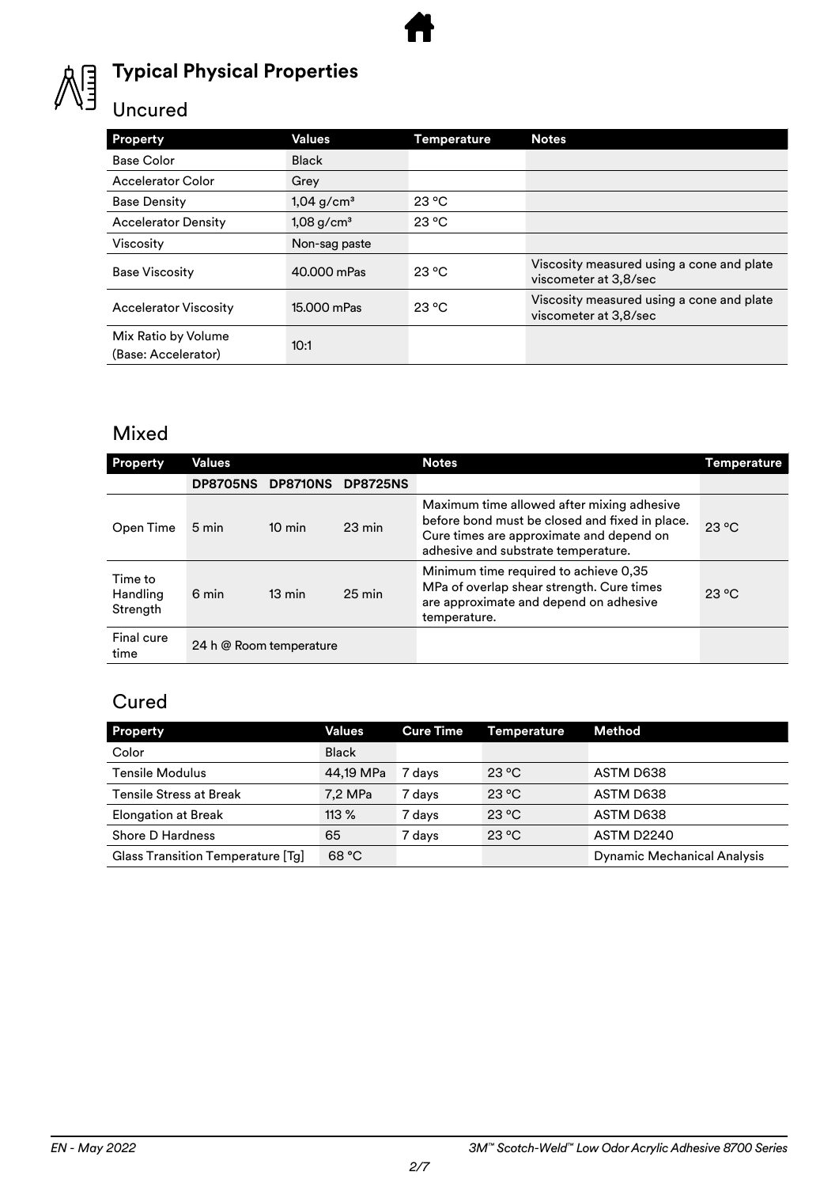## Typical Physical Properties

### Uncured

| Property | Values | Temperature | Notes |
|---|---|---|---|
| Base Color | Black | | |
| Accelerator Color | Grey | | |
| Base Density | 1,04 g/cm³ | 23 °C | |
| Accelerator Density | 1,08 g/cm³ | 23 °C | |
| Viscosity | Non-sag paste | | |
| Base Viscosity | 40.000 mPas | 23 °C | Viscosity measured using a cone and plate viscometer at 3,8/sec |
| Accelerator Viscosity | 15.000 mPas | 23 °C | Viscosity measured using a cone and plate viscometer at 3,8/sec |
| Mix Ratio by Volume (Base: Accelerator) | 10:1 | | |

### Mixed

| Property | Values | | | Notes | Temperature |
|---|---|---|---|---|---|
| | DP8705NS | DP8710NS | DP8725NS | | |
| Open Time | 5 min | 10 min | 23 min | Maximum time allowed after mixing adhesive before bond must be closed and fixed in place. Cure times are approximate and depend on adhesive and substrate temperature. | 23 °C |
| Time to Handling Strength | 6 min | 13 min | 25 min | Minimum time required to achieve 0,35 MPa of overlap shear strength. Cure times are approximate and depend on adhesive temperature. | 23 °C |
| Final cure time | 24 h @ Room temperature | | | | |

### Cured

| Property | Values | Cure Time | Temperature | Method |
|---|---|---|---|---|
| Color | Black | | | |
| Tensile Modulus | 44,19 MPa | 7 days | 23 °C | ASTM D638 |
| Tensile Stress at Break | 7,2 MPa | 7 days | 23 °C | ASTM D638 |
| Elongation at Break | 113 % | 7 days | 23 °C | ASTM D638 |
| Shore D Hardness | 65 | 7 days | 23 °C | ASTM D2240 |
| Glass Transition Temperature [Tg] | 68 °C | | | Dynamic Mechanical Analysis |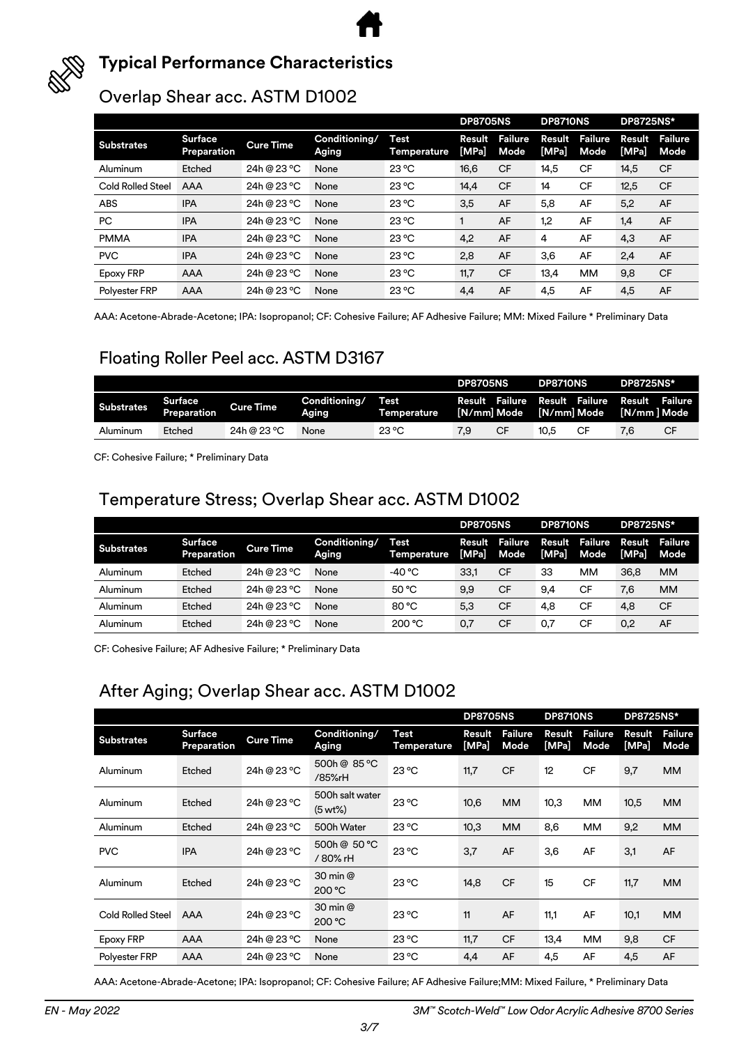## Typical Performance Characteristics

### Overlap Shear acc. ASTM D1002

| | | | | | DP8705NS | | DP8710NS | | DP8725NS* | |
|---|---|---|---|---|---|---|---|---|---|---|
| **Substrates** | **Surface Preparation** | **Cure Time** | **Conditioning/ Aging** | **Test Temperature** | **Result [MPa]** | **Failure Mode** | **Result [MPa]** | **Failure Mode** | **Result [MPa]** | **Failure Mode** |
| Aluminum | Etched | 24h @ 23 °C | None | 23 °C | 16,6 | CF | 14,5 | CF | 14,5 | CF |
| Cold Rolled Steel | AAA | 24h @ 23 °C | None | 23 °C | 14,4 | CF | 14 | CF | 12,5 | CF |
| ABS | IPA | 24h @ 23 °C | None | 23 °C | 3,5 | AF | 5,8 | AF | 5,2 | AF |
| PC | IPA | 24h @ 23 °C | None | 23 °C | 1 | AF | 1,2 | AF | 1,4 | AF |
| PMMA | IPA | 24h @ 23 °C | None | 23 °C | 4,2 | AF | 4 | AF | 4,3 | AF |
| PVC | IPA | 24h @ 23 °C | None | 23 °C | 2,8 | AF | 3,6 | AF | 2,4 | AF |
| Epoxy FRP | AAA | 24h @ 23 °C | None | 23 °C | 11,7 | CF | 13,4 | MM | 9,8 | CF |
| Polyester FRP | AAA | 24h @ 23 °C | None | 23 °C | 4,4 | AF | 4,5 | AF | 4,5 | AF |

AAA: Acetone-Abrade-Acetone; IPA: Isopropanol; CF: Cohesive Failure; AF Adhesive Failure; MM: Mixed Failure * Preliminary Data

### Floating Roller Peel acc. ASTM D3167

| | | | | | DP8705NS | | DP8710NS | | DP8725NS* | |
|---|---|---|---|---|---|---|---|---|---|---|
| **Substrates** | **Surface Preparation** | **Cure Time** | **Conditioning/ Aging** | **Test Temperature** | **Result [N/mm]** | **Failure Mode** | **Result [N/mm]** | **Failure Mode** | **Result [N/mm ]** | **Failure Mode** |
| Aluminum | Etched | 24h @ 23 °C | None | 23 °C | 7,9 | CF | 10,5 | CF | 7,6 | CF |

CF: Cohesive Failure; * Preliminary Data

### Temperature Stress; Overlap Shear acc. ASTM D1002

| | | | | | DP8705NS | | DP8710NS | | DP8725NS* | |
|---|---|---|---|---|---|---|---|---|---|---|
| **Substrates** | **Surface Preparation** | **Cure Time** | **Conditioning/ Aging** | **Test Temperature** | **Result [MPa]** | **Failure Mode** | **Result [MPa]** | **Failure Mode** | **Result [MPa]** | **Failure Mode** |
| Aluminum | Etched | 24h @ 23 °C | None | -40 °C | 33,1 | CF | 33 | MM | 36,8 | MM |
| Aluminum | Etched | 24h @ 23 °C | None | 50 °C | 9,9 | CF | 9,4 | CF | 7,6 | MM |
| Aluminum | Etched | 24h @ 23 °C | None | 80 °C | 5,3 | CF | 4,8 | CF | 4,8 | CF |
| Aluminum | Etched | 24h @ 23 °C | None | 200 °C | 0,7 | CF | 0,7 | CF | 0,2 | AF |

CF: Cohesive Failure; AF Adhesive Failure; * Preliminary Data

### After Aging; Overlap Shear acc. ASTM D1002

| | | | | | DP8705NS | | DP8710NS | | DP8725NS* | |
|---|---|---|---|---|---|---|---|---|---|---|
| **Substrates** | **Surface Preparation** | **Cure Time** | **Conditioning/ Aging** | **Test Temperature** | **Result [MPa]** | **Failure Mode** | **Result [MPa]** | **Failure Mode** | **Result [MPa]** | **Failure Mode** |
| Aluminum | Etched | 24h @ 23 °C | 500h @ 85 °C /85%rH | 23 °C | 11,7 | CF | 12 | CF | 9,7 | MM |
| Aluminum | Etched | 24h @ 23 °C | 500h salt water (5 wt%) | 23 °C | 10,6 | MM | 10,3 | MM | 10,5 | MM |
| Aluminum | Etched | 24h @ 23 °C | 500h Water | 23 °C | 10,3 | MM | 8,6 | MM | 9,2 | MM |
| PVC | IPA | 24h @ 23 °C | 500h @ 50 °C / 80% rH | 23 °C | 3,7 | AF | 3,6 | AF | 3,1 | AF |
| Aluminum | Etched | 24h @ 23 °C | 30 min @ 200 °C | 23 °C | 14,8 | CF | 15 | CF | 11,7 | MM |
| Cold Rolled Steel | AAA | 24h @ 23 °C | 30 min @ 200 °C | 23 °C | 11 | AF | 11,1 | AF | 10,1 | MM |
| Epoxy FRP | AAA | 24h @ 23 °C | None | 23 °C | 11,7 | CF | 13,4 | MM | 9,8 | CF |
| Polyester FRP | AAA | 24h @ 23 °C | None | 23 °C | 4,4 | AF | 4,5 | AF | 4,5 | AF |

AAA: Acetone-Abrade-Acetone; IPA: Isopropanol; CF: Cohesive Failure; AF Adhesive Failure;MM: Mixed Failure, * Preliminary Data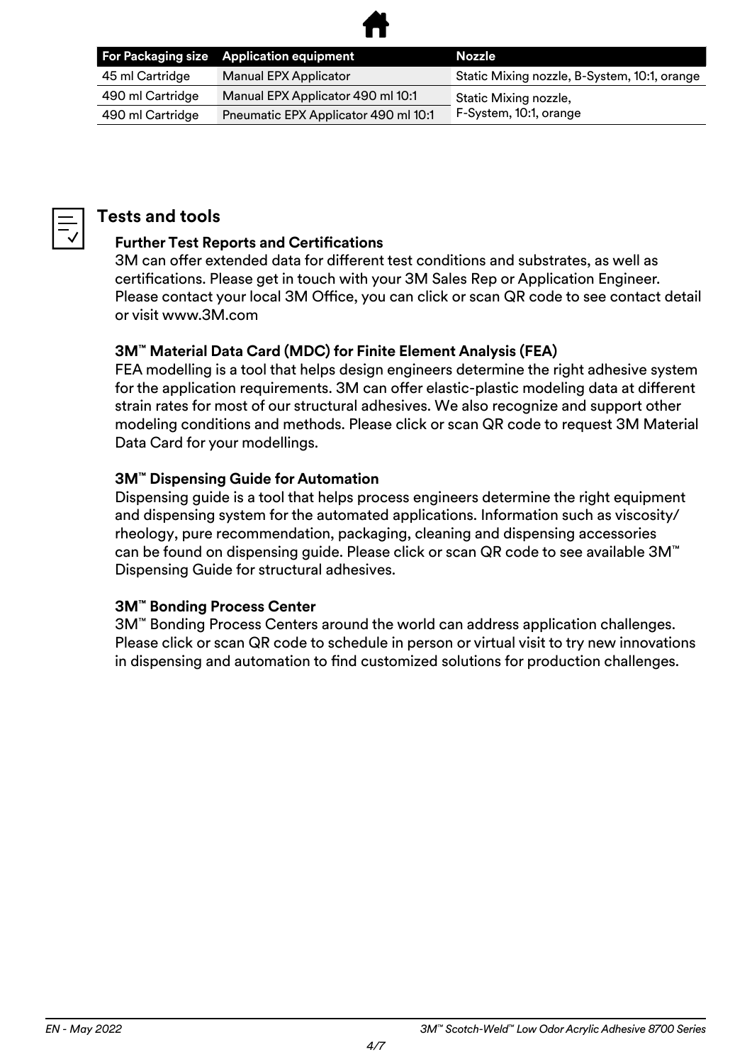| For Packaging size | Application equipment | Nozzle |
| --- | --- | --- |
| 45 ml Cartridge | Manual EPX Applicator | Static Mixing nozzle, B-System, 10:1, orange |
| 490 ml Cartridge | Manual EPX Applicator 490 ml 10:1 | Static Mixing nozzle, F-System, 10:1, orange |
| 490 ml Cartridge | Pneumatic EPX Applicator 490 ml 10:1 | |

## Tests and tools

**Further Test Reports and Certifications**

3M can offer extended data for different test conditions and substrates, as well as certifications. Please get in touch with your 3M Sales Rep or Application Engineer. Please contact your local 3M Office, you can click or scan QR code to see contact detail or visit www.3M.com

**3M™ Material Data Card (MDC) for Finite Element Analysis (FEA)**

FEA modelling is a tool that helps design engineers determine the right adhesive system for the application requirements. 3M can offer elastic-plastic modeling data at different strain rates for most of our structural adhesives. We also recognize and support other modeling conditions and methods. Please click or scan QR code to request 3M Material Data Card for your modellings.

**3M™ Dispensing Guide for Automation**

Dispensing guide is a tool that helps process engineers determine the right equipment and dispensing system for the automated applications. Information such as viscosity/rheology, pure recommendation, packaging, cleaning and dispensing accessories can be found on dispensing guide. Please click or scan QR code to see available 3M™ Dispensing Guide for structural adhesives.

**3M™ Bonding Process Center**

3M™ Bonding Process Centers around the world can address application challenges. Please click or scan QR code to schedule in person or virtual visit to try new innovations in dispensing and automation to find customized solutions for production challenges.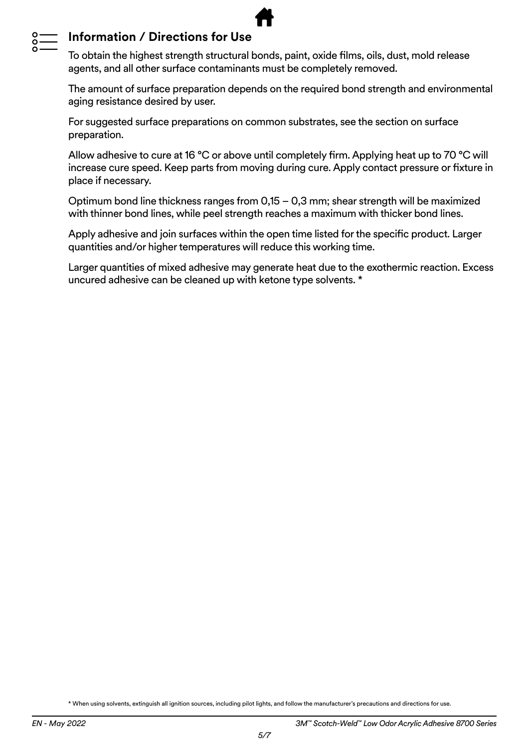## Information / Directions for Use

To obtain the highest strength structural bonds, paint, oxide films, oils, dust, mold release agents, and all other surface contaminants must be completely removed.

The amount of surface preparation depends on the required bond strength and environmental aging resistance desired by user.

For suggested surface preparations on common substrates, see the section on surface preparation.

Allow adhesive to cure at 16 °C or above until completely firm. Applying heat up to 70 °C will increase cure speed. Keep parts from moving during cure. Apply contact pressure or fixture in place if necessary.

Optimum bond line thickness ranges from 0,15 – 0,3 mm; shear strength will be maximized with thinner bond lines, while peel strength reaches a maximum with thicker bond lines.

Apply adhesive and join surfaces within the open time listed for the specific product. Larger quantities and/or higher temperatures will reduce this working time.

Larger quantities of mixed adhesive may generate heat due to the exothermic reaction. Excess uncured adhesive can be cleaned up with ketone type solvents. *

\* When using solvents, extinguish all ignition sources, including pilot lights, and follow the manufacturer's precautions and directions for use.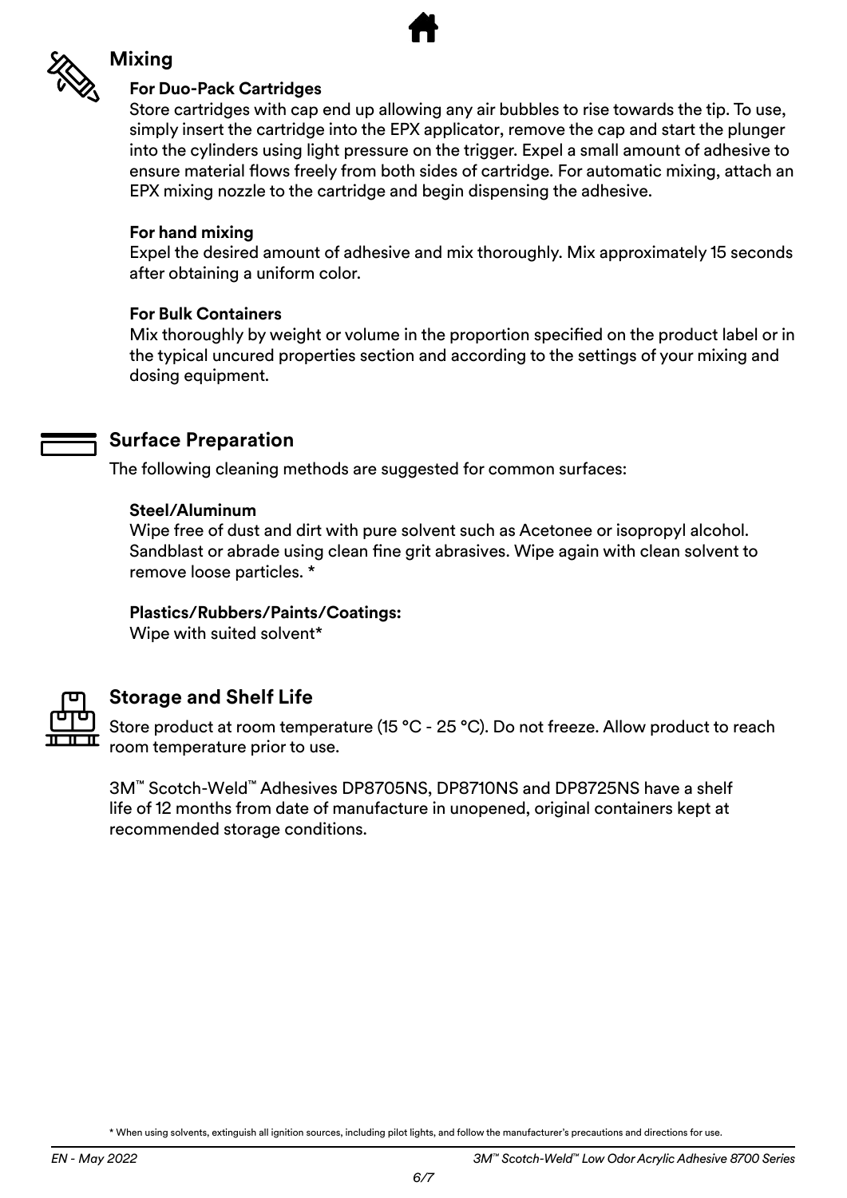## Mixing

### For Duo-Pack Cartridges

Store cartridges with cap end up allowing any air bubbles to rise towards the tip. To use, simply insert the cartridge into the EPX applicator, remove the cap and start the plunger into the cylinders using light pressure on the trigger. Expel a small amount of adhesive to ensure material flows freely from both sides of cartridge. For automatic mixing, attach an EPX mixing nozzle to the cartridge and begin dispensing the adhesive.

### For hand mixing

Expel the desired amount of adhesive and mix thoroughly. Mix approximately 15 seconds after obtaining a uniform color.

### For Bulk Containers

Mix thoroughly by weight or volume in the proportion specified on the product label or in the typical uncured properties section and according to the settings of your mixing and dosing equipment.

## Surface Preparation

The following cleaning methods are suggested for common surfaces:

**Steel/Aluminum**

Wipe free of dust and dirt with pure solvent such as Acetonee or isopropyl alcohol. Sandblast or abrade using clean fine grit abrasives. Wipe again with clean solvent to remove loose particles. *

**Plastics/Rubbers/Paints/Coatings:**

Wipe with suited solvent*

## Storage and Shelf Life

Store product at room temperature (15 °C - 25 °C). Do not freeze. Allow product to reach room temperature prior to use.

3M™ Scotch-Weld™ Adhesives DP8705NS, DP8710NS and DP8725NS have a shelf life of 12 months from date of manufacture in unopened, original containers kept at recommended storage conditions.

* When using solvents, extinguish all ignition sources, including pilot lights, and follow the manufacturer's precautions and directions for use.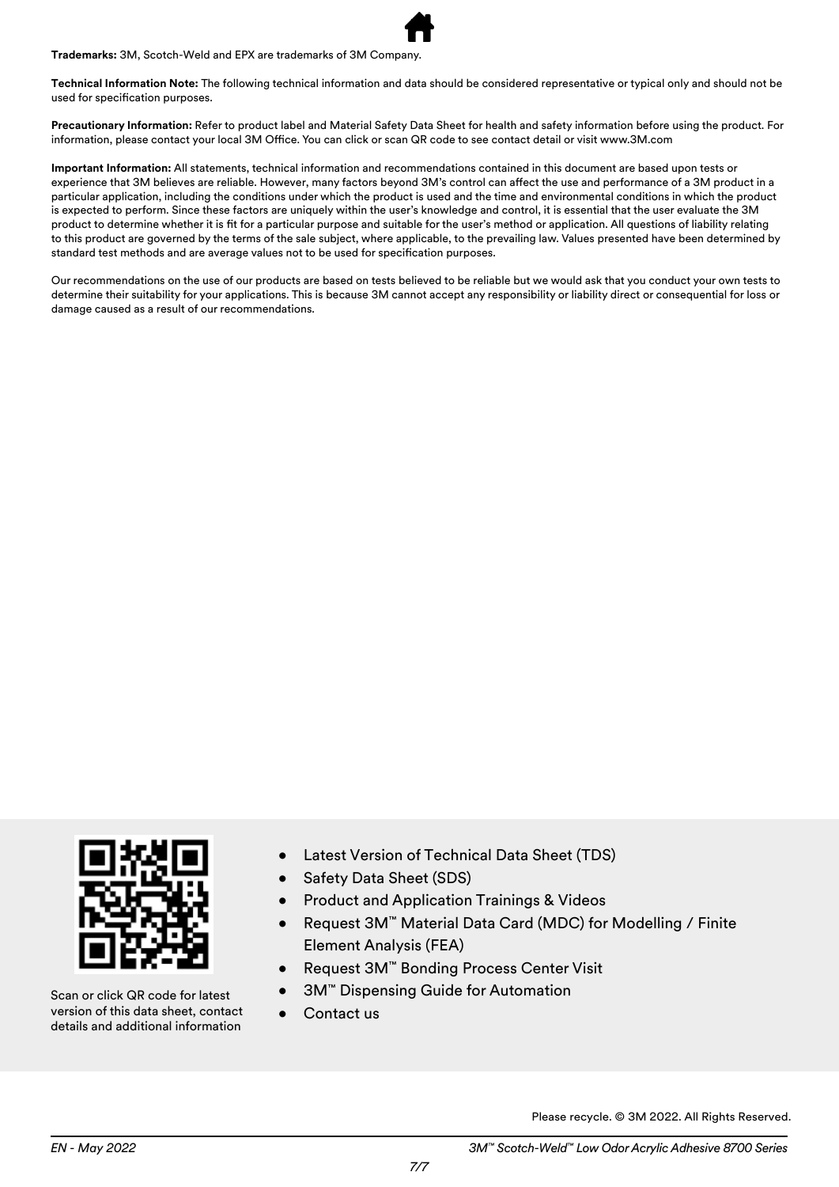**Trademarks:** 3M, Scotch-Weld and EPX are trademarks of 3M Company.

**Technical Information Note:** The following technical information and data should be considered representative or typical only and should not be used for specification purposes.

**Precautionary Information:** Refer to product label and Material Safety Data Sheet for health and safety information before using the product. For information, please contact your local 3M Office. You can click or scan QR code to see contact detail or visit www.3M.com

**Important Information:** All statements, technical information and recommendations contained in this document are based upon tests or experience that 3M believes are reliable. However, many factors beyond 3M's control can affect the use and performance of a 3M product in a particular application, including the conditions under which the product is used and the time and environmental conditions in which the product is expected to perform. Since these factors are uniquely within the user's knowledge and control, it is essential that the user evaluate the 3M product to determine whether it is fit for a particular purpose and suitable for the user's method or application. All questions of liability relating to this product are governed by the terms of the sale subject, where applicable, to the prevailing law. Values presented have been determined by standard test methods and are average values not to be used for specification purposes.

Our recommendations on the use of our products are based on tests believed to be reliable but we would ask that you conduct your own tests to determine their suitability for your applications. This is because 3M cannot accept any responsibility or liability direct or consequential for loss or damage caused as a result of our recommendations.

Scan or click QR code for latest version of this data sheet, contact details and additional information

- Latest Version of Technical Data Sheet (TDS)
- Safety Data Sheet (SDS)
- Product and Application Trainings & Videos
- Request 3M™ Material Data Card (MDC) for Modelling / Finite Element Analysis (FEA)
- Request 3M™ Bonding Process Center Visit
- 3M™ Dispensing Guide for Automation
- Contact us

Please recycle. © 3M 2022. All Rights Reserved.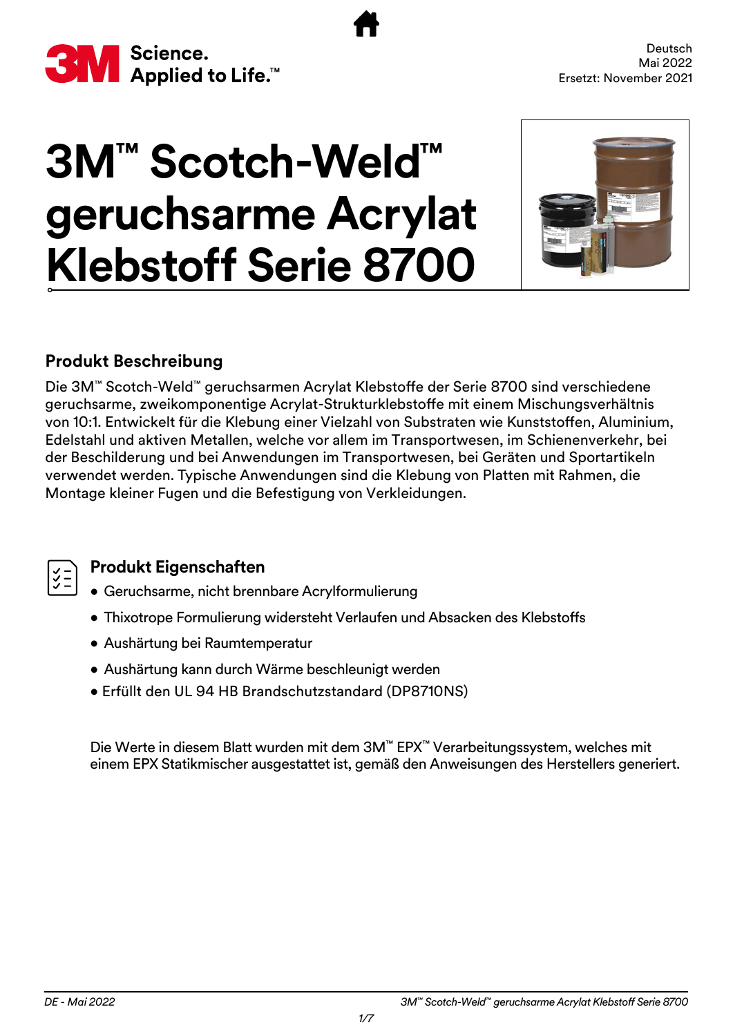Deutsch
Mai 2022
Ersetzt: November 2021

# 3M™ Scotch-Weld™ geruchsarme Acrylat Klebstoff Serie 8700

## Produkt Beschreibung

Die 3M™ Scotch-Weld™ geruchsarmen Acrylat Klebstoffe der Serie 8700 sind verschiedene geruchsarme, zweikomponentige Acrylat-Strukturklebstoffe mit einem Mischungsverhältnis von 10:1. Entwickelt für die Klebung einer Vielzahl von Substraten wie Kunststoffen, Aluminium, Edelstahl und aktiven Metallen, welche vor allem im Transportwesen, im Schienenverkehr, bei der Beschilderung und bei Anwendungen im Transportwesen, bei Geräten und Sportartikeln verwendet werden. Typische Anwendungen sind die Klebung von Platten mit Rahmen, die Montage kleiner Fugen und die Befestigung von Verkleidungen.

## Produkt Eigenschaften

- Geruchsarme, nicht brennbare Acrylformulierung
- Thixotrope Formulierung widersteht Verlaufen und Absacken des Klebstoffs
- Aushärtung bei Raumtemperatur
- Aushärtung kann durch Wärme beschleunigt werden
- Erfüllt den UL 94 HB Brandschutzstandard (DP8710NS)

Die Werte in diesem Blatt wurden mit dem 3M™ EPX™ Verarbeitungssystem, welches mit einem EPX Statikmischer ausgestattet ist, gemäß den Anweisungen des Herstellers generiert.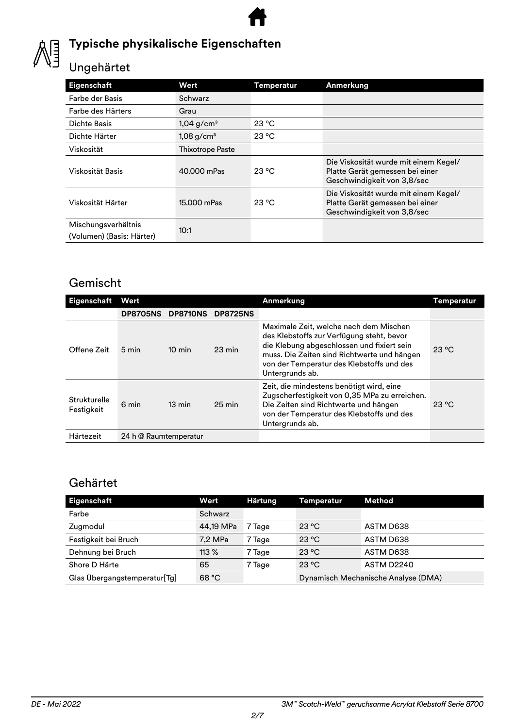## Typische physikalische Eigenschaften

### Ungehärtet

| Eigenschaft | Wert | Temperatur | Anmerkung |
|---|---|---|---|
| Farbe der Basis | Schwarz | | |
| Farbe des Härters | Grau | | |
| Dichte Basis | 1,04 g/cm³ | 23 °C | |
| Dichte Härter | 1,08 g/cm³ | 23 °C | |
| Viskosität | Thixotrope Paste | | |
| Viskosität Basis | 40.000 mPas | 23 °C | Die Viskosität wurde mit einem Kegel/ Platte Gerät gemessen bei einer Geschwindigkeit von 3,8/sec |
| Viskosität Härter | 15.000 mPas | 23 °C | Die Viskosität wurde mit einem Kegel/ Platte Gerät gemessen bei einer Geschwindigkeit von 3,8/sec |
| Mischungsverhältnis (Volumen) (Basis: Härter) | 10:1 | | |

### Gemischt

| Eigenschaft | Wert | | | Anmerkung | Temperatur |
|---|---|---|---|---|---|
| | DP8705NS | DP8710NS | DP8725NS | | |
| Offene Zeit | 5 min | 10 min | 23 min | Maximale Zeit, welche nach dem Mischen des Klebstoffs zur Verfügung steht, bevor die Klebung abgeschlossen und fixiert sein muss. Die Zeiten sind Richtwerte und hängen von der Temperatur des Klebstoffs und des Untergrunds ab. | 23 °C |
| Strukturelle Festigkeit | 6 min | 13 min | 25 min | Zeit, die mindestens benötigt wird, eine Zugscherfestigkeit von 0,35 MPa zu erreichen. Die Zeiten sind Richtwerte und hängen von der Temperatur des Klebstoffs und des Untergrunds ab. | 23 °C |
| Härtezeit | 24 h @ Raumtemperatur | | | | |

### Gehärtet

| Eigenschaft | Wert | Härtung | Temperatur | Method |
|---|---|---|---|---|
| Farbe | Schwarz | | | |
| Zugmodul | 44,19 MPa | 7 Tage | 23 °C | ASTM D638 |
| Festigkeit bei Bruch | 7,2 MPa | 7 Tage | 23 °C | ASTM D638 |
| Dehnung bei Bruch | 113 % | 7 Tage | 23 °C | ASTM D638 |
| Shore D Härte | 65 | 7 Tage | 23 °C | ASTM D2240 |
| Glas Übergangstemperatur[Tg] | 68 °C | | Dynamisch Mechanische Analyse (DMA) | |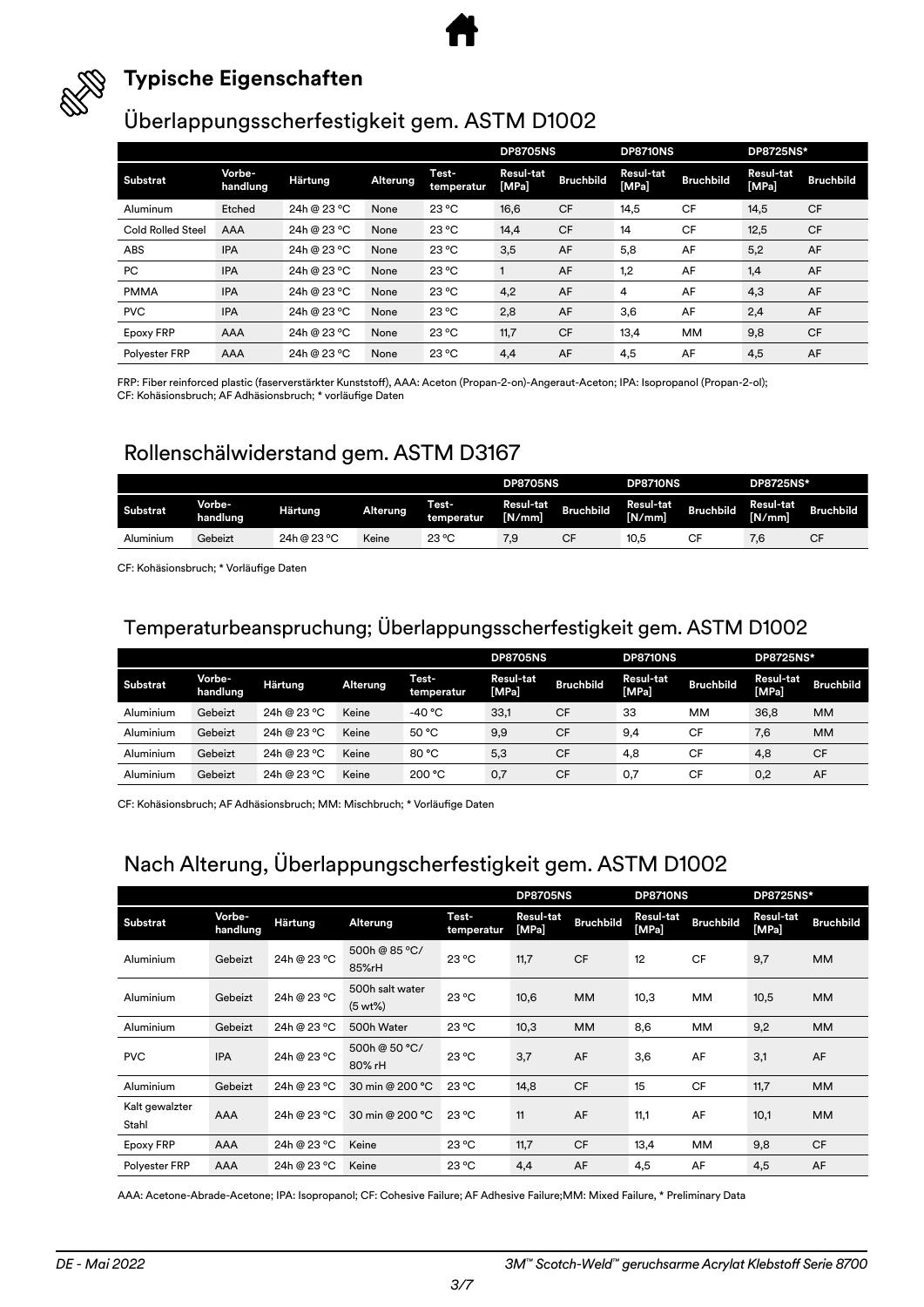## Typische Eigenschaften

### Überlappungsscherfestigkeit gem. ASTM D1002

| | | | | | DP8705NS | | DP8710NS | | DP8725NS* | |
|---|---|---|---|---|---|---|---|---|---|---|
| Substrat | Vorbe-handlung | Härtung | Alterung | Test-temperatur | Resul-tat [MPa] | Bruchbild | Resul-tat [MPa] | Bruchbild | Resul-tat [MPa] | Bruchbild |
| Aluminum | Etched | 24h @ 23 °C | None | 23 °C | 16,6 | CF | 14,5 | CF | 14,5 | CF |
| Cold Rolled Steel | AAA | 24h @ 23 °C | None | 23 °C | 14,4 | CF | 14 | CF | 12,5 | CF |
| ABS | IPA | 24h @ 23 °C | None | 23 °C | 3,5 | AF | 5,8 | AF | 5,2 | AF |
| PC | IPA | 24h @ 23 °C | None | 23 °C | 1 | AF | 1,2 | AF | 1,4 | AF |
| PMMA | IPA | 24h @ 23 °C | None | 23 °C | 4,2 | AF | 4 | AF | 4,3 | AF |
| PVC | IPA | 24h @ 23 °C | None | 23 °C | 2,8 | AF | 3,6 | AF | 2,4 | AF |
| Epoxy FRP | AAA | 24h @ 23 °C | None | 23 °C | 11,7 | CF | 13,4 | MM | 9,8 | CF |
| Polyester FRP | AAA | 24h @ 23 °C | None | 23 °C | 4,4 | AF | 4,5 | AF | 4,5 | AF |

FRP: Fiber reinforced plastic (faserverstärkter Kunststoff), AAA: Aceton (Propan-2-on)-Angeraut-Aceton; IPA: Isopropanol (Propan-2-ol);
CF: Kohäsionsbruch; AF Adhäsionsbruch; * vorläufige Daten

### Rollenschälwiderstand gem. ASTM D3167

| | | | | | DP8705NS | | DP8710NS | | DP8725NS* | |
|---|---|---|---|---|---|---|---|---|---|---|
| Substrat | Vorbe-handlung | Härtung | Alterung | Test-temperatur | Resul-tat [N/mm] | Bruchbild | Resul-tat [N/mm] | Bruchbild | Resul-tat [N/mm] | Bruchbild |
| Aluminium | Gebeizt | 24h @ 23 °C | Keine | 23 °C | 7,9 | CF | 10,5 | CF | 7,6 | CF |

CF: Kohäsionsbruch; * Vorläufige Daten

### Temperaturbeanspruchung; Überlappungsscherfestigkeit gem. ASTM D1002

| | | | | | DP8705NS | | DP8710NS | | DP8725NS* | |
|---|---|---|---|---|---|---|---|---|---|---|
| Substrat | Vorbe-handlung | Härtung | Alterung | Test-temperatur | Resul-tat [MPa] | Bruchbild | Resul-tat [MPa] | Bruchbild | Resul-tat [MPa] | Bruchbild |
| Aluminium | Gebeizt | 24h @ 23 °C | Keine | -40 °C | 33,1 | CF | 33 | MM | 36,8 | MM |
| Aluminium | Gebeizt | 24h @ 23 °C | Keine | 50 °C | 9,9 | CF | 9,4 | CF | 7,6 | MM |
| Aluminium | Gebeizt | 24h @ 23 °C | Keine | 80 °C | 5,3 | CF | 4,8 | CF | 4,8 | CF |
| Aluminium | Gebeizt | 24h @ 23 °C | Keine | 200 °C | 0,7 | CF | 0,7 | CF | 0,2 | AF |

CF: Kohäsionsbruch; AF Adhäsionsbruch; MM: Mischbruch; * Vorläufige Daten

### Nach Alterung, Überlappungscherfestigkeit gem. ASTM D1002

| | | | | | DP8705NS | | DP8710NS | | DP8725NS* | |
|---|---|---|---|---|---|---|---|---|---|---|
| Substrat | Vorbe-handlung | Härtung | Alterung | Test-temperatur | Resul-tat [MPa] | Bruchbild | Resul-tat [MPa] | Bruchbild | Resul-tat [MPa] | Bruchbild |
| Aluminium | Gebeizt | 24h @ 23 °C | 500h @ 85 °C/ 85%rH | 23 °C | 11,7 | CF | 12 | CF | 9,7 | MM |
| Aluminium | Gebeizt | 24h @ 23 °C | 500h salt water (5 wt%) | 23 °C | 10,6 | MM | 10,3 | MM | 10,5 | MM |
| Aluminium | Gebeizt | 24h @ 23 °C | 500h Water | 23 °C | 10,3 | MM | 8,6 | MM | 9,2 | MM |
| PVC | IPA | 24h @ 23 °C | 500h @ 50 °C/ 80% rH | 23 °C | 3,7 | AF | 3,6 | AF | 3,1 | AF |
| Aluminium | Gebeizt | 24h @ 23 °C | 30 min @ 200 °C | 23 °C | 14,8 | CF | 15 | CF | 11,7 | MM |
| Kalt gewalzter Stahl | AAA | 24h @ 23 °C | 30 min @ 200 °C | 23 °C | 11 | AF | 11,1 | AF | 10,1 | MM |
| Epoxy FRP | AAA | 24h @ 23 °C | Keine | 23 °C | 11,7 | CF | 13,4 | MM | 9,8 | CF |
| Polyester FRP | AAA | 24h @ 23 °C | Keine | 23 °C | 4,4 | AF | 4,5 | AF | 4,5 | AF |

AAA: Acetone-Abrade-Acetone; IPA: Isopropanol; CF: Cohesive Failure; AF Adhesive Failure;MM: Mixed Failure, * Preliminary Data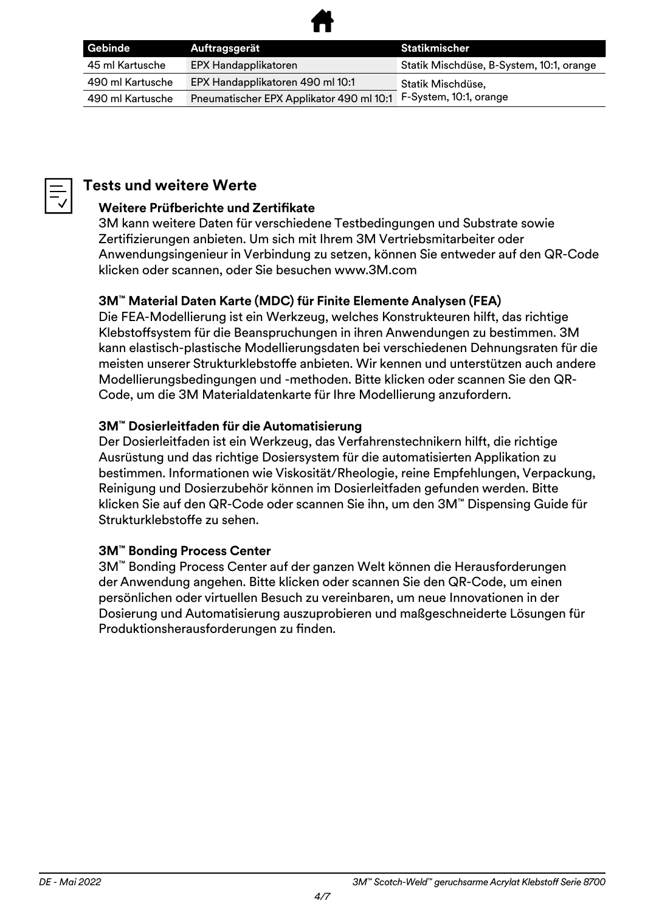| Gebinde | Auftragsgerät | Statikmischer |
|---|---|---|
| 45 ml Kartusche | EPX Handapplikatoren | Statik Mischdüse, B-System, 10:1, orange |
| 490 ml Kartusche | EPX Handapplikatoren 490 ml 10:1 | Statik Mischdüse, F-System, 10:1, orange |
| 490 ml Kartusche | Pneumatischer EPX Applikator 490 ml 10:1 | |

## Tests und weitere Werte

### Weitere Prüfberichte und Zertifikate

3M kann weitere Daten für verschiedene Testbedingungen und Substrate sowie Zertifizierungen anbieten. Um sich mit Ihrem 3M Vertriebsmitarbeiter oder Anwendungsingenieur in Verbindung zu setzen, können Sie entweder auf den QR-Code klicken oder scannen, oder Sie besuchen www.3M.com

### 3M™ Material Daten Karte (MDC) für Finite Elemente Analysen (FEA)

Die FEA-Modellierung ist ein Werkzeug, welches Konstrukteuren hilft, das richtige Klebstoffsystem für die Beanspruchungen in ihren Anwendungen zu bestimmen. 3M kann elastisch-plastische Modellierungsdaten bei verschiedenen Dehnungsraten für die meisten unserer Strukturklebstoffe anbieten. Wir kennen und unterstützen auch andere Modellierungsbedingungen und -methoden. Bitte klicken oder scannen Sie den QR-Code, um die 3M Materialdatenkarte für Ihre Modellierung anzufordern.

### 3M™ Dosierleitfaden für die Automatisierung

Der Dosierleitfaden ist ein Werkzeug, das Verfahrenstechnikern hilft, die richtige Ausrüstung und das richtige Dosiersystem für die automatisierten Applikation zu bestimmen. Informationen wie Viskosität/Rheologie, reine Empfehlungen, Verpackung, Reinigung und Dosierzubehör können im Dosierleitfaden gefunden werden. Bitte klicken Sie auf den QR-Code oder scannen Sie ihn, um den 3M™ Dispensing Guide für Strukturklebstoffe zu sehen.

### 3M™ Bonding Process Center

3M™ Bonding Process Center auf der ganzen Welt können die Herausforderungen der Anwendung angehen. Bitte klicken oder scannen Sie den QR-Code, um einen persönlichen oder virtuellen Besuch zu vereinbaren, um neue Innovationen in der Dosierung und Automatisierung auszuprobieren und maßgeschneiderte Lösungen für Produktionsherausforderungen zu finden.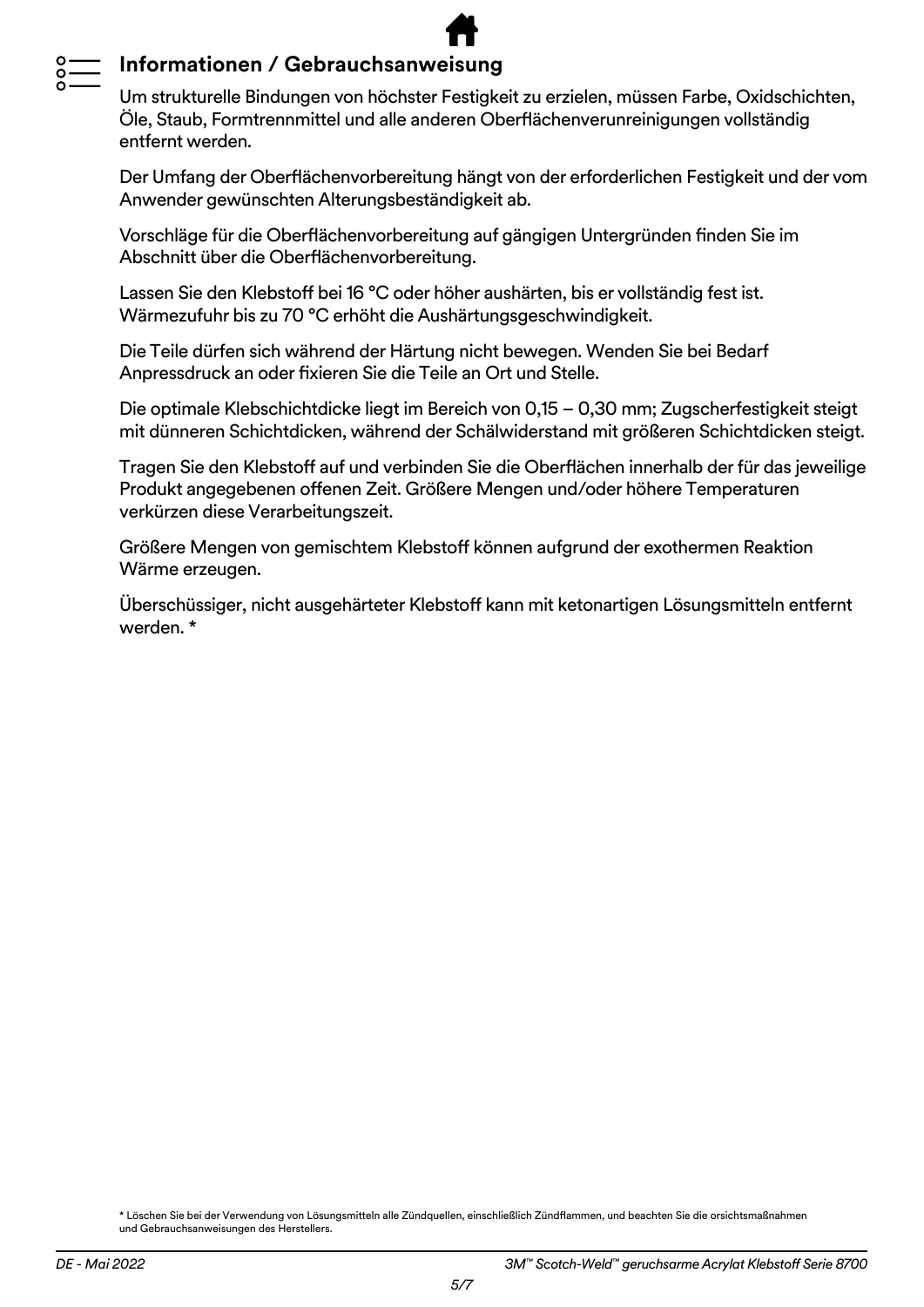## Informationen / Gebrauchsanweisung

Um strukturelle Bindungen von höchster Festigkeit zu erzielen, müssen Farbe, Oxidschichten, Öle, Staub, Formtrennmittel und alle anderen Oberflächenverunreinigungen vollständig entfernt werden.

Der Umfang der Oberflächenvorbereitung hängt von der erforderlichen Festigkeit und der vom Anwender gewünschten Alterungsbeständigkeit ab.

Vorschläge für die Oberflächenvorbereitung auf gängigen Untergründen finden Sie im Abschnitt über die Oberflächenvorbereitung.

Lassen Sie den Klebstoff bei 16 °C oder höher aushärten, bis er vollständig fest ist. Wärmezufuhr bis zu 70 °C erhöht die Aushärtungsgeschwindigkeit.

Die Teile dürfen sich während der Härtung nicht bewegen. Wenden Sie bei Bedarf Anpressdruck an oder fixieren Sie die Teile an Ort und Stelle.

Die optimale Klebschichtdicke liegt im Bereich von 0,15 – 0,30 mm; Zugscherfestigkeit steigt mit dünneren Schichtdicken, während der Schälwiderstand mit größeren Schichtdicken steigt.

Tragen Sie den Klebstoff auf und verbinden Sie die Oberflächen innerhalb der für das jeweilige Produkt angegebenen offenen Zeit. Größere Mengen und/oder höhere Temperaturen verkürzen diese Verarbeitungszeit.

Größere Mengen von gemischtem Klebstoff können aufgrund der exothermen Reaktion Wärme erzeugen.

Überschüssiger, nicht ausgehärteter Klebstoff kann mit ketonartigen Lösungsmitteln entfernt werden. *

* Löschen Sie bei der Verwendung von Lösungsmitteln alle Zündquellen, einschließlich Zündflammen, und beachten Sie die orsichtsmaßnahmen und Gebrauchsanweisungen des Herstellers.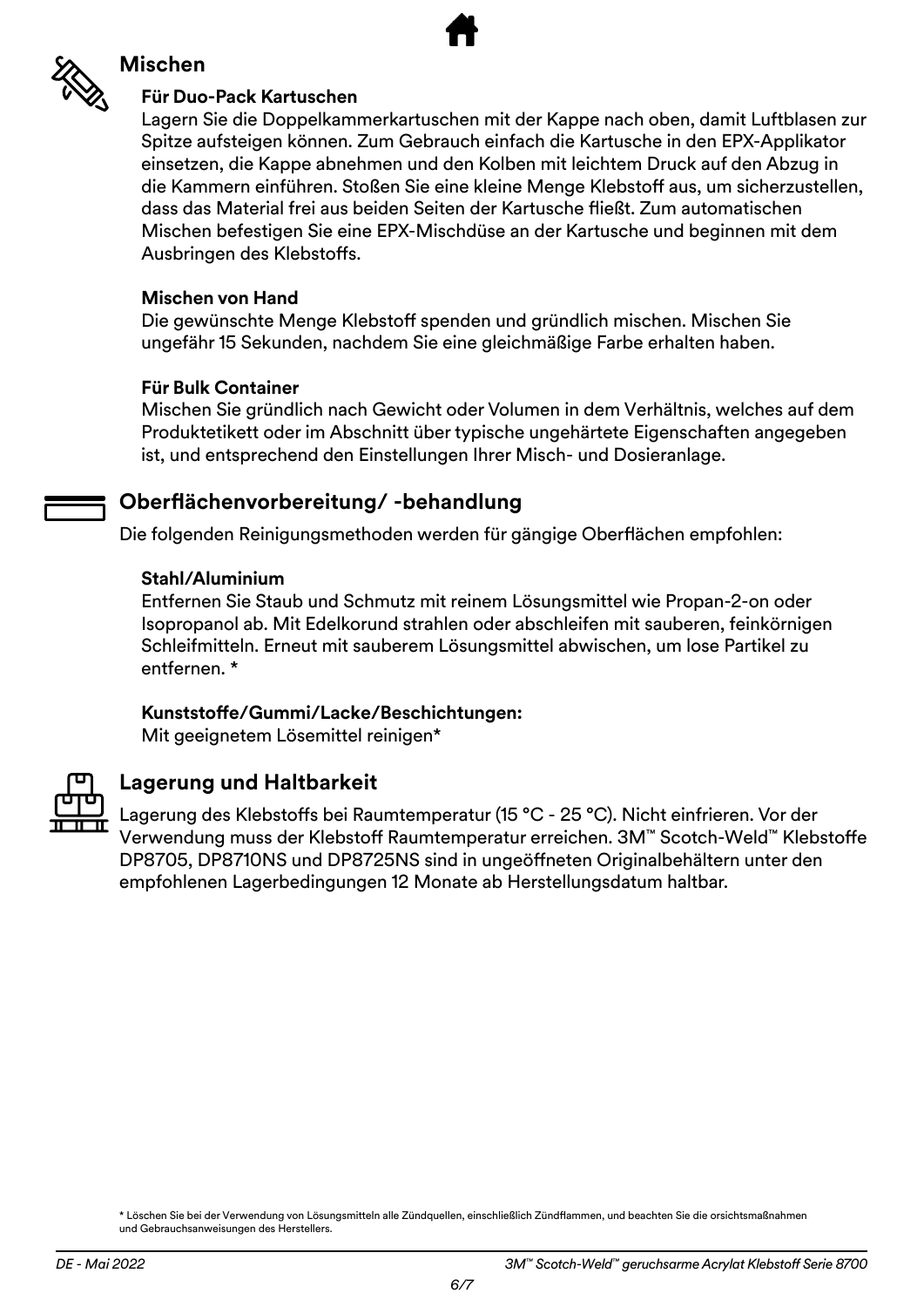## Mischen

### Für Duo-Pack Kartuschen

Lagern Sie die Doppelkammerkartuschen mit der Kappe nach oben, damit Luftblasen zur Spitze aufsteigen können. Zum Gebrauch einfach die Kartusche in den EPX-Applikator einsetzen, die Kappe abnehmen und den Kolben mit leichtem Druck auf den Abzug in die Kammern einführen. Stoßen Sie eine kleine Menge Klebstoff aus, um sicherzustellen, dass das Material frei aus beiden Seiten der Kartusche fließt. Zum automatischen Mischen befestigen Sie eine EPX-Mischdüse an der Kartusche und beginnen mit dem Ausbringen des Klebstoffs.

### Mischen von Hand

Die gewünschte Menge Klebstoff spenden und gründlich mischen. Mischen Sie ungefähr 15 Sekunden, nachdem Sie eine gleichmäßige Farbe erhalten haben.

### Für Bulk Container

Mischen Sie gründlich nach Gewicht oder Volumen in dem Verhältnis, welches auf dem Produktetikett oder im Abschnitt über typische ungehärtete Eigenschaften angegeben ist, und entsprechend den Einstellungen Ihrer Misch- und Dosieranlage.

## Oberflächenvorbereitung/ -behandlung

Die folgenden Reinigungsmethoden werden für gängige Oberflächen empfohlen:

### Stahl/Aluminium

Entfernen Sie Staub und Schmutz mit reinem Lösungsmittel wie Propan-2-on oder Isopropanol ab. Mit Edelkorund strahlen oder abschleifen mit sauberen, feinkörnigen Schleifmitteln. Erneut mit sauberem Lösungsmittel abwischen, um lose Partikel zu entfernen. *

### Kunststoffe/Gummi/Lacke/Beschichtungen:

Mit geeignetem Lösemittel reinigen*

## Lagerung und Haltbarkeit

Lagerung des Klebstoffs bei Raumtemperatur (15 °C - 25 °C). Nicht einfrieren. Vor der Verwendung muss der Klebstoff Raumtemperatur erreichen. 3M™ Scotch-Weld™ Klebstoffe DP8705, DP8710NS und DP8725NS sind in ungeöffneten Originalbehältern unter den empfohlenen Lagerbedingungen 12 Monate ab Herstellungsdatum haltbar.

* Löschen Sie bei der Verwendung von Lösungsmitteln alle Zündquellen, einschließlich Zündflammen, und beachten Sie die orsichtsmaßnahmen und Gebrauchsanweisungen des Herstellers.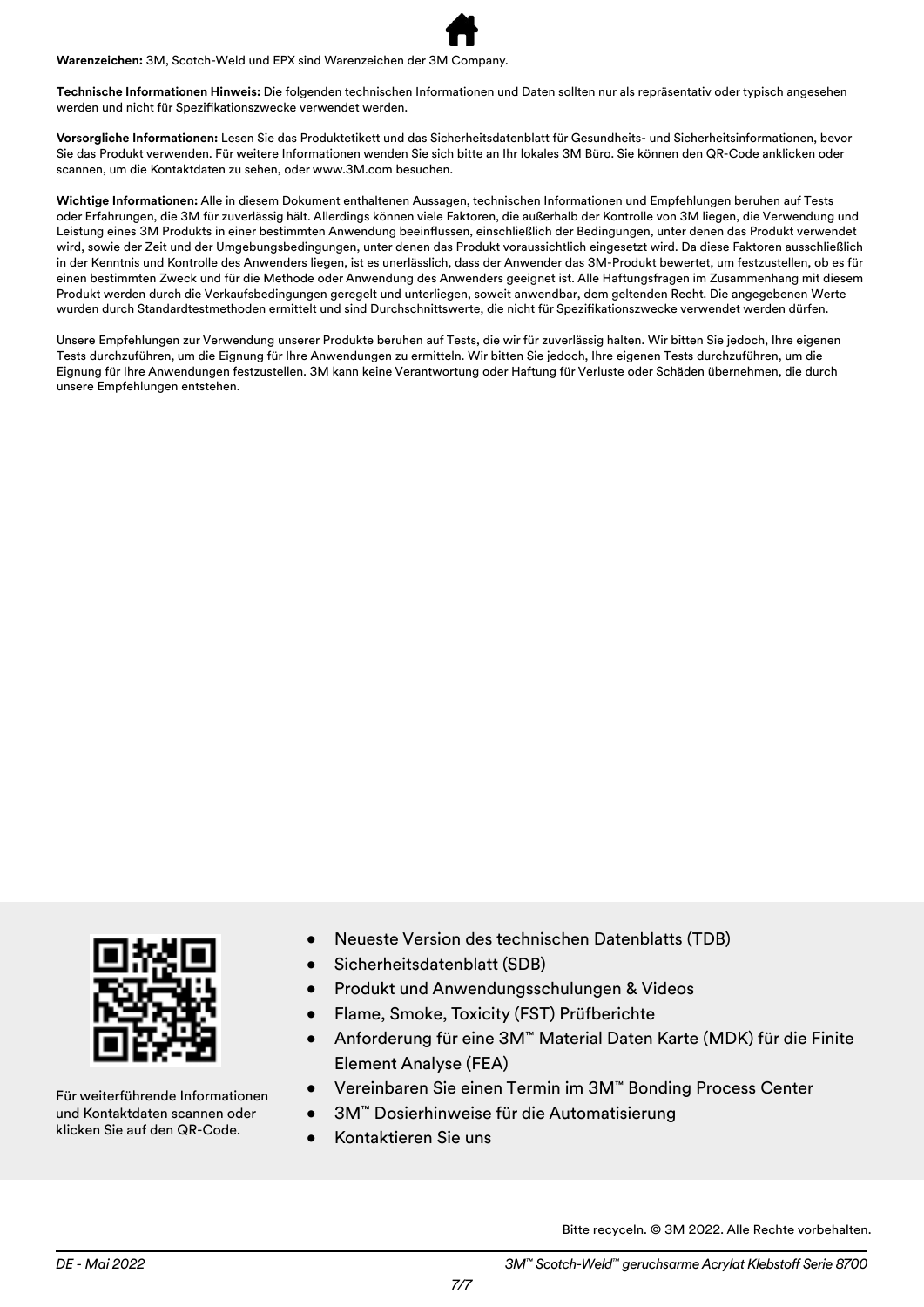**Warenzeichen:** 3M, Scotch-Weld und EPX sind Warenzeichen der 3M Company.

**Technische Informationen Hinweis:** Die folgenden technischen Informationen und Daten sollten nur als repräsentativ oder typisch angesehen werden und nicht für Spezifikationszwecke verwendet werden.

**Vorsorgliche Informationen:** Lesen Sie das Produktetikett und das Sicherheitsdatenblatt für Gesundheits- und Sicherheitsinformationen, bevor Sie das Produkt verwenden. Für weitere Informationen wenden Sie sich bitte an Ihr lokales 3M Büro. Sie können den QR-Code anklicken oder scannen, um die Kontaktdaten zu sehen, oder www.3M.com besuchen.

**Wichtige Informationen:** Alle in diesem Dokument enthaltenen Aussagen, technischen Informationen und Empfehlungen beruhen auf Tests oder Erfahrungen, die 3M für zuverlässig hält. Allerdings können viele Faktoren, die außerhalb der Kontrolle von 3M liegen, die Verwendung und Leistung eines 3M Produkts in einer bestimmten Anwendung beeinflussen, einschließlich der Bedingungen, unter denen das Produkt verwendet wird, sowie der Zeit und der Umgebungsbedingungen, unter denen das Produkt voraussichtlich eingesetzt wird. Da diese Faktoren ausschließlich in der Kenntnis und Kontrolle des Anwenders liegen, ist es unerlässlich, dass der Anwender das 3M-Produkt bewertet, um festzustellen, ob es für einen bestimmten Zweck und für die Methode oder Anwendung des Anwenders geeignet ist. Alle Haftungsfragen im Zusammenhang mit diesem Produkt werden durch die Verkaufsbedingungen geregelt und unterliegen, soweit anwendbar, dem geltenden Recht. Die angegebenen Werte wurden durch Standardtestmethoden ermittelt und sind Durchschnittswerte, die nicht für Spezifikationszwecke verwendet werden dürfen.

Unsere Empfehlungen zur Verwendung unserer Produkte beruhen auf Tests, die wir für zuverlässig halten. Wir bitten Sie jedoch, Ihre eigenen Tests durchzuführen, um die Eignung für Ihre Anwendungen zu ermitteln. Wir bitten Sie jedoch, Ihre eigenen Tests durchzuführen, um die Eignung für Ihre Anwendungen festzustellen. 3M kann keine Verantwortung oder Haftung für Verluste oder Schäden übernehmen, die durch unsere Empfehlungen entstehen.

Für weiterführende Informationen und Kontaktdaten scannen oder klicken Sie auf den QR-Code.

- Neueste Version des technischen Datenblatts (TDB)
- Sicherheitsdatenblatt (SDB)
- Produkt und Anwendungsschulungen & Videos
- Flame, Smoke, Toxicity (FST) Prüfberichte
- Anforderung für eine 3M™ Material Daten Karte (MDK) für die Finite Element Analyse (FEA)
- Vereinbaren Sie einen Termin im 3M™ Bonding Process Center
- 3M™ Dosierhinweise für die Automatisierung
- Kontaktieren Sie uns

Bitte recyceln. © 3M 2022. Alle Rechte vorbehalten.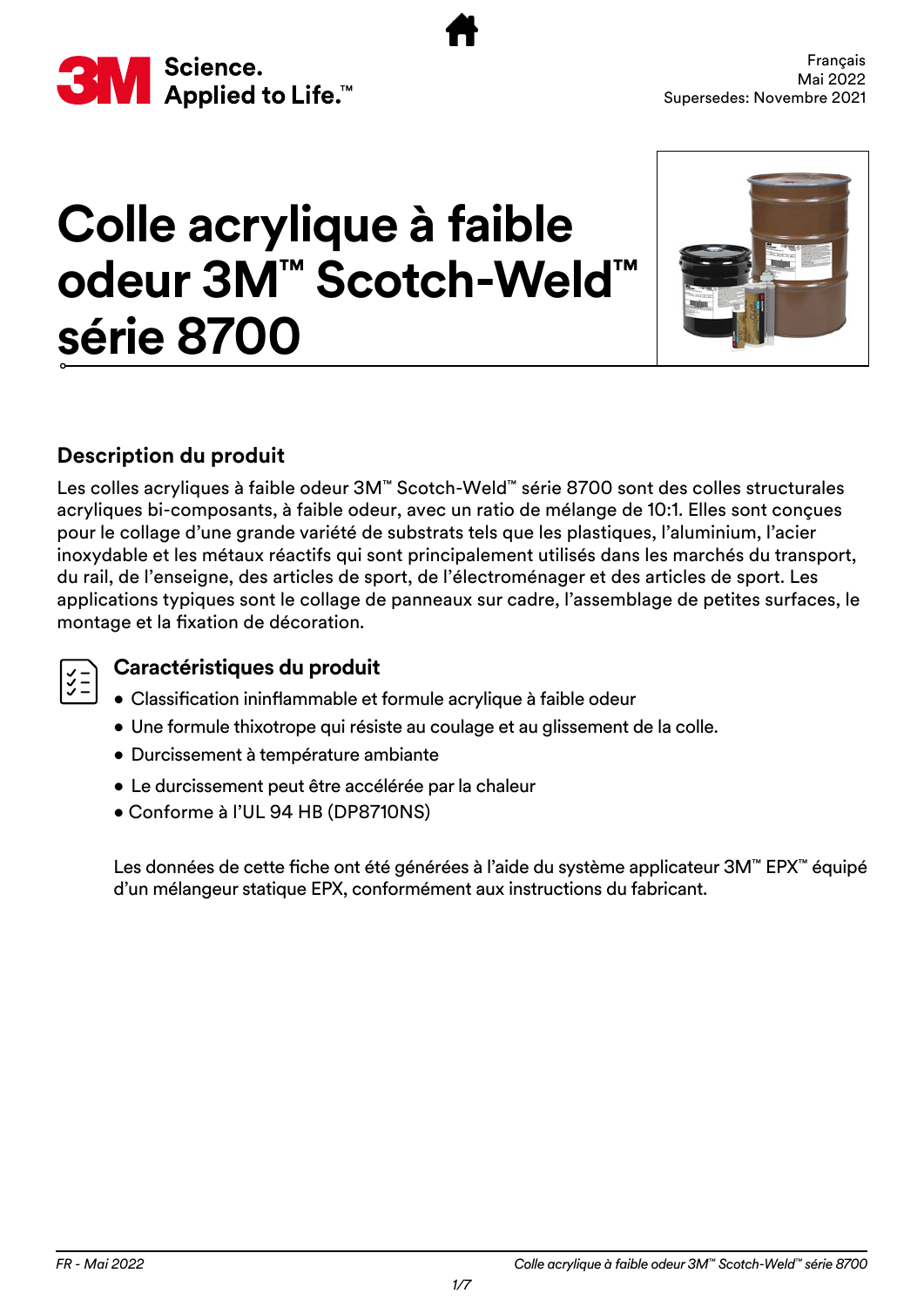Français
Mai 2022
Supersedes: Novembre 2021

# Colle acrylique à faible odeur 3M™ Scotch-Weld™ série 8700

## Description du produit

Les colles acryliques à faible odeur 3M™ Scotch-Weld™ série 8700 sont des colles structurales acryliques bi-composants, à faible odeur, avec un ratio de mélange de 10:1. Elles sont conçues pour le collage d'une grande variété de substrats tels que les plastiques, l'aluminium, l'acier inoxydable et les métaux réactifs qui sont principalement utilisés dans les marchés du transport, du rail, de l'enseigne, des articles de sport, de l'électroménager et des articles de sport. Les applications typiques sont le collage de panneaux sur cadre, l'assemblage de petites surfaces, le montage et la fixation de décoration.

## Caractéristiques du produit

- Classification ininflammable et formule acrylique à faible odeur
- Une formule thixotrope qui résiste au coulage et au glissement de la colle.
- Durcissement à température ambiante
- Le durcissement peut être accélérée par la chaleur
- Conforme à l'UL 94 HB (DP8710NS)

Les données de cette fiche ont été générées à l'aide du système applicateur 3M™ EPX™ équipé d'un mélangeur statique EPX, conformément aux instructions du fabricant.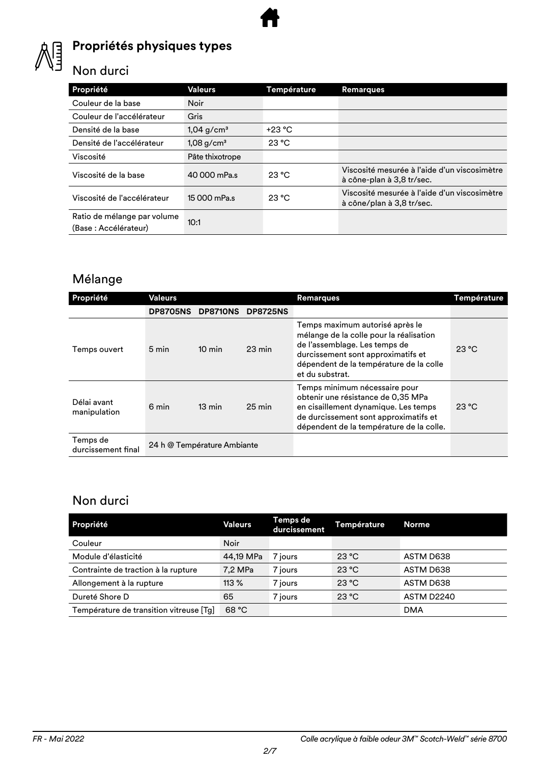## Propriétés physiques types

### Non durci

| Propriété | Valeurs | Température | Remarques |
|---|---|---|---|
| Couleur de la base | Noir | | |
| Couleur de l'accélérateur | Gris | | |
| Densité de la base | 1,04 g/cm³ | +23 °C | |
| Densité de l'accélérateur | 1,08 g/cm³ | 23 °C | |
| Viscosité | Pâte thixotrope | | |
| Viscosité de la base | 40 000 mPa.s | 23 °C | Viscosité mesurée à l'aide d'un viscosimètre à cône-plan à 3,8 tr/sec. |
| Viscosité de l'accélérateur | 15 000 mPa.s | 23 °C | Viscosité mesurée à l'aide d'un viscosimètre à cône/plan à 3,8 tr/sec. |
| Ratio de mélange par volume (Base : Accélérateur) | 10:1 | | |

### Mélange

| Propriété | Valeurs | | | Remarques | Température |
|---|---|---|---|---|---|
| | **DP8705NS** | **DP8710NS** | **DP8725NS** | | |
| Temps ouvert | 5 min | 10 min | 23 min | Temps maximum autorisé après le mélange de la colle pour la réalisation de l'assemblage. Les temps de durcissement sont approximatifs et dépendent de la température de la colle et du substrat. | 23 °C |
| Délai avant manipulation | 6 min | 13 min | 25 min | Temps minimum nécessaire pour obtenir une résistance de 0,35 MPa en cisaillement dynamique. Les temps de durcissement sont approximatifs et dépendent de la température de la colle. | 23 °C |
| Temps de durcissement final | 24 h @ Température Ambiante | | | | |

### Non durci

| Propriété | Valeurs | Temps de durcissement | Température | Norme |
|---|---|---|---|---|
| Couleur | Noir | | | |
| Module d'élasticité | 44,19 MPa | 7 jours | 23 °C | ASTM D638 |
| Contrainte de traction à la rupture | 7,2 MPa | 7 jours | 23 °C | ASTM D638 |
| Allongement à la rupture | 113 % | 7 jours | 23 °C | ASTM D638 |
| Dureté Shore D | 65 | 7 jours | 23 °C | ASTM D2240 |
| Température de transition vitreuse [Tg] | 68 °C | | | DMA |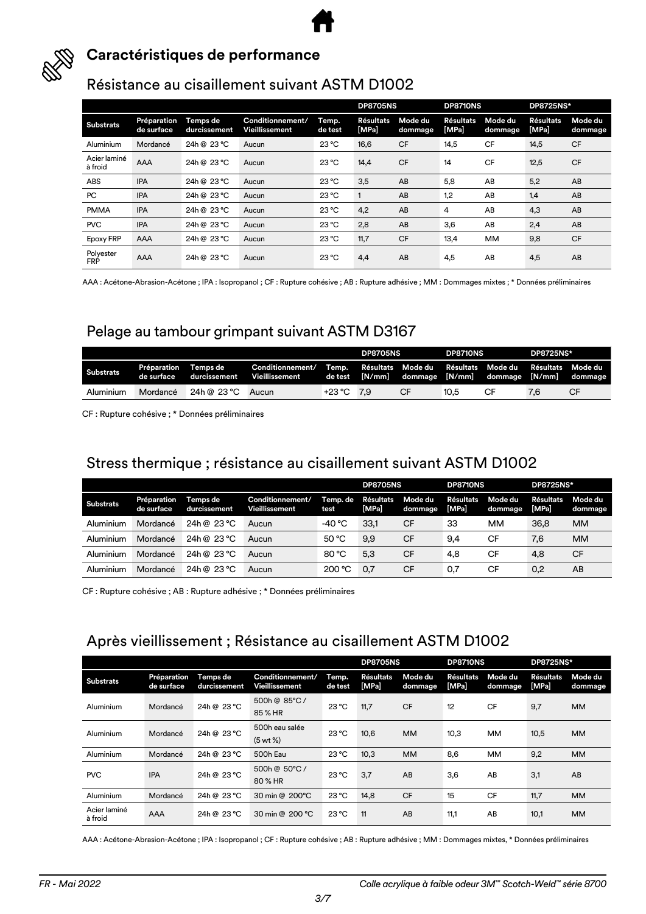## Caractéristiques de performance

### Résistance au cisaillement suivant ASTM D1002

| | | | | | DP8705NS | | DP8710NS | | DP8725NS* | |
|---|---|---|---|---|---|---|---|---|---|---|
| **Substrats** | **Préparation de surface** | **Temps de durcissement** | **Conditionnement/ Vieillissement** | **Temp. de test** | **Résultats [MPa]** | **Mode du dommage** | **Résultats [MPa]** | **Mode du dommage** | **Résultats [MPa]** | **Mode du dommage** |
| Aluminium | Mordancé | 24h @ 23 °C | Aucun | 23 °C | 16,6 | CF | 14,5 | CF | 14,5 | CF |
| Acier laminé à froid | AAA | 24h @ 23 °C | Aucun | 23 °C | 14,4 | CF | 14 | CF | 12,5 | CF |
| ABS | IPA | 24h @ 23 °C | Aucun | 23 °C | 3,5 | AB | 5,8 | AB | 5,2 | AB |
| PC | IPA | 24h @ 23 °C | Aucun | 23 °C | 1 | AB | 1,2 | AB | 1,4 | AB |
| PMMA | IPA | 24h @ 23 °C | Aucun | 23 °C | 4,2 | AB | 4 | AB | 4,3 | AB |
| PVC | IPA | 24h @ 23 °C | Aucun | 23 °C | 2,8 | AB | 3,6 | AB | 2,4 | AB |
| Epoxy FRP | AAA | 24h @ 23 °C | Aucun | 23 °C | 11,7 | CF | 13,4 | MM | 9,8 | CF |
| Polyester FRP | AAA | 24h @ 23 °C | Aucun | 23 °C | 4,4 | AB | 4,5 | AB | 4,5 | AB |

AAA : Acétone-Abrasion-Acétone ; IPA : Isopropanol ; CF : Rupture cohésive ; AB : Rupture adhésive ; MM : Dommages mixtes ; * Données préliminaires

### Pelage au tambour grimpant suivant ASTM D3167

| | | | | | DP8705NS | | DP8710NS | | DP8725NS* | |
|---|---|---|---|---|---|---|---|---|---|---|
| **Substrats** | **Préparation de surface** | **Temps de durcissement** | **Conditionnement/ Vieillissement** | **Temp. de test** | **Résultats [N/mm]** | **Mode du dommage** | **Résultats [N/mm]** | **Mode du dommage** | **Résultats [N/mm]** | **Mode du dommage** |
| Aluminium | Mordancé | 24h @ 23 °C | Aucun | +23 °C | 7,9 | CF | 10,5 | CF | 7,6 | CF |

CF : Rupture cohésive ; * Données préliminaires

### Stress thermique ; résistance au cisaillement suivant ASTM D1002

| | | | | | DP8705NS | | DP8710NS | | DP8725NS* | |
|---|---|---|---|---|---|---|---|---|---|---|
| **Substrats** | **Préparation de surface** | **Temps de durcissement** | **Conditionnement/ Vieillissement** | **Temp. de test** | **Résultats [MPa]** | **Mode du dommage** | **Résultats [MPa]** | **Mode du dommage** | **Résultats [MPa]** | **Mode du dommage** |
| Aluminium | Mordancé | 24h @ 23 °C | Aucun | -40 °C | 33,1 | CF | 33 | MM | 36,8 | MM |
| Aluminium | Mordancé | 24h @ 23 °C | Aucun | 50 °C | 9,9 | CF | 9,4 | CF | 7,6 | MM |
| Aluminium | Mordancé | 24h @ 23 °C | Aucun | 80 °C | 5,3 | CF | 4,8 | CF | 4,8 | CF |
| Aluminium | Mordancé | 24h @ 23 °C | Aucun | 200 °C | 0,7 | CF | 0,7 | CF | 0,2 | AB |

CF : Rupture cohésive ; AB : Rupture adhésive ; * Données préliminaires

### Après vieillissement ; Résistance au cisaillement ASTM D1002

| | | | | | DP8705NS | | DP8710NS | | DP8725NS* | |
|---|---|---|---|---|---|---|---|---|---|---|
| **Substrats** | **Préparation de surface** | **Temps de durcissement** | **Conditionnement/ Vieillissement** | **Temp. de test** | **Résultats [MPa]** | **Mode du dommage** | **Résultats [MPa]** | **Mode du dommage** | **Résultats [MPa]** | **Mode du dommage** |
| Aluminium | Mordancé | 24h @ 23 °C | 500h @ 85°C / 85 % HR | 23 °C | 11,7 | CF | 12 | CF | 9,7 | MM |
| Aluminium | Mordancé | 24h @ 23 °C | 500h eau salée (5 wt %) | 23 °C | 10,6 | MM | 10,3 | MM | 10,5 | MM |
| Aluminium | Mordancé | 24h @ 23 °C | 500h Eau | 23 °C | 10,3 | MM | 8,6 | MM | 9,2 | MM |
| PVC | IPA | 24h @ 23 °C | 500h @ 50°C / 80 % HR | 23 °C | 3,7 | AB | 3,6 | AB | 3,1 | AB |
| Aluminium | Mordancé | 24h @ 23 °C | 30 min @ 200°C | 23 °C | 14,8 | CF | 15 | CF | 11,7 | MM |
| Acier laminé à froid | AAA | 24h @ 23 °C | 30 min @ 200 °C | 23 °C | 11 | AB | 11,1 | AB | 10,1 | MM |

AAA : Acétone-Abrasion-Acétone ; IPA : Isopropanol ; CF : Rupture cohésive ; AB : Rupture adhésive ; MM : Dommages mixtes, * Données préliminaires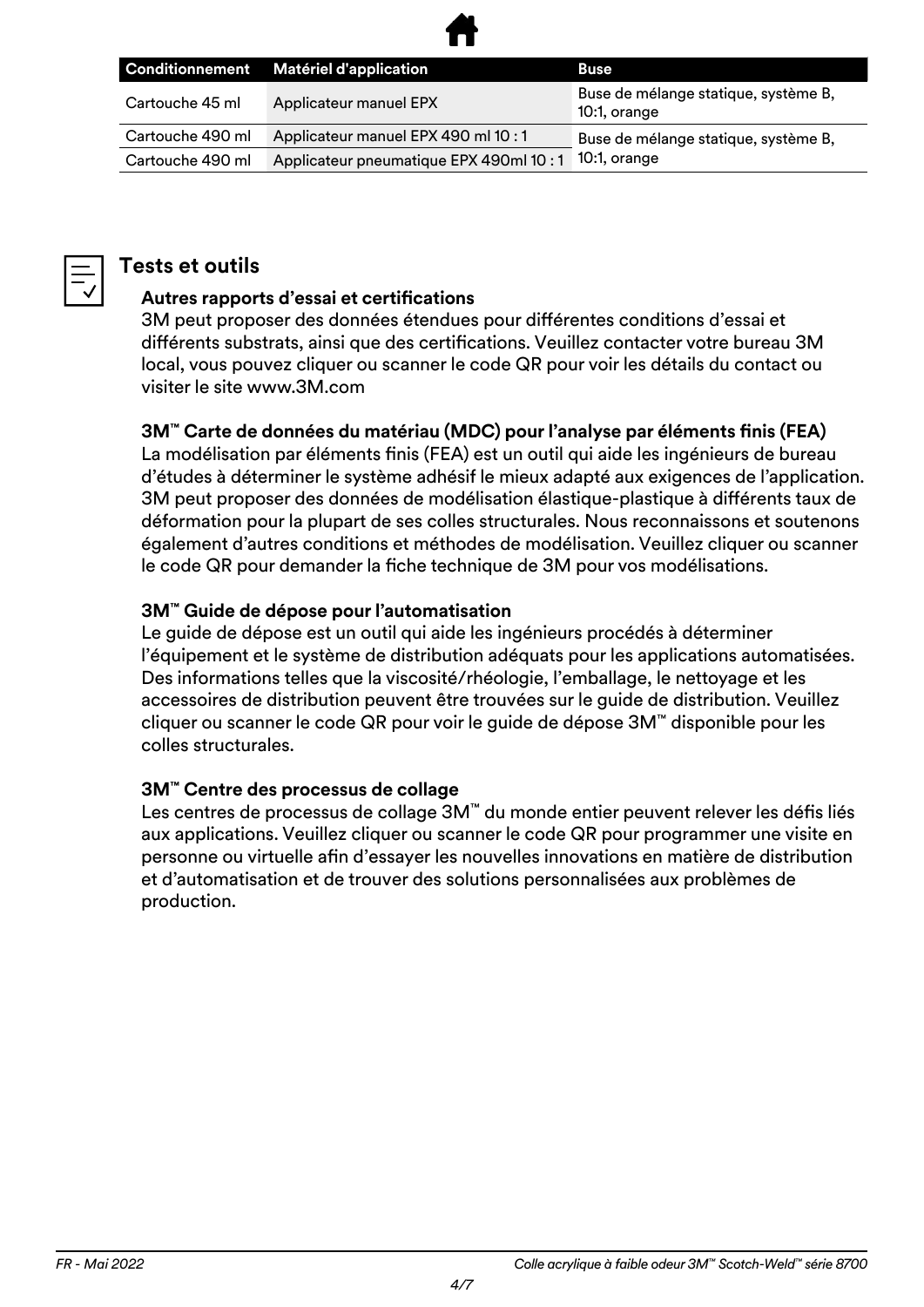| Conditionnement | Matériel d'application | Buse |
|---|---|---|
| Cartouche 45 ml | Applicateur manuel EPX | Buse de mélange statique, système B, 10:1, orange |
| Cartouche 490 ml | Applicateur manuel EPX 490 ml 10 : 1 | Buse de mélange statique, système B, 10:1, orange |
| Cartouche 490 ml | Applicateur pneumatique EPX 490ml 10 : 1 | |

## Tests et outils

### Autres rapports d'essai et certifications

3M peut proposer des données étendues pour différentes conditions d'essai et différents substrats, ainsi que des certifications. Veuillez contacter votre bureau 3M local, vous pouvez cliquer ou scanner le code QR pour voir les détails du contact ou visiter le site www.3M.com

### 3M™ Carte de données du matériau (MDC) pour l'analyse par éléments finis (FEA)

La modélisation par éléments finis (FEA) est un outil qui aide les ingénieurs de bureau d'études à déterminer le système adhésif le mieux adapté aux exigences de l'application. 3M peut proposer des données de modélisation élastique-plastique à différents taux de déformation pour la plupart de ses colles structurales. Nous reconnaissons et soutenons également d'autres conditions et méthodes de modélisation. Veuillez cliquer ou scanner le code QR pour demander la fiche technique de 3M pour vos modélisations.

### 3M™ Guide de dépose pour l'automatisation

Le guide de dépose est un outil qui aide les ingénieurs procédés à déterminer l'équipement et le système de distribution adéquats pour les applications automatisées. Des informations telles que la viscosité/rhéologie, l'emballage, le nettoyage et les accessoires de distribution peuvent être trouvées sur le guide de distribution. Veuillez cliquer ou scanner le code QR pour voir le guide de dépose 3M™ disponible pour les colles structurales.

### 3M™ Centre des processus de collage

Les centres de processus de collage 3M™ du monde entier peuvent relever les défis liés aux applications. Veuillez cliquer ou scanner le code QR pour programmer une visite en personne ou virtuelle afin d'essayer les nouvelles innovations en matière de distribution et d'automatisation et de trouver des solutions personnalisées aux problèmes de production.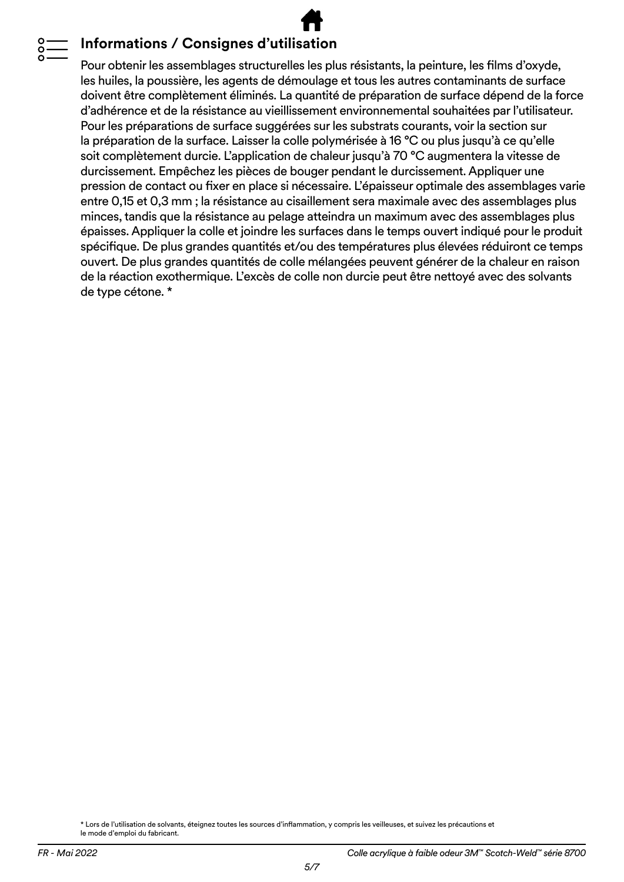## Informations / Consignes d'utilisation

Pour obtenir les assemblages structurelles les plus résistants, la peinture, les films d'oxyde, les huiles, la poussière, les agents de démoulage et tous les autres contaminants de surface doivent être complètement éliminés. La quantité de préparation de surface dépend de la force d'adhérence et de la résistance au vieillissement environnemental souhaitées par l'utilisateur. Pour les préparations de surface suggérées sur les substrats courants, voir la section sur la préparation de la surface. Laisser la colle polymérisée à 16 °C ou plus jusqu'à ce qu'elle soit complètement durcie. L'application de chaleur jusqu'à 70 °C augmentera la vitesse de durcissement. Empêchez les pièces de bouger pendant le durcissement. Appliquer une pression de contact ou fixer en place si nécessaire. L'épaisseur optimale des assemblages varie entre 0,15 et 0,3 mm ; la résistance au cisaillement sera maximale avec des assemblages plus minces, tandis que la résistance au pelage atteindra un maximum avec des assemblages plus épaisses. Appliquer la colle et joindre les surfaces dans le temps ouvert indiqué pour le produit spécifique. De plus grandes quantités et/ou des températures plus élevées réduiront ce temps ouvert. De plus grandes quantités de colle mélangées peuvent générer de la chaleur en raison de la réaction exothermique. L'excès de colle non durcie peut être nettoyé avec des solvants de type cétone. *

* Lors de l'utilisation de solvants, éteignez toutes les sources d'inflammation, y compris les veilleuses, et suivez les précautions et le mode d'emploi du fabricant.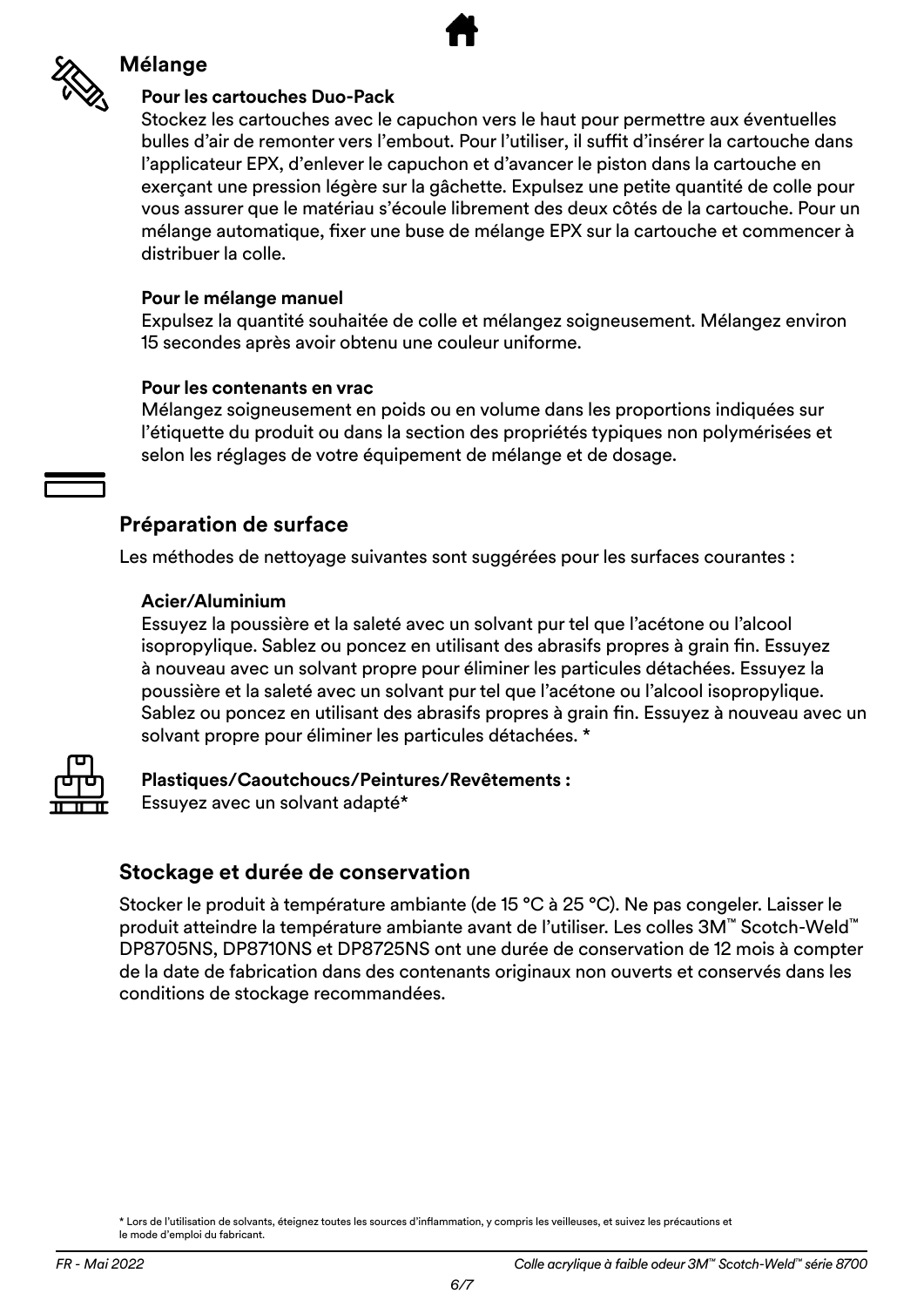## Mélange

### Pour les cartouches Duo-Pack

Stockez les cartouches avec le capuchon vers le haut pour permettre aux éventuelles bulles d'air de remonter vers l'embout. Pour l'utiliser, il suffit d'insérer la cartouche dans l'applicateur EPX, d'enlever le capuchon et d'avancer le piston dans la cartouche en exerçant une pression légère sur la gâchette. Expulsez une petite quantité de colle pour vous assurer que le matériau s'écoule librement des deux côtés de la cartouche. Pour un mélange automatique, fixer une buse de mélange EPX sur la cartouche et commencer à distribuer la colle.

### Pour le mélange manuel

Expulsez la quantité souhaitée de colle et mélangez soigneusement. Mélangez environ 15 secondes après avoir obtenu une couleur uniforme.

### Pour les contenants en vrac

Mélangez soigneusement en poids ou en volume dans les proportions indiquées sur l'étiquette du produit ou dans la section des propriétés typiques non polymérisées et selon les réglages de votre équipement de mélange et de dosage.

## Préparation de surface

Les méthodes de nettoyage suivantes sont suggérées pour les surfaces courantes :

### Acier/Aluminium

Essuyez la poussière et la saleté avec un solvant pur tel que l'acétone ou l'alcool isopropylique. Sablez ou poncez en utilisant des abrasifs propres à grain fin. Essuyez à nouveau avec un solvant propre pour éliminer les particules détachées. Essuyez la poussière et la saleté avec un solvant pur tel que l'acétone ou l'alcool isopropylique. Sablez ou poncez en utilisant des abrasifs propres à grain fin. Essuyez à nouveau avec un solvant propre pour éliminer les particules détachées. *

### Plastiques/Caoutchoucs/Peintures/Revêtements :

Essuyez avec un solvant adapté*

## Stockage et durée de conservation

Stocker le produit à température ambiante (de 15 °C à 25 °C). Ne pas congeler. Laisser le produit atteindre la température ambiante avant de l'utiliser. Les colles 3M™ Scotch-Weld™ DP8705NS, DP8710NS et DP8725NS ont une durée de conservation de 12 mois à compter de la date de fabrication dans des contenants originaux non ouverts et conservés dans les conditions de stockage recommandées.

* Lors de l'utilisation de solvants, éteignez toutes les sources d'inflammation, y compris les veilleuses, et suivez les précautions et le mode d'emploi du fabricant.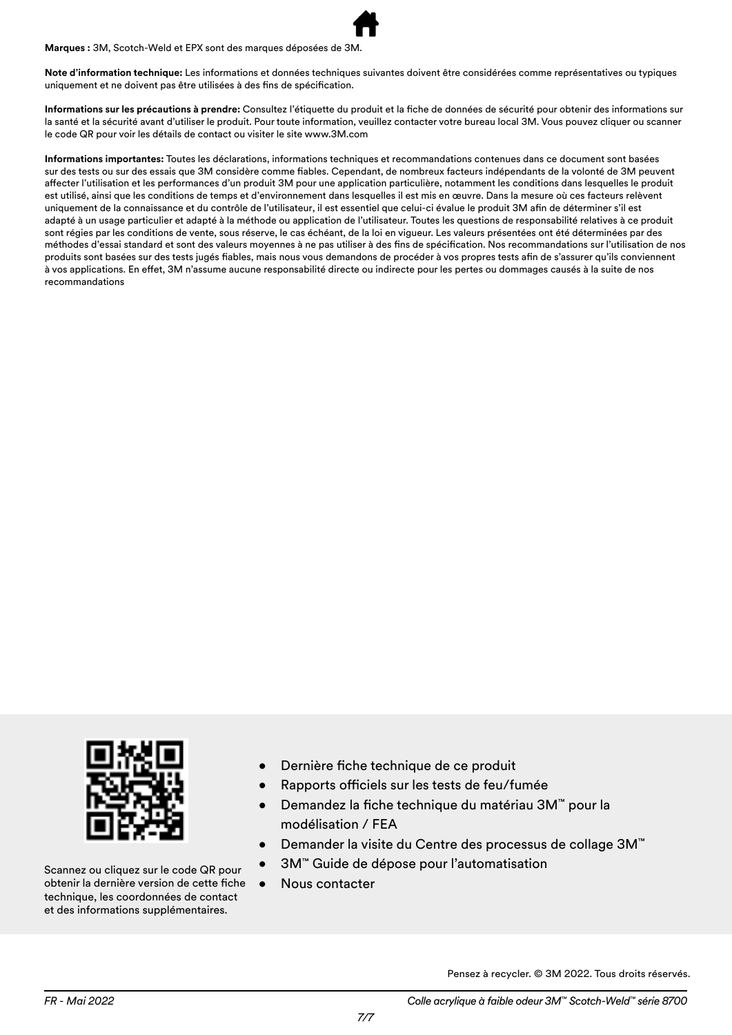**Marques :** 3M, Scotch-Weld et EPX sont des marques déposées de 3M.

**Note d'information technique:** Les informations et données techniques suivantes doivent être considérées comme représentatives ou typiques uniquement et ne doivent pas être utilisées à des fins de spécification.

**Informations sur les précautions à prendre:** Consultez l'étiquette du produit et la fiche de données de sécurité pour obtenir des informations sur la santé et la sécurité avant d'utiliser le produit. Pour toute information, veuillez contacter votre bureau local 3M. Vous pouvez cliquer ou scanner le code QR pour voir les détails de contact ou visiter le site www.3M.com

**Informations importantes:** Toutes les déclarations, informations techniques et recommandations contenues dans ce document sont basées sur des tests ou sur des essais que 3M considère comme fiables. Cependant, de nombreux facteurs indépendants de la volonté de 3M peuvent affecter l'utilisation et les performances d'un produit 3M pour une application particulière, notamment les conditions dans lesquelles le produit est utilisé, ainsi que les conditions de temps et d'environnement dans lesquelles il est mis en œuvre. Dans la mesure où ces facteurs relèvent uniquement de la connaissance et du contrôle de l'utilisateur, il est essentiel que celui-ci évalue le produit 3M afin de déterminer s'il est adapté à un usage particulier et adapté à la méthode ou application de l'utilisateur. Toutes les questions de responsabilité relatives à ce produit sont régies par les conditions de vente, sous réserve, le cas échéant, de la loi en vigueur. Les valeurs présentées ont été déterminées par des méthodes d'essai standard et sont des valeurs moyennes à ne pas utiliser à des fins de spécification. Nos recommandations sur l'utilisation de nos produits sont basées sur des tests jugés fiables, mais nous vous demandons de procéder à vos propres tests afin de s'assurer qu'ils conviennent à vos applications. En effet, 3M n'assume aucune responsabilité directe ou indirecte pour les pertes ou dommages causés à la suite de nos recommandations

Scannez ou cliquez sur le code QR pour obtenir la dernière version de cette fiche technique, les coordonnées de contact et des informations supplémentaires.

- Dernière fiche technique de ce produit
- Rapports officiels sur les tests de feu/fumée
- Demandez la fiche technique du matériau 3M™ pour la modélisation / FEA
- Demander la visite du Centre des processus de collage 3M™
- 3M™ Guide de dépose pour l'automatisation
- Nous contacter

Pensez à recycler. © 3M 2022. Tous droits réservés.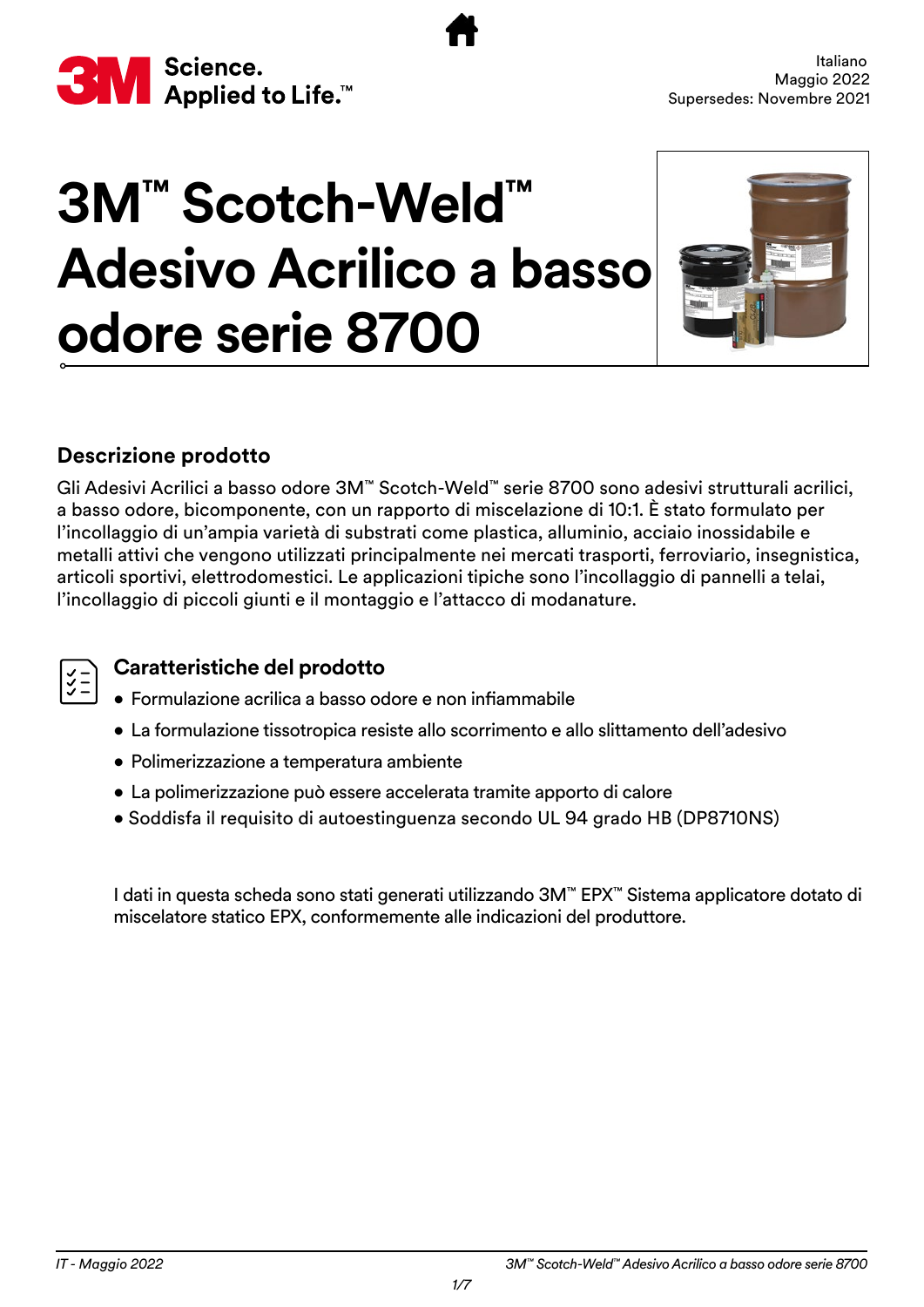Italiano
Maggio 2022
Supersedes: Novembre 2021

# 3M™ Scotch-Weld™ Adesivo Acrilico a basso odore serie 8700

## Descrizione prodotto

Gli Adesivi Acrilici a basso odore 3M™ Scotch-Weld™ serie 8700 sono adesivi strutturali acrilici, a basso odore, bicomponente, con un rapporto di miscelazione di 10:1. È stato formulato per l'incollaggio di un'ampia varietà di substrati come plastica, alluminio, acciaio inossidabile e metalli attivi che vengono utilizzati principalmente nei mercati trasporti, ferroviario, insegnistica, articoli sportivi, elettrodomestici. Le applicazioni tipiche sono l'incollaggio di pannelli a telai, l'incollaggio di piccoli giunti e il montaggio e l'attacco di modanature.

## Caratteristiche del prodotto

- Formulazione acrilica a basso odore e non infiammabile
- La formulazione tissotropica resiste allo scorrimento e allo slittamento dell'adesivo
- Polimerizzazione a temperatura ambiente
- La polimerizzazione può essere accelerata tramite apporto di calore
- Soddisfa il requisito di autoestinguenza secondo UL 94 grado HB (DP8710NS)

I dati in questa scheda sono stati generati utilizzando 3M™ EPX™ Sistema applicatore dotato di miscelatore statico EPX, conformemente alle indicazioni del produttore.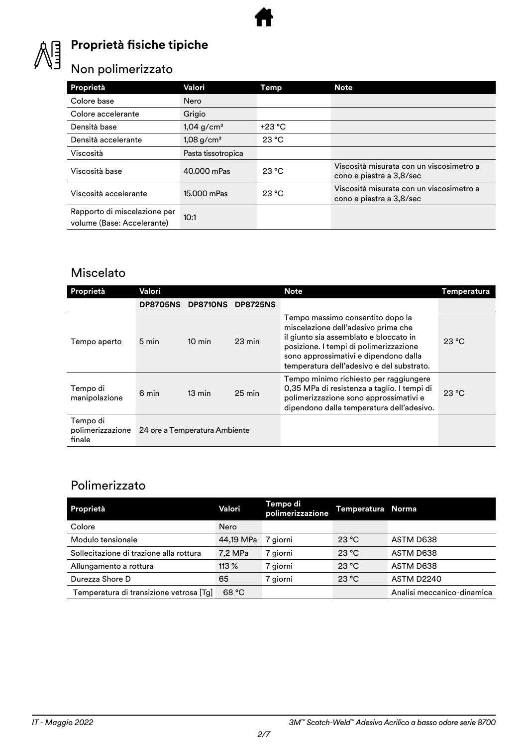## Proprietà fisiche tipiche

### Non polimerizzato

| Proprietà | Valori | Temp | Note |
|---|---|---|---|
| Colore base | Nero | | |
| Colore accelerante | Grigio | | |
| Densità base | 1,04 g/cm³ | +23 °C | |
| Densità accelerante | 1,08 g/cm³ | 23 °C | |
| Viscosità | Pasta tissotropica | | |
| Viscosità base | 40.000 mPas | 23 °C | Viscosità misurata con un viscosimetro a cono e piastra a 3,8/sec |
| Viscosità accelerante | 15.000 mPas | 23 °C | Viscosità misurata con un viscosimetro a cono e piastra a 3,8/sec |
| Rapporto di miscelazione per volume (Base: Accelerante) | 10:1 | | |

### Miscelato

| Proprietà | Valori | | | Note | Temperatura |
|---|---|---|---|---|---|
| | DP8705NS | DP8710NS | DP8725NS | | |
| Tempo aperto | 5 min | 10 min | 23 min | Tempo massimo consentito dopo la miscelazione dell'adesivo prima che il giunto sia assemblato e bloccato in posizione. I tempi di polimerizzazione sono approssimativi e dipendono dalla temperatura dell'adesivo e del substrato. | 23 °C |
| Tempo di manipolazione | 6 min | 13 min | 25 min | Tempo minimo richiesto per raggiungere 0,35 MPa di resistenza a taglio. I tempi di polimerizzazione sono approssimativi e dipendono dalla temperatura dell'adesivo. | 23 °C |
| Tempo di polimerizzazione finale | 24 ore a Temperatura Ambiente | | | | |

### Polimerizzato

| Proprietà | Valori | Tempo di polimerizzazione | Temperatura | Norma |
|---|---|---|---|---|
| Colore | Nero | | | |
| Modulo tensionale | 44,19 MPa | 7 giorni | 23 °C | ASTM D638 |
| Sollecitazione di trazione alla rottura | 7,2 MPa | 7 giorni | 23 °C | ASTM D638 |
| Allungamento a rottura | 113 % | 7 giorni | 23 °C | ASTM D638 |
| Durezza Shore D | 65 | 7 giorni | 23 °C | ASTM D2240 |
| Temperatura di transizione vetrosa [Tg] | 68 °C | | | Analisi meccanico-dinamica |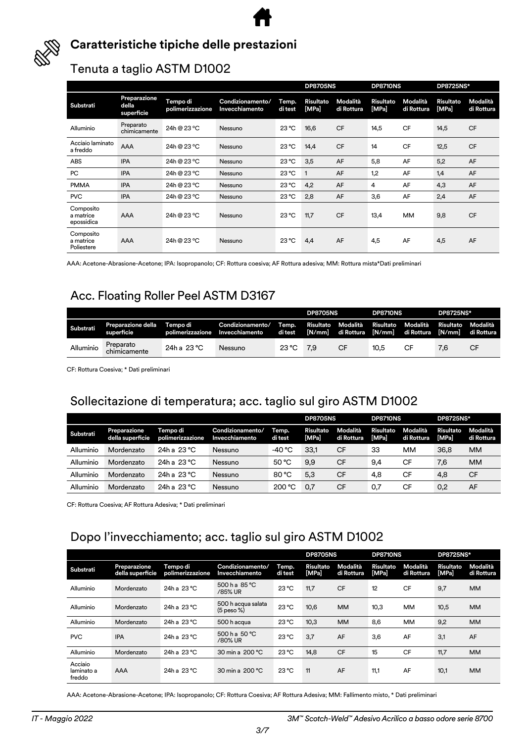## Caratteristiche tipiche delle prestazioni

### Tenuta a taglio ASTM D1002

| | | | | | DP8705NS | | DP8710NS | | DP8725NS* | |
|---|---|---|---|---|---|---|---|---|---|---|
| Substrati | Preparazione della superficie | Tempo di polimerizzazione | Condizionamento/ Invecchiamento | Temp. di test | Risultato [MPa] | Modalità di Rottura | Risultato [MPa] | Modalità di Rottura | Risultato [MPa] | Modalità di Rottura |
| Alluminio | Preparato chimicamente | 24h @ 23 °C | Nessuno | 23 °C | 16,6 | CF | 14,5 | CF | 14,5 | CF |
| Acciaio laminato a freddo | AAA | 24h @ 23 °C | Nessuno | 23 °C | 14,4 | CF | 14 | CF | 12,5 | CF |
| ABS | IPA | 24h @ 23 °C | Nessuno | 23 °C | 3,5 | AF | 5,8 | AF | 5,2 | AF |
| PC | IPA | 24h @ 23 °C | Nessuno | 23 °C | 1 | AF | 1,2 | AF | 1,4 | AF |
| PMMA | IPA | 24h @ 23 °C | Nessuno | 23 °C | 4,2 | AF | 4 | AF | 4,3 | AF |
| PVC | IPA | 24h @ 23 °C | Nessuno | 23 °C | 2,8 | AF | 3,6 | AF | 2,4 | AF |
| Composito a matrice epossidica | AAA | 24h @ 23 °C | Nessuno | 23 °C | 11,7 | CF | 13,4 | MM | 9,8 | CF |
| Composito a matrice Poliestere | AAA | 24h @ 23 °C | Nessuno | 23 °C | 4,4 | AF | 4,5 | AF | 4,5 | AF |

AAA: Acetone-Abrasione-Acetone; IPA: Isopropanolo; CF: Rottura coesiva; AF Rottura adesiva; MM: Rottura mista*Dati preliminari

### Acc. Floating Roller Peel ASTM D3167

| | | | | | DP8705NS | | DP8710NS | | DP8725NS* | |
|---|---|---|---|---|---|---|---|---|---|---|
| Substrati | Preparazione della superficie | Tempo di polimerizzazione | Condizionamento/ Invecchiamento | Temp. di test | Risultato [N/mm] | Modalità di Rottura | Risultato [N/mm] | Modalità di Rottura | Risultato [N/mm] | Modalità di Rottura |
| Alluminio | Preparato chimicamente | 24h a 23 °C | Nessuno | 23 °C | 7,9 | CF | 10,5 | CF | 7,6 | CF |

CF: Rottura Coesiva; * Dati preliminari

### Sollecitazione di temperatura; acc. taglio sul giro ASTM D1002

| | | | | | DP8705NS | | DP8710NS | | DP8725NS* | |
|---|---|---|---|---|---|---|---|---|---|---|
| Substrati | Preparazione della superficie | Tempo di polimerizzazione | Condizionamento/ Invecchiamento | Temp. di test | Risultato [MPa] | Modalità di Rottura | Risultato [MPa] | Modalità di Rottura | Risultato [MPa] | Modalità di Rottura |
| Alluminio | Mordenzato | 24h a 23 °C | Nessuno | -40 °C | 33,1 | CF | 33 | MM | 36,8 | MM |
| Alluminio | Mordenzato | 24h a 23 °C | Nessuno | 50 °C | 9,9 | CF | 9,4 | CF | 7,6 | MM |
| Alluminio | Mordenzato | 24h a 23 °C | Nessuno | 80 °C | 5,3 | CF | 4,8 | CF | 4,8 | CF |
| Alluminio | Mordenzato | 24h a 23 °C | Nessuno | 200 °C | 0,7 | CF | 0,7 | CF | 0,2 | AF |

CF: Rottura Coesiva; AF Rottura Adesiva; * Dati preliminari

### Dopo l'invecchiamento; acc. taglio sul giro ASTM D1002

| | | | | | DP8705NS | | DP8710NS | | DP8725NS* | |
|---|---|---|---|---|---|---|---|---|---|---|
| Substrati | Preparazione della superficie | Tempo di polimerizzazione | Condizionamento/ Invecchiamento | Temp. di test | Risultato [MPa] | Modalità di Rottura | Risultato [MPa] | Modalità di Rottura | Risultato [MPa] | Modalità di Rottura |
| Alluminio | Mordenzato | 24h a 23 °C | 500 h a 85 °C /85% UR | 23 °C | 11,7 | CF | 12 | CF | 9,7 | MM |
| Alluminio | Mordenzato | 24h a 23 °C | 500 h acqua salata (5 peso %) | 23 °C | 10,6 | MM | 10,3 | MM | 10,5 | MM |
| Alluminio | Mordenzato | 24h a 23 °C | 500 h acqua | 23 °C | 10,3 | MM | 8,6 | MM | 9,2 | MM |
| PVC | IPA | 24h a 23 °C | 500 h a 50 °C /80% UR | 23 °C | 3,7 | AF | 3,6 | AF | 3,1 | AF |
| Alluminio | Mordenzato | 24h a 23 °C | 30 min a 200 °C | 23 °C | 14,8 | CF | 15 | CF | 11,7 | MM |
| Acciaio laminato a freddo | AAA | 24h a 23 °C | 30 min a 200 °C | 23 °C | 11 | AF | 11,1 | AF | 10,1 | MM |

AAA: Acetone-Abrasione-Acetone; IPA: Isopropanolo; CF: Rottura Coesiva; AF Rottura Adesiva; MM: Fallimento misto, * Dati preliminari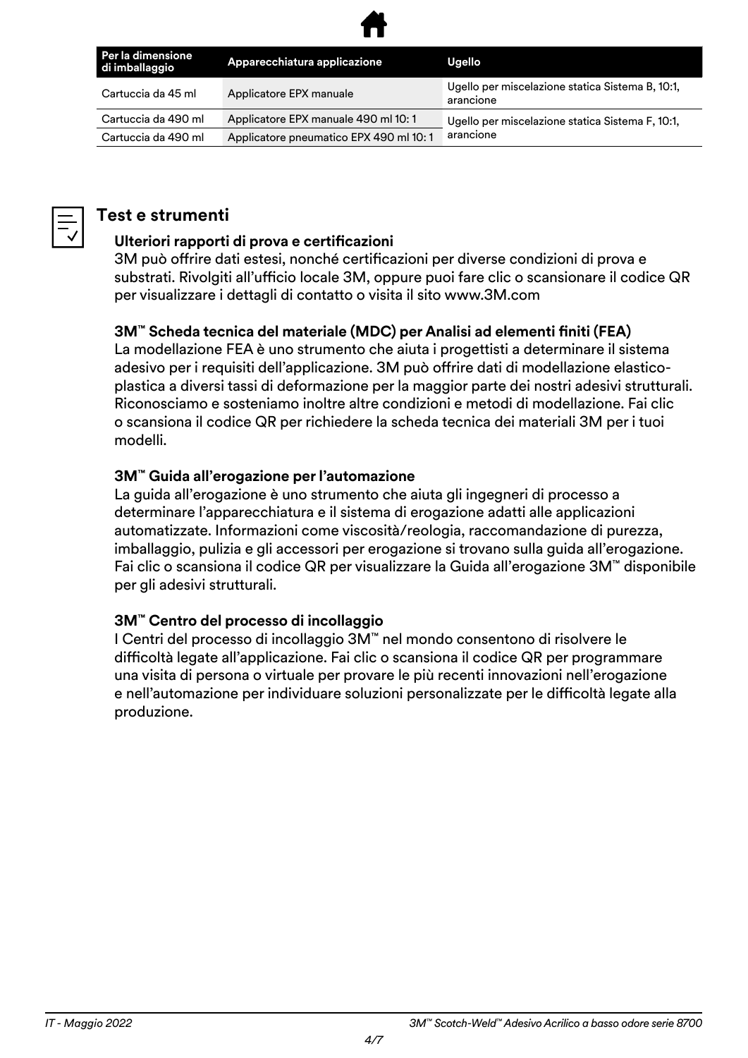| Per la dimensione di imballaggio | Apparecchiatura applicazione | Ugello |
|---|---|---|
| Cartuccia da 45 ml | Applicatore EPX manuale | Ugello per miscelazione statica Sistema B, 10:1, arancione |
| Cartuccia da 490 ml | Applicatore EPX manuale 490 ml 10: 1 | Ugello per miscelazione statica Sistema F, 10:1, arancione |
| Cartuccia da 490 ml | Applicatore pneumatico EPX 490 ml 10: 1 | |

## Test e strumenti

**Ulteriori rapporti di prova e certificazioni**
3M può offrire dati estesi, nonché certificazioni per diverse condizioni di prova e substrati. Rivolgiti all'ufficio locale 3M, oppure puoi fare clic o scansionare il codice QR per visualizzare i dettagli di contatto o visita il sito www.3M.com

**3M™ Scheda tecnica del materiale (MDC) per Analisi ad elementi finiti (FEA)**
La modellazione FEA è uno strumento che aiuta i progettisti a determinare il sistema adesivo per i requisiti dell'applicazione. 3M può offrire dati di modellazione elastico-plastica a diversi tassi di deformazione per la maggior parte dei nostri adesivi strutturali. Riconosciamo e sosteniamo inoltre altre condizioni e metodi di modellazione. Fai clic o scansiona il codice QR per richiedere la scheda tecnica dei materiali 3M per i tuoi modelli.

**3M™ Guida all'erogazione per l'automazione**
La guida all'erogazione è uno strumento che aiuta gli ingegneri di processo a determinare l'apparecchiatura e il sistema di erogazione adatti alle applicazioni automatizzate. Informazioni come viscosità/reologia, raccomandazione di purezza, imballaggio, pulizia e gli accessori per erogazione si trovano sulla guida all'erogazione. Fai clic o scansiona il codice QR per visualizzare la Guida all'erogazione 3M™ disponibile per gli adesivi strutturali.

**3M™ Centro del processo di incollaggio**
I Centri del processo di incollaggio 3M™ nel mondo consentono di risolvere le difficoltà legate all'applicazione. Fai clic o scansiona il codice QR per programmare una visita di persona o virtuale per provare le più recenti innovazioni nell'erogazione e nell'automazione per individuare soluzioni personalizzate per le difficoltà legate alla produzione.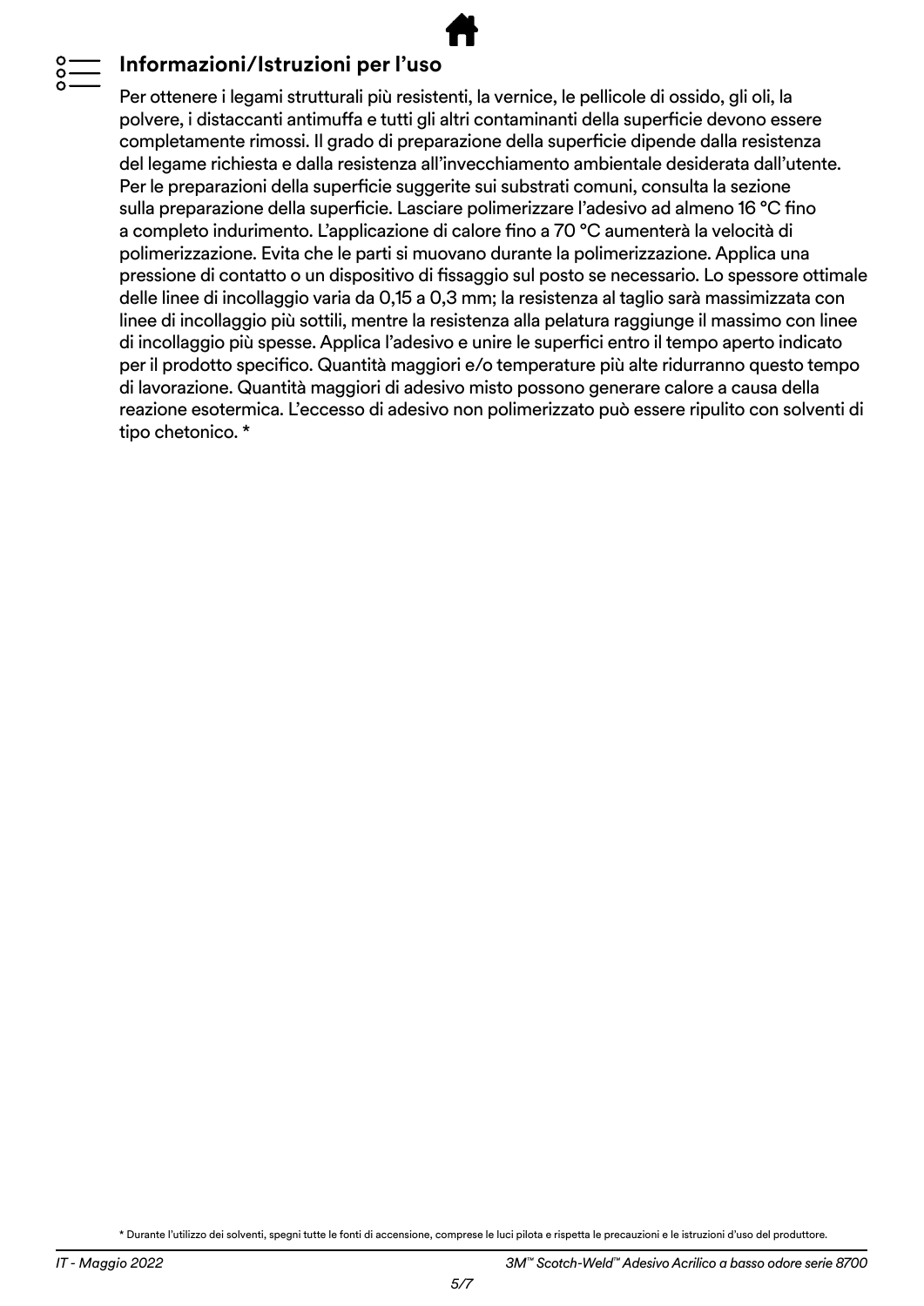## Informazioni/Istruzioni per l'uso

Per ottenere i legami strutturali più resistenti, la vernice, le pellicole di ossido, gli oli, la polvere, i distaccanti antimuffa e tutti gli altri contaminanti della superficie devono essere completamente rimossi. Il grado di preparazione della superficie dipende dalla resistenza del legame richiesta e dalla resistenza all'invecchiamento ambientale desiderata dall'utente. Per le preparazioni della superficie suggerite sui substrati comuni, consulta la sezione sulla preparazione della superficie. Lasciare polimerizzare l'adesivo ad almeno 16 °C fino a completo indurimento. L'applicazione di calore fino a 70 °C aumenterà la velocità di polimerizzazione. Evita che le parti si muovano durante la polimerizzazione. Applica una pressione di contatto o un dispositivo di fissaggio sul posto se necessario. Lo spessore ottimale delle linee di incollaggio varia da 0,15 a 0,3 mm; la resistenza al taglio sarà massimizzata con linee di incollaggio più sottili, mentre la resistenza alla pelatura raggiunge il massimo con linee di incollaggio più spesse. Applica l'adesivo e unire le superfici entro il tempo aperto indicato per il prodotto specifico. Quantità maggiori e/o temperature più alte ridurranno questo tempo di lavorazione. Quantità maggiori di adesivo misto possono generare calore a causa della reazione esotermica. L'eccesso di adesivo non polimerizzato può essere ripulito con solventi di tipo chetonico. *

* Durante l'utilizzo dei solventi, spegni tutte le fonti di accensione, comprese le luci pilota e rispetta le precauzioni e le istruzioni d'uso del produttore.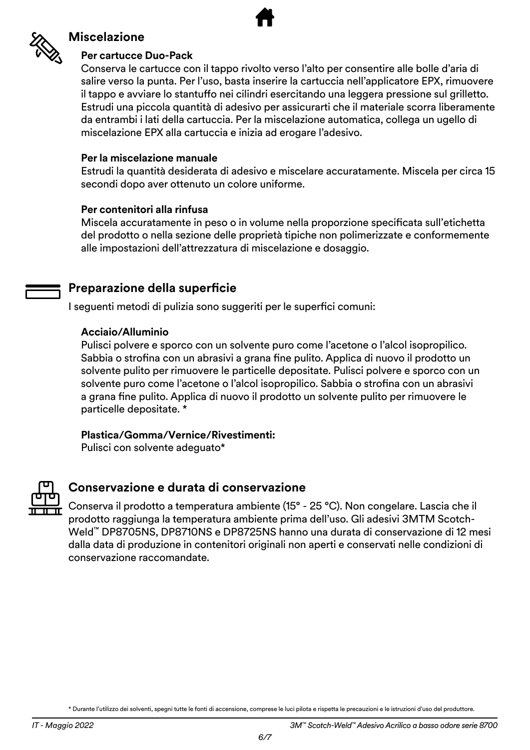## Miscelazione

**Per cartucce Duo-Pack**

Conserva le cartucce con il tappo rivolto verso l'alto per consentire alle bolle d'aria di salire verso la punta. Per l'uso, basta inserire la cartuccia nell'applicatore EPX, rimuovere il tappo e avviare lo stantuffo nei cilindri esercitando una leggera pressione sul grilletto. Estrudi una piccola quantità di adesivo per assicurarti che il materiale scorra liberamente da entrambi i lati della cartuccia. Per la miscelazione automatica, collega un ugello di miscelazione EPX alla cartuccia e inizia ad erogare l'adesivo.

**Per la miscelazione manuale**

Estrudi la quantità desiderata di adesivo e miscelare accuratamente. Miscela per circa 15 secondi dopo aver ottenuto un colore uniforme.

**Per contenitori alla rinfusa**

Miscela accuratamente in peso o in volume nella proporzione specificata sull'etichetta del prodotto o nella sezione delle proprietà tipiche non polimerizzate e conformemente alle impostazioni dell'attrezzatura di miscelazione e dosaggio.

## Preparazione della superficie

I seguenti metodi di pulizia sono suggeriti per le superfici comuni:

**Acciaio/Alluminio**

Pulisci polvere e sporco con un solvente puro come l'acetone o l'alcol isopropilico. Sabbia o strofina con un abrasivi a grana fine pulito. Applica di nuovo il prodotto un solvente pulito per rimuovere le particelle depositate. Pulisci polvere e sporco con un solvente puro come l'acetone o l'alcol isopropilico. Sabbia o strofina con un abrasivi a grana fine pulito. Applica di nuovo il prodotto un solvente pulito per rimuovere le particelle depositate. *

**Plastica/Gomma/Vernice/Rivestimenti:**

Pulisci con solvente adeguato*

## Conservazione e durata di conservazione

Conserva il prodotto a temperatura ambiente (15° - 25 °C). Non congelare. Lascia che il prodotto raggiunga la temperatura ambiente prima dell'uso. Gli adesivi 3MTM Scotch-Weld™ DP8705NS, DP8710NS e DP8725NS hanno una durata di conservazione di 12 mesi dalla data di produzione in contenitori originali non aperti e conservati nelle condizioni di conservazione raccomandate.

* Durante l'utilizzo dei solventi, spegni tutte le fonti di accensione, comprese le luci pilota e rispetta le precauzioni e le istruzioni d'uso del produttore.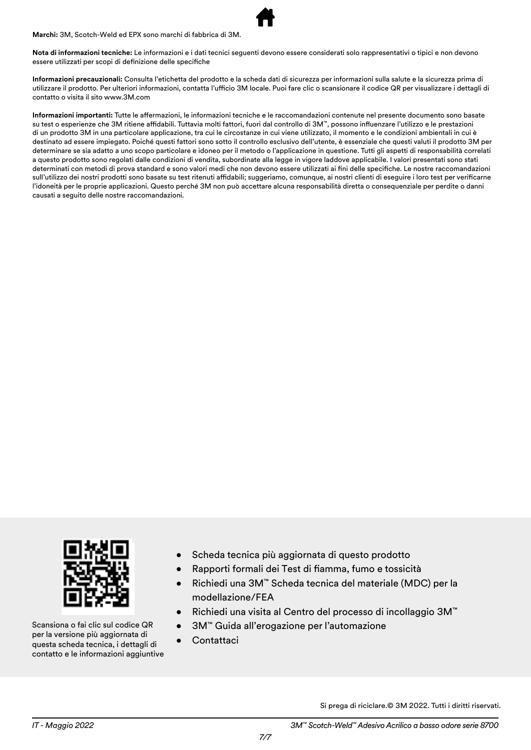**Marchi:** 3M, Scotch-Weld ed EPX sono marchi di fabbrica di 3M.

**Nota di informazioni tecniche:** Le informazioni e i dati tecnici seguenti devono essere considerati solo rappresentativi o tipici e non devono essere utilizzati per scopi di definizione delle specifiche

**Informazioni precauzionali:** Consulta l'etichetta del prodotto e la scheda dati di sicurezza per informazioni sulla salute e la sicurezza prima di utilizzare il prodotto. Per ulteriori informazioni, contatta l'ufficio 3M locale. Puoi fare clic o scansionare il codice QR per visualizzare i dettagli di contatto o visita il sito www.3M.com

**Informazioni importanti:** Tutte le affermazioni, le informazioni tecniche e le raccomandazioni contenute nel presente documento sono basate su test o esperienze che 3M ritiene affidabili. Tuttavia molti fattori, fuori dal controllo di 3M™, possono influenzare l'utilizzo e le prestazioni di un prodotto 3M in una particolare applicazione, tra cui le circostanze in cui viene utilizzato, il momento e le condizioni ambientali in cui è destinato ad essere impiegato. Poiché questi fattori sono sotto il controllo esclusivo dell'utente, è essenziale che questi valuti il prodotto 3M per determinare se sia adatto a uno scopo particolare e idoneo per il metodo o l'applicazione in questione. Tutti gli aspetti di responsabilità correlati a questo prodotto sono regolati dalle condizioni di vendita, subordinate alla legge in vigore laddove applicabile. I valori presentati sono stati determinati con metodi di prova standard e sono valori medi che non devono essere utilizzati ai fini delle specifiche. Le nostre raccomandazioni sull'utilizzo dei nostri prodotti sono basate su test ritenuti affidabili; suggeriamo, comunque, ai nostri clienti di eseguire i loro test per verificarne l'idoneità per le proprie applicazioni. Questo perché 3M non può accettare alcuna responsabilità diretta o consequenziale per perdite o danni causati a seguito delle nostre raccomandazioni.

Scansiona o fai clic sul codice QR per la versione più aggiornata di questa scheda tecnica, i dettagli di contatto e le informazioni aggiuntive

- Scheda tecnica più aggiornata di questo prodotto
- Rapporti formali dei Test di fiamma, fumo e tossicità
- Richiedi una 3M™ Scheda tecnica del materiale (MDC) per la modellazione/FEA
- Richiedi una visita al Centro del processo di incollaggio 3M™
- 3M™ Guida all'erogazione per l'automazione
- Contattaci

Si prega di riciclare.© 3M 2022. Tutti i diritti riservati.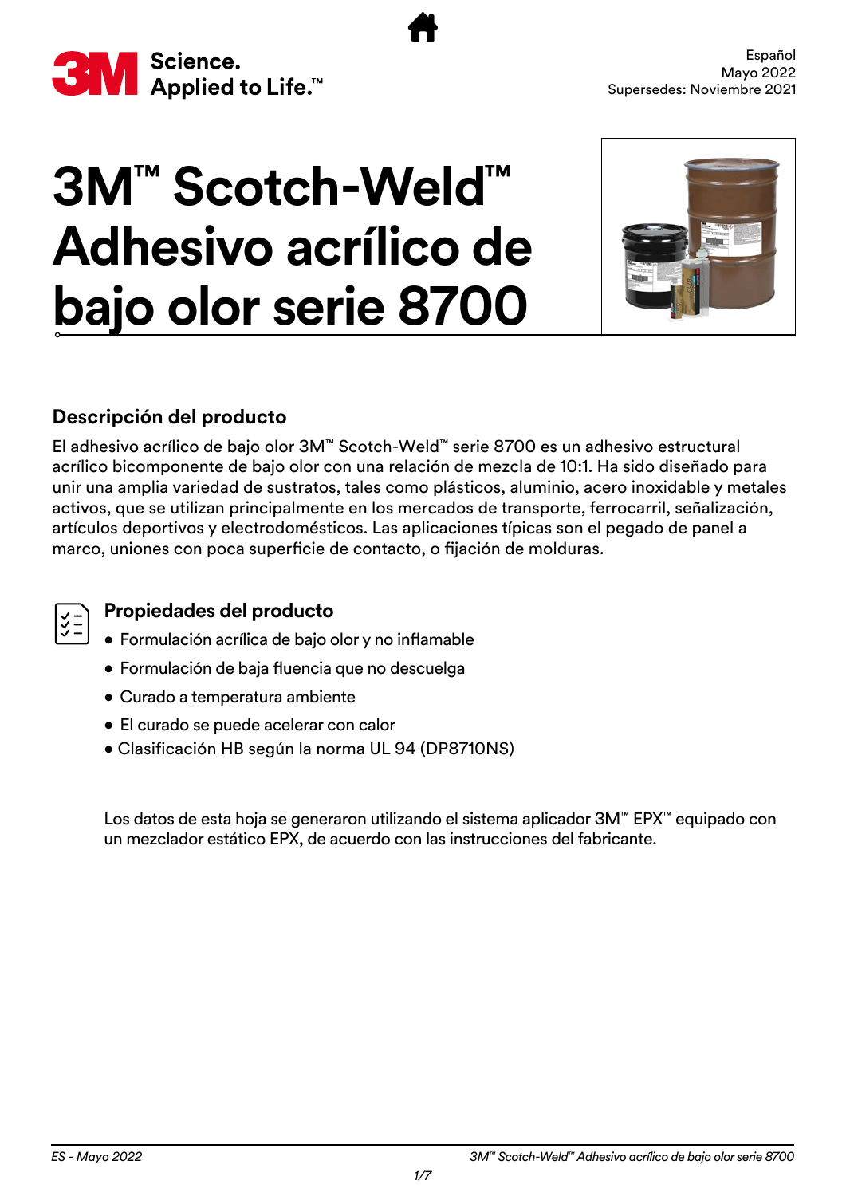Español
Mayo 2022
Supersedes: Noviembre 2021

# 3M™ Scotch-Weld™ Adhesivo acrílico de bajo olor serie 8700

## Descripción del producto

El adhesivo acrílico de bajo olor 3M™ Scotch-Weld™ serie 8700 es un adhesivo estructural acrílico bicomponente de bajo olor con una relación de mezcla de 10:1. Ha sido diseñado para unir una amplia variedad de sustratos, tales como plásticos, aluminio, acero inoxidable y metales activos, que se utilizan principalmente en los mercados de transporte, ferrocarril, señalización, artículos deportivos y electrodomésticos. Las aplicaciones típicas son el pegado de panel a marco, uniones con poca superficie de contacto, o fijación de molduras.

## Propiedades del producto

- Formulación acrílica de bajo olor y no inflamable
- Formulación de baja fluencia que no descuelga
- Curado a temperatura ambiente
- El curado se puede acelerar con calor
- Clasificación HB según la norma UL 94 (DP8710NS)

Los datos de esta hoja se generaron utilizando el sistema aplicador 3M™ EPX™ equipado con un mezclador estático EPX, de acuerdo con las instrucciones del fabricante.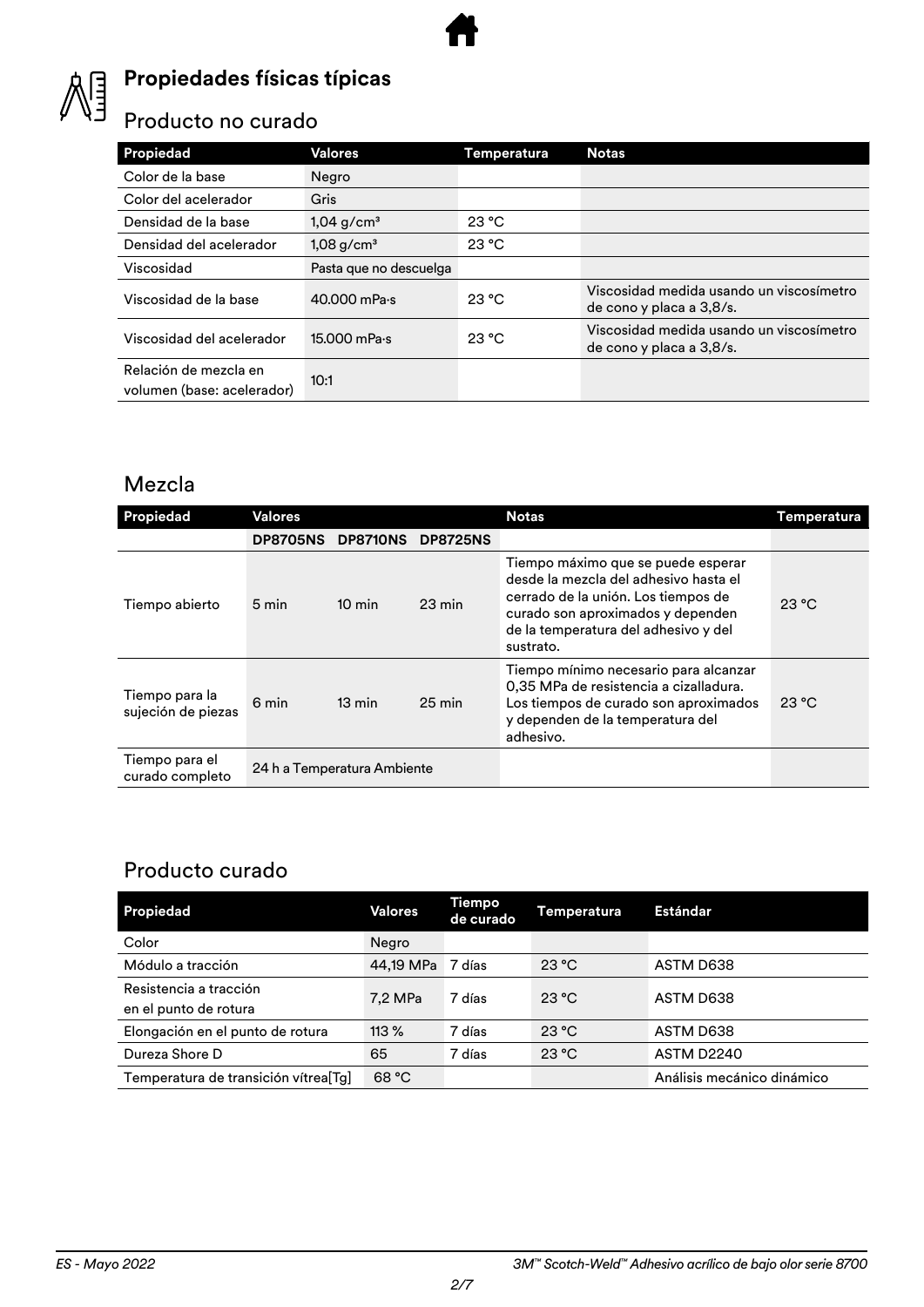## Propiedades físicas típicas

### Producto no curado

| Propiedad | Valores | Temperatura | Notas |
|---|---|---|---|
| Color de la base | Negro | | |
| Color del acelerador | Gris | | |
| Densidad de la base | 1,04 g/cm³ | 23 °C | |
| Densidad del acelerador | 1,08 g/cm³ | 23 °C | |
| Viscosidad | Pasta que no descuelga | | |
| Viscosidad de la base | 40.000 mPa·s | 23 °C | Viscosidad medida usando un viscosímetro de cono y placa a 3,8/s. |
| Viscosidad del acelerador | 15.000 mPa·s | 23 °C | Viscosidad medida usando un viscosímetro de cono y placa a 3,8/s. |
| Relación de mezcla en volumen (base: acelerador) | 10:1 | | |

### Mezcla

| Propiedad | Valores | | | Notas | Temperatura |
|---|---|---|---|---|---|
| | **DP8705NS** | **DP8710NS** | **DP8725NS** | | |
| Tiempo abierto | 5 min | 10 min | 23 min | Tiempo máximo que se puede esperar desde la mezcla del adhesivo hasta el cerrado de la unión. Los tiempos de curado son aproximados y dependen de la temperatura del adhesivo y del sustrato. | 23 °C |
| Tiempo para la sujeción de piezas | 6 min | 13 min | 25 min | Tiempo mínimo necesario para alcanzar 0,35 MPa de resistencia a cizalladura. Los tiempos de curado son aproximados y dependen de la temperatura del adhesivo. | 23 °C |
| Tiempo para el curado completo | 24 h a Temperatura Ambiente | | | | |

### Producto curado

| Propiedad | Valores | Tiempo de curado | Temperatura | Estándar |
|---|---|---|---|---|
| Color | Negro | | | |
| Módulo a tracción | 44,19 MPa | 7 días | 23 °C | ASTM D638 |
| Resistencia a tracción en el punto de rotura | 7,2 MPa | 7 días | 23 °C | ASTM D638 |
| Elongación en el punto de rotura | 113 % | 7 días | 23 °C | ASTM D638 |
| Dureza Shore D | 65 | 7 días | 23 °C | ASTM D2240 |
| Temperatura de transición vítrea[Tg] | 68 °C | | | Análisis mecánico dinámico |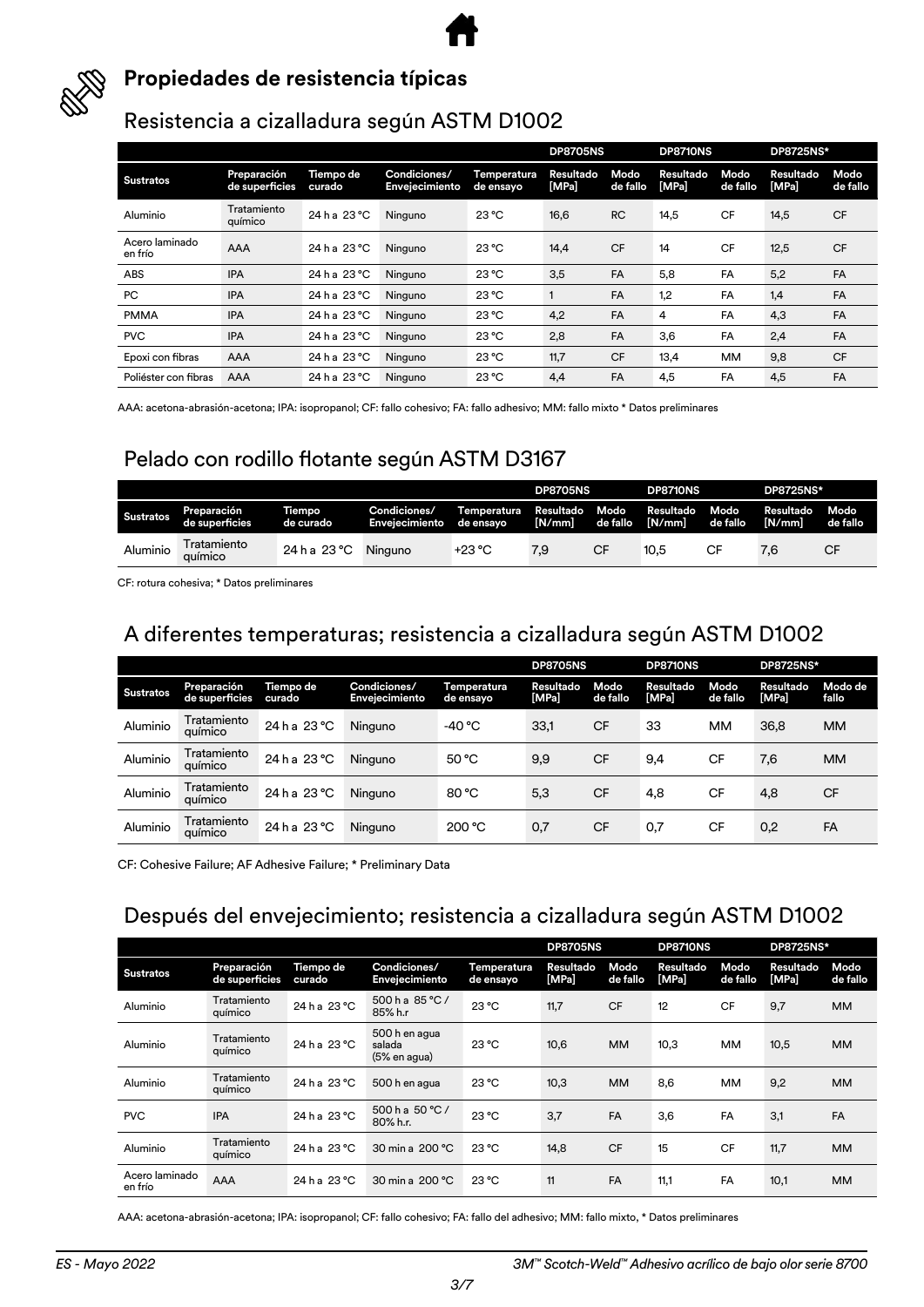## Propiedades de resistencia típicas

### Resistencia a cizalladura según ASTM D1002

| | | | | | DP8705NS | | DP8710NS | | DP8725NS* | |
|---|---|---|---|---|---|---|---|---|---|---|
| **Sustratos** | **Preparación de superficies** | **Tiempo de curado** | **Condiciones/ Envejecimiento** | **Temperatura de ensayo** | **Resultado [MPa]** | **Modo de fallo** | **Resultado [MPa]** | **Modo de fallo** | **Resultado [MPa]** | **Modo de fallo** |
| Aluminio | Tratamiento químico | 24 h a 23 °C | Ninguno | 23 °C | 16,6 | RC | 14,5 | CF | 14,5 | CF |
| Acero laminado en frío | AAA | 24 h a 23 °C | Ninguno | 23 °C | 14,4 | CF | 14 | CF | 12,5 | CF |
| ABS | IPA | 24 h a 23 °C | Ninguno | 23 °C | 3,5 | FA | 5,8 | FA | 5,2 | FA |
| PC | IPA | 24 h a 23 °C | Ninguno | 23 °C | 1 | FA | 1,2 | FA | 1,4 | FA |
| PMMA | IPA | 24 h a 23 °C | Ninguno | 23 °C | 4,2 | FA | 4 | FA | 4,3 | FA |
| PVC | IPA | 24 h a 23 °C | Ninguno | 23 °C | 2,8 | FA | 3,6 | FA | 2,4 | FA |
| Epoxi con fibras | AAA | 24 h a 23 °C | Ninguno | 23 °C | 11,7 | CF | 13,4 | MM | 9,8 | CF |
| Poliéster con fibras | AAA | 24 h a 23 °C | Ninguno | 23 °C | 4,4 | FA | 4,5 | FA | 4,5 | FA |

AAA: acetona-abrasión-acetona; IPA: isopropanol; CF: fallo cohesivo; FA: fallo adhesivo; MM: fallo mixto * Datos preliminares

### Pelado con rodillo flotante según ASTM D3167

| | | | | | DP8705NS | | DP8710NS | | DP8725NS* | |
|---|---|---|---|---|---|---|---|---|---|---|
| **Sustratos** | **Preparación de superficies** | **Tiempo de curado** | **Condiciones/ Envejecimiento** | **Temperatura de ensayo** | **Resultado [N/mm]** | **Modo de fallo** | **Resultado [N/mm]** | **Modo de fallo** | **Resultado [N/mm]** | **Modo de fallo** |
| Aluminio | Tratamiento químico | 24 h a 23 °C | Ninguno | +23 °C | 7,9 | CF | 10,5 | CF | 7,6 | CF |

CF: rotura cohesiva; * Datos preliminares

### A diferentes temperaturas; resistencia a cizalladura según ASTM D1002

| | | | | | DP8705NS | | DP8710NS | | DP8725NS* | |
|---|---|---|---|---|---|---|---|---|---|---|
| **Sustratos** | **Preparación de superficies** | **Tiempo de curado** | **Condiciones/ Envejecimiento** | **Temperatura de ensayo** | **Resultado [MPa]** | **Modo de fallo** | **Resultado [MPa]** | **Modo de fallo** | **Resultado [MPa]** | **Modo de fallo** |
| Aluminio | Tratamiento químico | 24 h a 23 °C | Ninguno | -40 °C | 33,1 | CF | 33 | MM | 36,8 | MM |
| Aluminio | Tratamiento químico | 24 h a 23 °C | Ninguno | 50 °C | 9,9 | CF | 9,4 | CF | 7,6 | MM |
| Aluminio | Tratamiento químico | 24 h a 23 °C | Ninguno | 80 °C | 5,3 | CF | 4,8 | CF | 4,8 | CF |
| Aluminio | Tratamiento químico | 24 h a 23 °C | Ninguno | 200 °C | 0,7 | CF | 0,7 | CF | 0,2 | FA |

CF: Cohesive Failure; AF Adhesive Failure; * Preliminary Data

### Después del envejecimiento; resistencia a cizalladura según ASTM D1002

| | | | | | DP8705NS | | DP8710NS | | DP8725NS* | |
|---|---|---|---|---|---|---|---|---|---|---|
| **Sustratos** | **Preparación de superficies** | **Tiempo de curado** | **Condiciones/ Envejecimiento** | **Temperatura de ensayo** | **Resultado [MPa]** | **Modo de fallo** | **Resultado [MPa]** | **Modo de fallo** | **Resultado [MPa]** | **Modo de fallo** |
| Aluminio | Tratamiento químico | 24 h a 23 °C | 500 h a 85 °C / 85% h.r | 23 °C | 11,7 | CF | 12 | CF | 9,7 | MM |
| Aluminio | Tratamiento químico | 24 h a 23 °C | 500 h en agua salada (5% en agua) | 23 °C | 10,6 | MM | 10,3 | MM | 10,5 | MM |
| Aluminio | Tratamiento químico | 24 h a 23 °C | 500 h en agua | 23 °C | 10,3 | MM | 8,6 | MM | 9,2 | MM |
| PVC | IPA | 24 h a 23 °C | 500 h a 50 °C / 80% h.r. | 23 °C | 3,7 | FA | 3,6 | FA | 3,1 | FA |
| Aluminio | Tratamiento químico | 24 h a 23 °C | 30 min a 200 °C | 23 °C | 14,8 | CF | 15 | CF | 11,7 | MM |
| Acero laminado en frío | AAA | 24 h a 23 °C | 30 min a 200 °C | 23 °C | 11 | FA | 11,1 | FA | 10,1 | MM |

AAA: acetona-abrasión-acetona; IPA: isopropanol; CF: fallo cohesivo; FA: fallo del adhesivo; MM: fallo mixto, * Datos preliminares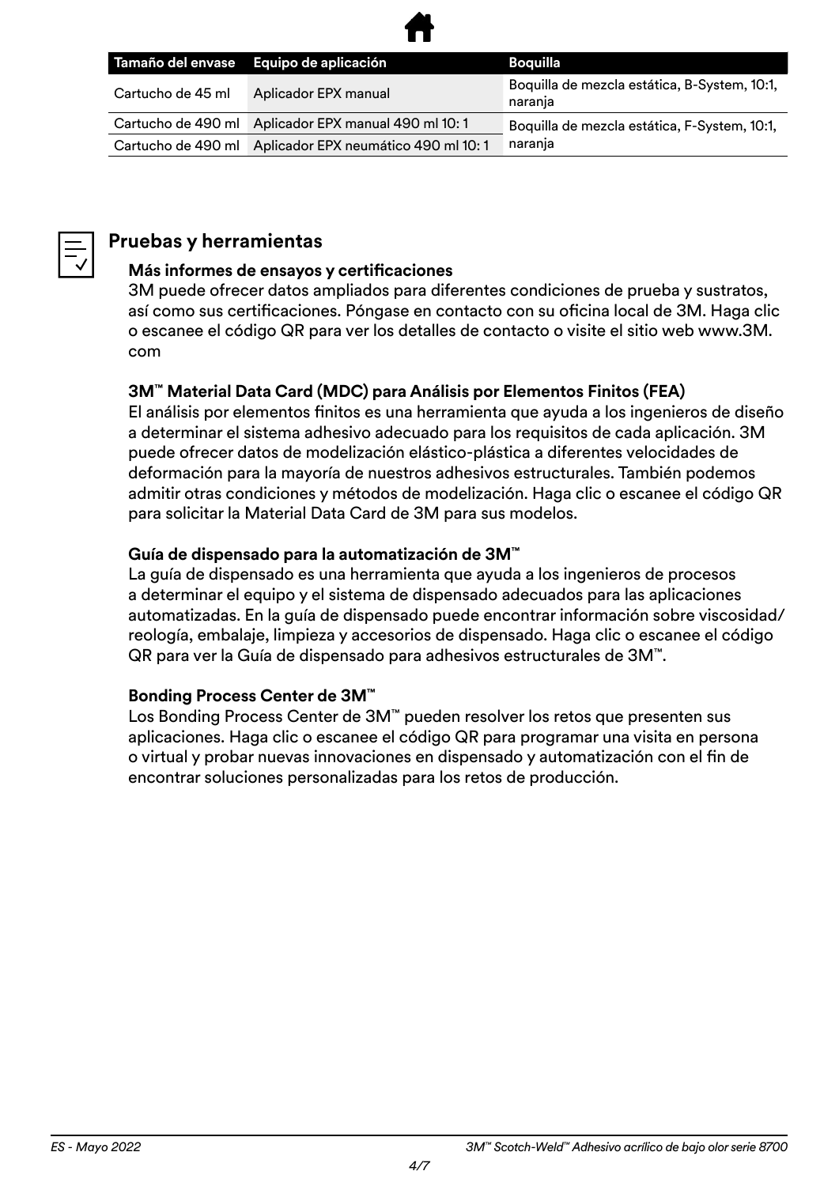| Tamaño del envase | Equipo de aplicación | Boquilla |
| --- | --- | --- |
| Cartucho de 45 ml | Aplicador EPX manual | Boquilla de mezcla estática, B-System, 10:1, naranja |
| Cartucho de 490 ml | Aplicador EPX manual 490 ml 10: 1 | Boquilla de mezcla estática, F-System, 10:1, naranja |
| Cartucho de 490 ml | Aplicador EPX neumático 490 ml 10: 1 | |

## Pruebas y herramientas

**Más informes de ensayos y certificaciones**
3M puede ofrecer datos ampliados para diferentes condiciones de prueba y sustratos, así como sus certificaciones. Póngase en contacto con su oficina local de 3M. Haga clic o escanee el código QR para ver los detalles de contacto o visite el sitio web www.3M.com

**3M™ Material Data Card (MDC) para Análisis por Elementos Finitos (FEA)**
El análisis por elementos finitos es una herramienta que ayuda a los ingenieros de diseño a determinar el sistema adhesivo adecuado para los requisitos de cada aplicación. 3M puede ofrecer datos de modelización elástico-plástica a diferentes velocidades de deformación para la mayoría de nuestros adhesivos estructurales. También podemos admitir otras condiciones y métodos de modelización. Haga clic o escanee el código QR para solicitar la Material Data Card de 3M para sus modelos.

**Guía de dispensado para la automatización de 3M™**
La guía de dispensado es una herramienta que ayuda a los ingenieros de procesos a determinar el equipo y el sistema de dispensado adecuados para las aplicaciones automatizadas. En la guía de dispensado puede encontrar información sobre viscosidad/reología, embalaje, limpieza y accesorios de dispensado. Haga clic o escanee el código QR para ver la Guía de dispensado para adhesivos estructurales de 3M™.

**Bonding Process Center de 3M™**
Los Bonding Process Center de 3M™ pueden resolver los retos que presenten sus aplicaciones. Haga clic o escanee el código QR para programar una visita en persona o virtual y probar nuevas innovaciones en dispensado y automatización con el fin de encontrar soluciones personalizadas para los retos de producción.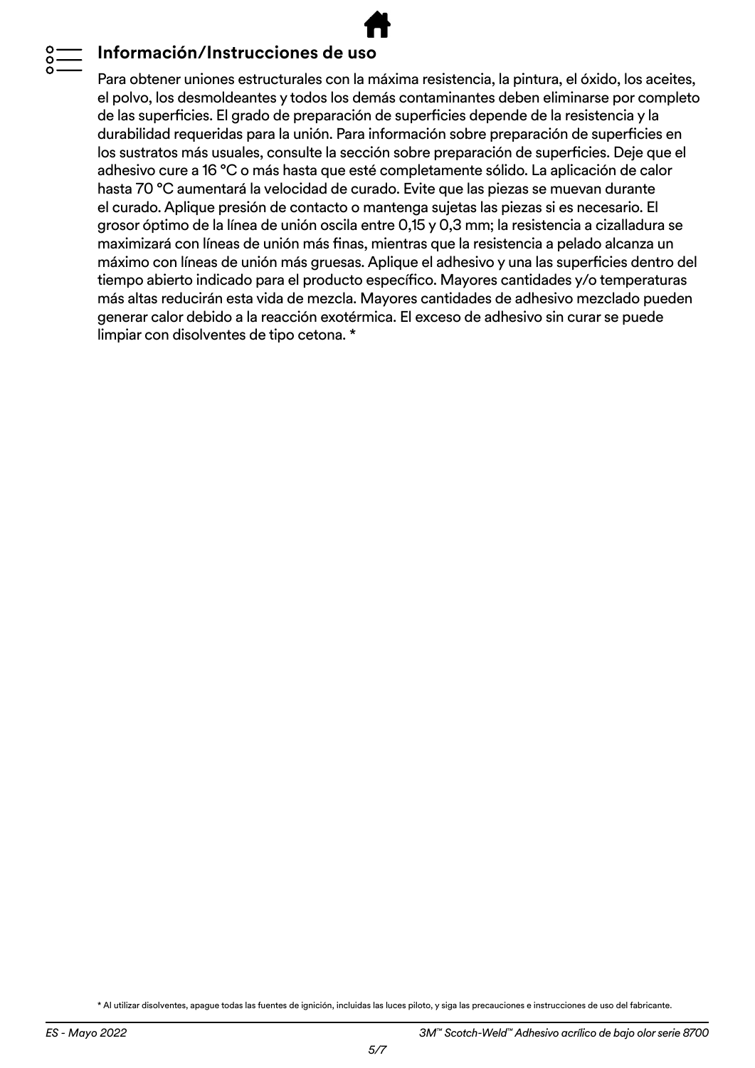## Información/Instrucciones de uso

Para obtener uniones estructurales con la máxima resistencia, la pintura, el óxido, los aceites, el polvo, los desmoldeantes y todos los demás contaminantes deben eliminarse por completo de las superficies. El grado de preparación de superficies depende de la resistencia y la durabilidad requeridas para la unión. Para información sobre preparación de superficies en los sustratos más usuales, consulte la sección sobre preparación de superficies. Deje que el adhesivo cure a 16 °C o más hasta que esté completamente sólido. La aplicación de calor hasta 70 °C aumentará la velocidad de curado. Evite que las piezas se muevan durante el curado. Aplique presión de contacto o mantenga sujetas las piezas si es necesario. El grosor óptimo de la línea de unión oscila entre 0,15 y 0,3 mm; la resistencia a cizalladura se maximizará con líneas de unión más finas, mientras que la resistencia a pelado alcanza un máximo con líneas de unión más gruesas. Aplique el adhesivo y una las superficies dentro del tiempo abierto indicado para el producto específico. Mayores cantidades y/o temperaturas más altas reducirán esta vida de mezcla. Mayores cantidades de adhesivo mezclado pueden generar calor debido a la reacción exotérmica. El exceso de adhesivo sin curar se puede limpiar con disolventes de tipo cetona. *

* Al utilizar disolventes, apague todas las fuentes de ignición, incluidas las luces piloto, y siga las precauciones e instrucciones de uso del fabricante.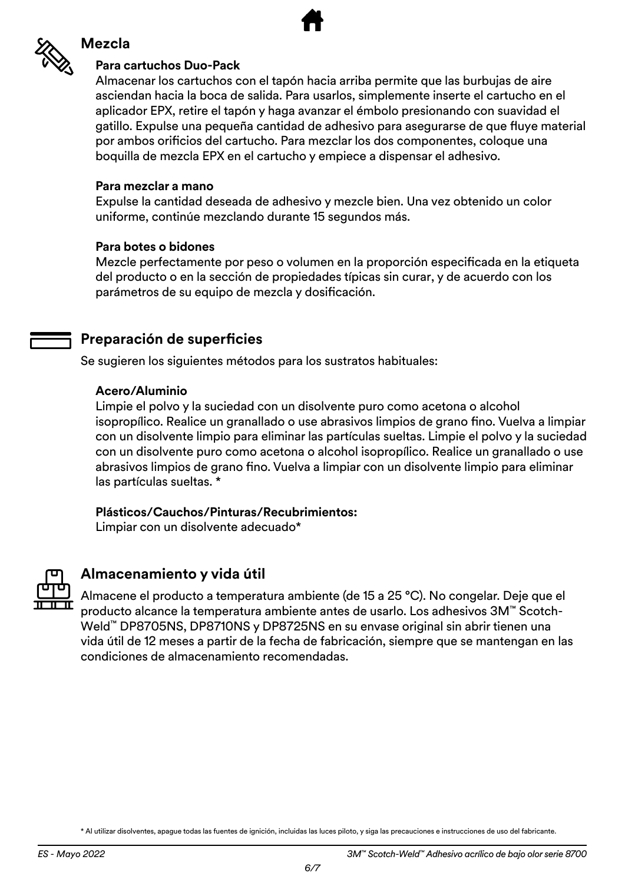## Mezcla

### Para cartuchos Duo-Pack

Almacenar los cartuchos con el tapón hacia arriba permite que las burbujas de aire asciendan hacia la boca de salida. Para usarlos, simplemente inserte el cartucho en el aplicador EPX, retire el tapón y haga avanzar el émbolo presionando con suavidad el gatillo. Expulse una pequeña cantidad de adhesivo para asegurarse de que fluye material por ambos orificios del cartucho. Para mezclar los dos componentes, coloque una boquilla de mezcla EPX en el cartucho y empiece a dispensar el adhesivo.

### Para mezclar a mano

Expulse la cantidad deseada de adhesivo y mezcle bien. Una vez obtenido un color uniforme, continúe mezclando durante 15 segundos más.

### Para botes o bidones

Mezcle perfectamente por peso o volumen en la proporción especificada en la etiqueta del producto o en la sección de propiedades típicas sin curar, y de acuerdo con los parámetros de su equipo de mezcla y dosificación.

## Preparación de superficies

Se sugieren los siguientes métodos para los sustratos habituales:

### Acero/Aluminio

Limpie el polvo y la suciedad con un disolvente puro como acetona o alcohol isopropílico. Realice un granallado o use abrasivos limpios de grano fino. Vuelva a limpiar con un disolvente limpio para eliminar las partículas sueltas. Limpie el polvo y la suciedad con un disolvente puro como acetona o alcohol isopropílico. Realice un granallado o use abrasivos limpios de grano fino. Vuelva a limpiar con un disolvente limpio para eliminar las partículas sueltas. *

### Plásticos/Cauchos/Pinturas/Recubrimientos:

Limpiar con un disolvente adecuado*

## Almacenamiento y vida útil

Almacene el producto a temperatura ambiente (de 15 a 25 °C). No congelar. Deje que el producto alcance la temperatura ambiente antes de usarlo. Los adhesivos 3M™ Scotch-Weld™ DP8705NS, DP8710NS y DP8725NS en su envase original sin abrir tienen una vida útil de 12 meses a partir de la fecha de fabricación, siempre que se mantengan en las condiciones de almacenamiento recomendadas.

* Al utilizar disolventes, apague todas las fuentes de ignición, incluidas las luces piloto, y siga las precauciones e instrucciones de uso del fabricante.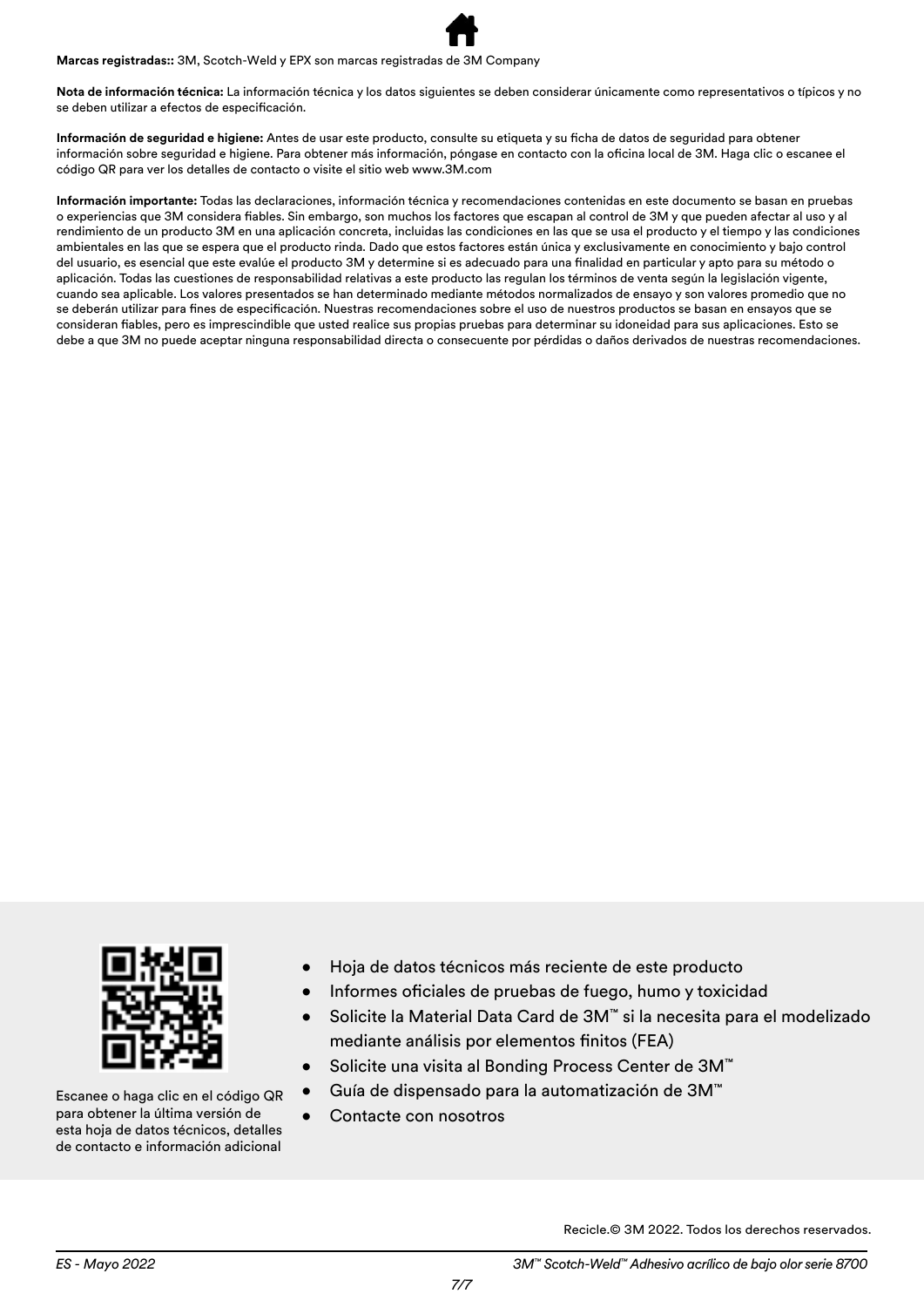**Marcas registradas::** 3M, Scotch-Weld y EPX son marcas registradas de 3M Company

**Nota de información técnica:** La información técnica y los datos siguientes se deben considerar únicamente como representativos o típicos y no se deben utilizar a efectos de especificación.

**Información de seguridad e higiene:** Antes de usar este producto, consulte su etiqueta y su ficha de datos de seguridad para obtener información sobre seguridad e higiene. Para obtener más información, póngase en contacto con la oficina local de 3M. Haga clic o escanee el código QR para ver los detalles de contacto o visite el sitio web www.3M.com

**Información importante:** Todas las declaraciones, información técnica y recomendaciones contenidas en este documento se basan en pruebas o experiencias que 3M considera fiables. Sin embargo, son muchos los factores que escapan al control de 3M y que pueden afectar al uso y al rendimiento de un producto 3M en una aplicación concreta, incluidas las condiciones en las que se usa el producto y el tiempo y las condiciones ambientales en las que se espera que el producto rinda. Dado que estos factores están única y exclusivamente en conocimiento y bajo control del usuario, es esencial que este evalúe el producto 3M y determine si es adecuado para una finalidad en particular y apto para su método o aplicación. Todas las cuestiones de responsabilidad relativas a este producto las regulan los términos de venta según la legislación vigente, cuando sea aplicable. Los valores presentados se han determinado mediante métodos normalizados de ensayo y son valores promedio que no se deberán utilizar para fines de especificación. Nuestras recomendaciones sobre el uso de nuestros productos se basan en ensayos que se consideran fiables, pero es imprescindible que usted realice sus propias pruebas para determinar su idoneidad para sus aplicaciones. Esto se debe a que 3M no puede aceptar ninguna responsabilidad directa o consecuente por pérdidas o daños derivados de nuestras recomendaciones.

Escanee o haga clic en el código QR para obtener la última versión de esta hoja de datos técnicos, detalles de contacto e información adicional

- Hoja de datos técnicos más reciente de este producto
- Informes oficiales de pruebas de fuego, humo y toxicidad
- Solicite la Material Data Card de 3M™ si la necesita para el modelizado mediante análisis por elementos finitos (FEA)
- Solicite una visita al Bonding Process Center de 3M™
- Guía de dispensado para la automatización de 3M™
- Contacte con nosotros

Recicle.© 3M 2022. Todos los derechos reservados.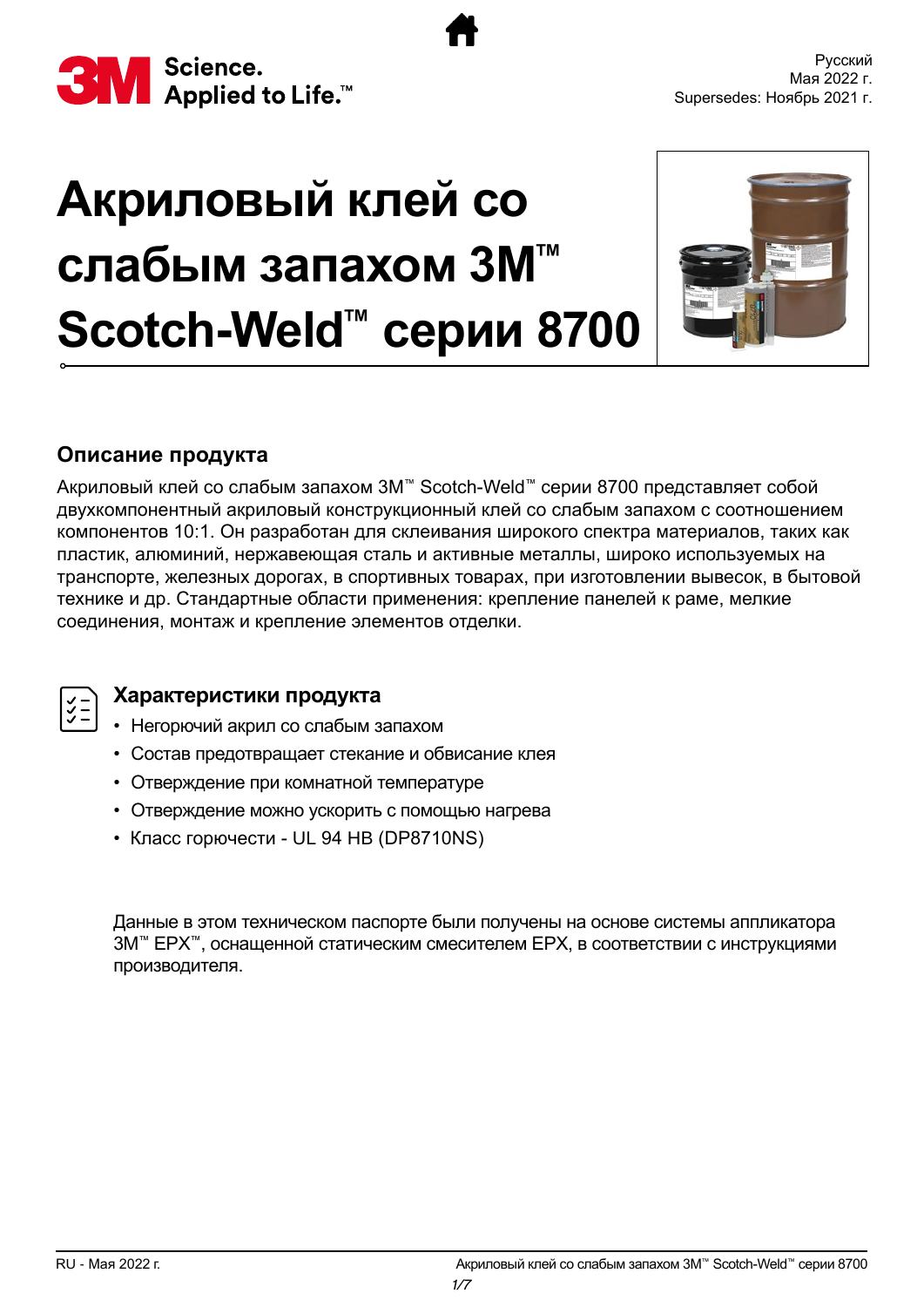Русский
Мая 2022 г.
Supersedes: Ноябрь 2021 г.

# Акриловый клей со слабым запахом 3M™ Scotch-Weld™ серии 8700

## Описание продукта

Акриловый клей со слабым запахом 3M™ Scotch-Weld™ серии 8700 представляет собой двухкомпонентный акриловый конструкционный клей со слабым запахом с соотношением компонентов 10:1. Он разработан для склеивания широкого спектра материалов, таких как пластик, алюминий, нержавеющая сталь и активные металлы, широко используемых на транспорте, железных дорогах, в спортивных товарах, при изготовлении вывесок, в бытовой технике и др. Стандартные области применения: крепление панелей к раме, мелкие соединения, монтаж и крепление элементов отделки.

## Характеристики продукта

- Негорючий акрил со слабым запахом
- Состав предотвращает стекание и обвисание клея
- Отверждение при комнатной температуре
- Отверждение можно ускорить с помощью нагрева
- Класс горючести - UL 94 HB (DP8710NS)

Данные в этом техническом паспорте были получены на основе системы аппликатора 3M™ EPX™, оснащенной статическим смесителем EPX, в соответствии с инструкциями производителя.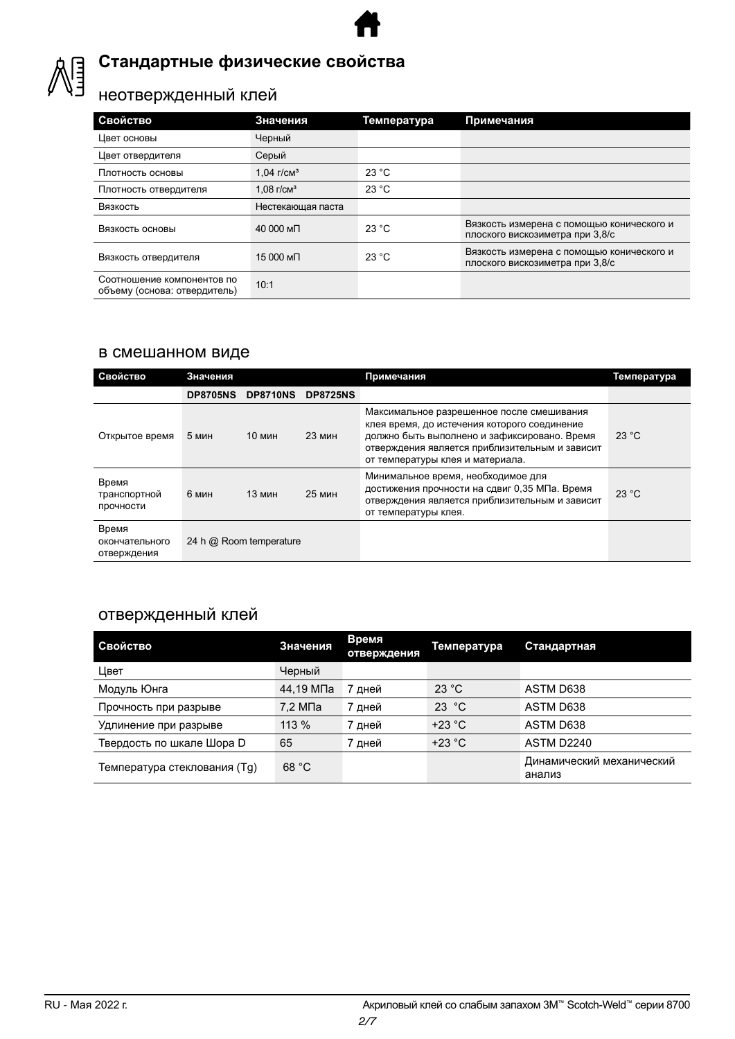## Стандартные физические свойства

### неотвержденный клей

| Свойство | Значения | Температура | Примечания |
|---|---|---|---|
| Цвет основы | Черный | | |
| Цвет отвердителя | Серый | | |
| Плотность основы | 1,04 г/см³ | 23 °C | |
| Плотность отвердителя | 1,08 г/см³ | 23 °C | |
| Вязкость | Нестекающая паста | | |
| Вязкость основы | 40 000 мП | 23 °C | Вязкость измерена с помощью конического и плоского вискозиметра при 3,8/с |
| Вязкость отвердителя | 15 000 мП | 23 °C | Вязкость измерена с помощью конического и плоского вискозиметра при 3,8/с |
| Соотношение компонентов по объему (основа: отвердитель) | 10:1 | | |

### в смешанном виде

| Свойство | Значения | | | Примечания | Температура |
|---|---|---|---|---|---|
| | DP8705NS | DP8710NS | DP8725NS | | |
| Открытое время | 5 мин | 10 мин | 23 мин | Максимальное разрешенное после смешивания клея время, до истечения которого соединение должно быть выполнено и зафиксировано. Время отверждения является приблизительным и зависит от температуры клея и материала. | 23 °C |
| Время транспортной прочности | 6 мин | 13 мин | 25 мин | Минимальное время, необходимое для достижения прочности на сдвиг 0,35 МПа. Время отверждения является приблизительным и зависит от температуры клея. | 23 °C |
| Время окончательного отверждения | 24 h @ Room temperature | | | | |

### отвержденный клей

| Свойство | Значения | Время отверждения | Температура | Стандартная |
|---|---|---|---|---|
| Цвет | Черный | | | |
| Модуль Юнга | 44,19 МПа | 7 дней | 23 °C | ASTM D638 |
| Прочность при разрыве | 7,2 МПа | 7 дней | 23 °C | ASTM D638 |
| Удлинение при разрыве | 113 % | 7 дней | +23 °C | ASTM D638 |
| Твердость по шкале Шора D | 65 | 7 дней | +23 °C | ASTM D2240 |
| Температура стеклования (Tg) | 68 °C | | | Динамический механический анализ |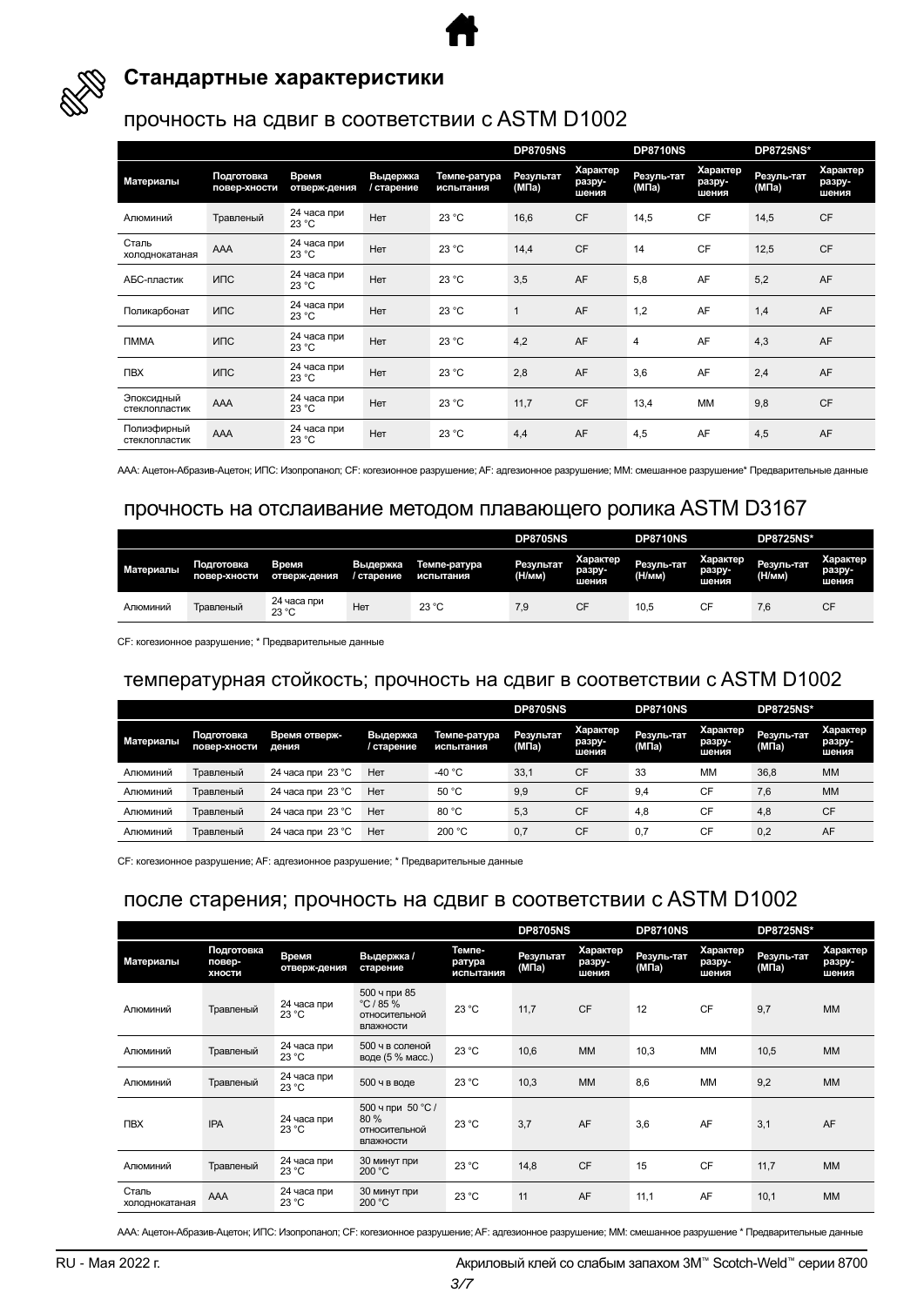## Стандартные характеристики

### прочность на сдвиг в соответствии с ASTM D1002

| | | | | | DP8705NS | | DP8710NS | | DP8725NS* | |
|---|---|---|---|---|---|---|---|---|---|---|
| Материалы | Подготовка повер-хности | Время отверж-дения | Выдержка / старение | Темпе-ратура испытания | Результат (МПа) | Характер разру-шения | Резуль-тат (МПа) | Характер разру-шения | Резуль-тат (МПа) | Характер разру-шения |
| Алюминий | Травленый | 24 часа при 23 °C | Нет | 23 °C | 16,6 | CF | 14,5 | CF | 14,5 | CF |
| Сталь холоднокатаная | AAA | 24 часа при 23 °C | Нет | 23 °C | 14,4 | CF | 14 | CF | 12,5 | CF |
| АБС-пластик | ИПС | 24 часа при 23 °C | Нет | 23 °C | 3,5 | AF | 5,8 | AF | 5,2 | AF |
| Поликарбонат | ИПС | 24 часа при 23 °C | Нет | 23 °C | 1 | AF | 1,2 | AF | 1,4 | AF |
| ПММА | ИПС | 24 часа при 23 °C | Нет | 23 °C | 4,2 | AF | 4 | AF | 4,3 | AF |
| ПВХ | ИПС | 24 часа при 23 °C | Нет | 23 °C | 2,8 | AF | 3,6 | AF | 2,4 | AF |
| Эпоксидный стеклопластик | AAA | 24 часа при 23 °C | Нет | 23 °C | 11,7 | CF | 13,4 | MM | 9,8 | CF |
| Полиэфирный стеклопластик | AAA | 24 часа при 23 °C | Нет | 23 °C | 4,4 | AF | 4,5 | AF | 4,5 | AF |

ААА: Ацетон-Абразив-Ацетон; ИПС: Изопропанол; CF: когезионное разрушение; AF: адгезионное разрушение; MM: смешанное разрушение* Предварительные данные

### прочность на отслаивание методом плавающего ролика ASTM D3167

| | | | | | DP8705NS | | DP8710NS | | DP8725NS* | |
|---|---|---|---|---|---|---|---|---|---|---|
| Материалы | Подготовка повер-хности | Время отверж-дения | Выдержка / старение | Темпе-ратура испытания | Результат (Н/мм) | Характер разру-шения | Резуль-тат (Н/мм) | Характер разру-шения | Резуль-тат (Н/мм) | Характер разру-шения |
| Алюминий | Травленый | 24 часа при 23 °C | Нет | 23 °C | 7,9 | CF | 10,5 | CF | 7,6 | CF |

CF: когезионное разрушение; * Предварительные данные

### температурная стойкость; прочность на сдвиг в соответствии с ASTM D1002

| | | | | | DP8705NS | | DP8710NS | | DP8725NS* | |
|---|---|---|---|---|---|---|---|---|---|---|
| Материалы | Подготовка повер-хности | Время отверж-дения | Выдержка / старение | Темпе-ратура испытания | Результат (МПа) | Характер разру-шения | Резуль-тат (МПа) | Характер разру-шения | Резуль-тат (МПа) | Характер разру-шения |
| Алюминий | Травленый | 24 часа при 23 °C | Нет | -40 °C | 33,1 | CF | 33 | MM | 36,8 | MM |
| Алюминий | Травленый | 24 часа при 23 °C | Нет | 50 °C | 9,9 | CF | 9,4 | CF | 7,6 | MM |
| Алюминий | Травленый | 24 часа при 23 °C | Нет | 80 °C | 5,3 | CF | 4,8 | CF | 4,8 | CF |
| Алюминий | Травленый | 24 часа при 23 °C | Нет | 200 °C | 0,7 | CF | 0,7 | CF | 0,2 | AF |

CF: когезионное разрушение; AF: адгезионное разрушение; * Предварительные данные

### после старения; прочность на сдвиг в соответствии с ASTM D1002

| | | | | | DP8705NS | | DP8710NS | | DP8725NS* | |
|---|---|---|---|---|---|---|---|---|---|---|
| Материалы | Подготовка повер-хности | Время отверж-дения | Выдержка / старение | Темпе-ратура испытания | Результат (МПа) | Характер разру-шения | Резуль-тат (МПа) | Характер разру-шения | Резуль-тат (МПа) | Характер разру-шения |
| Алюминий | Травленый | 24 часа при 23 °C | 500 ч при 85 °C / 85 % относительной влажности | 23 °C | 11,7 | CF | 12 | CF | 9,7 | MM |
| Алюминий | Травленый | 24 часа при 23 °C | 500 ч в соленой воде (5 % масс.) | 23 °C | 10,6 | MM | 10,3 | MM | 10,5 | MM |
| Алюминий | Травленый | 24 часа при 23 °C | 500 ч в воде | 23 °C | 10,3 | MM | 8,6 | MM | 9,2 | MM |
| ПВХ | IPA | 24 часа при 23 °C | 500 ч при 50 °C / 80 % относительной влажности | 23 °C | 3,7 | AF | 3,6 | AF | 3,1 | AF |
| Алюминий | Травленый | 24 часа при 23 °C | 30 минут при 200 °C | 23 °C | 14,8 | CF | 15 | CF | 11,7 | MM |
| Сталь холоднокатаная | AAA | 24 часа при 23 °C | 30 минут при 200 °C | 23 °C | 11 | AF | 11,1 | AF | 10,1 | MM |

ААА: Ацетон-Абразив-Ацетон; ИПС: Изопропанол; CF: когезионное разрушение; AF: адгезионное разрушение; MM: смешанное разрушение * Предварительные данные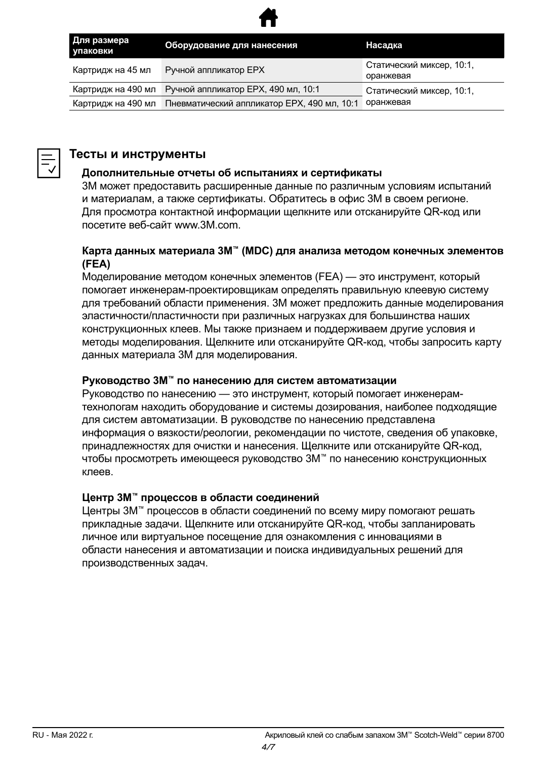| Для размера упаковки | Оборудование для нанесения | Насадка |
|---|---|---|
| Картридж на 45 мл | Ручной аппликатор EPX | Статический миксер, 10:1, оранжевая |
| Картридж на 490 мл | Ручной аппликатор EPX, 490 мл, 10:1 | Статический миксер, 10:1, оранжевая |
| Картридж на 490 мл | Пневматический аппликатор EPX, 490 мл, 10:1 | |

## Тесты и инструменты

### Дополнительные отчеты об испытаниях и сертификаты

3M может предоставить расширенные данные по различным условиям испытаний и материалам, а также сертификаты. Обратитесь в офис 3M в своем регионе. Для просмотра контактной информации щелкните или отсканируйте QR-код или посетите веб-сайт www.3M.com.

### Карта данных материала 3M™ (MDC) для анализа методом конечных элементов (FEA)

Моделирование методом конечных элементов (FEA) — это инструмент, который помогает инженерам-проектировщикам определять правильную клеевую систему для требований области применения. 3M может предложить данные моделирования эластичности/пластичности при различных нагрузках для большинства наших конструкционных клеев. Мы также признаем и поддерживаем другие условия и методы моделирования. Щелкните или отсканируйте QR-код, чтобы запросить карту данных материала 3M для моделирования.

### Руководство 3M™ по нанесению для систем автоматизации

Руководство по нанесению — это инструмент, который помогает инженерам-технологам находить оборудование и системы дозирования, наиболее подходящие для систем автоматизации. В руководстве по нанесению представлена информация о вязкости/реологии, рекомендации по чистоте, сведения об упаковке, принадлежностях для очистки и нанесения. Щелкните или отсканируйте QR-код, чтобы просмотреть имеющееся руководство 3M™ по нанесению конструкционных клеев.

### Центр 3M™ процессов в области соединений

Центры 3M™ процессов в области соединений по всему миру помогают решать прикладные задачи. Щелкните или отсканируйте QR-код, чтобы запланировать личное или виртуальное посещение для ознакомления с инновациями в области нанесения и автоматизации и поиска индивидуальных решений для производственных задач.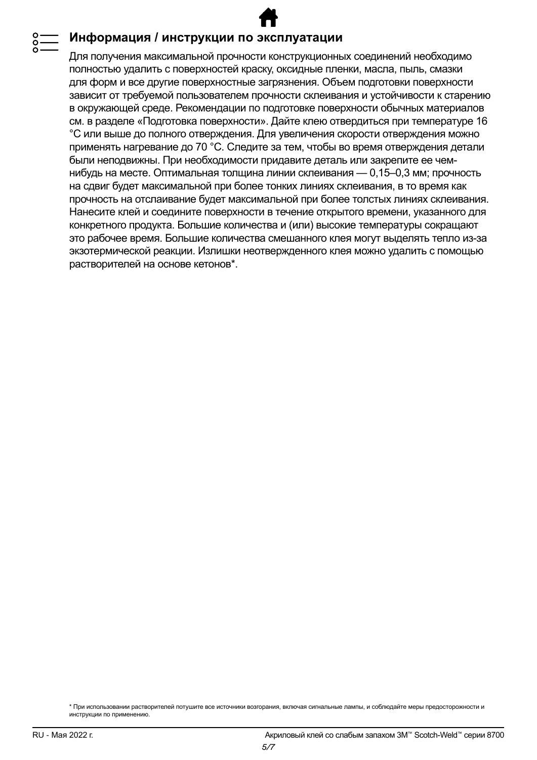## Информация / инструкции по эксплуатации

Для получения максимальной прочности конструкционных соединений необходимо полностью удалить с поверхностей краску, оксидные пленки, масла, пыль, смазки для форм и все другие поверхностные загрязнения. Объем подготовки поверхности зависит от требуемой пользователем прочности склеивания и устойчивости к старению в окружающей среде. Рекомендации по подготовке поверхности обычных материалов см. в разделе «Подготовка поверхности». Дайте клею отвердиться при температуре 16 °C или выше до полного отверждения. Для увеличения скорости отверждения можно применять нагревание до 70 °C. Следите за тем, чтобы во время отверждения детали были неподвижны. При необходимости придавите деталь или закрепите ее чем-нибудь на месте. Оптимальная толщина линии склеивания — 0,15–0,3 мм; прочность на сдвиг будет максимальной при более тонких линиях склеивания, в то время как прочность на отслаивание будет максимальной при более толстых линиях склеивания. Нанесите клей и соедините поверхности в течение открытого времени, указанного для конкретного продукта. Большие количества и (или) высокие температуры сокращают это рабочее время. Большие количества смешанного клея могут выделять тепло из-за экзотермической реакции. Излишки неотвержденного клея можно удалить с помощью растворителей на основе кетонов*.

\* При использовании растворителей потушите все источники возгорания, включая сигнальные лампы, и соблюдайте меры предосторожности и инструкции по применению.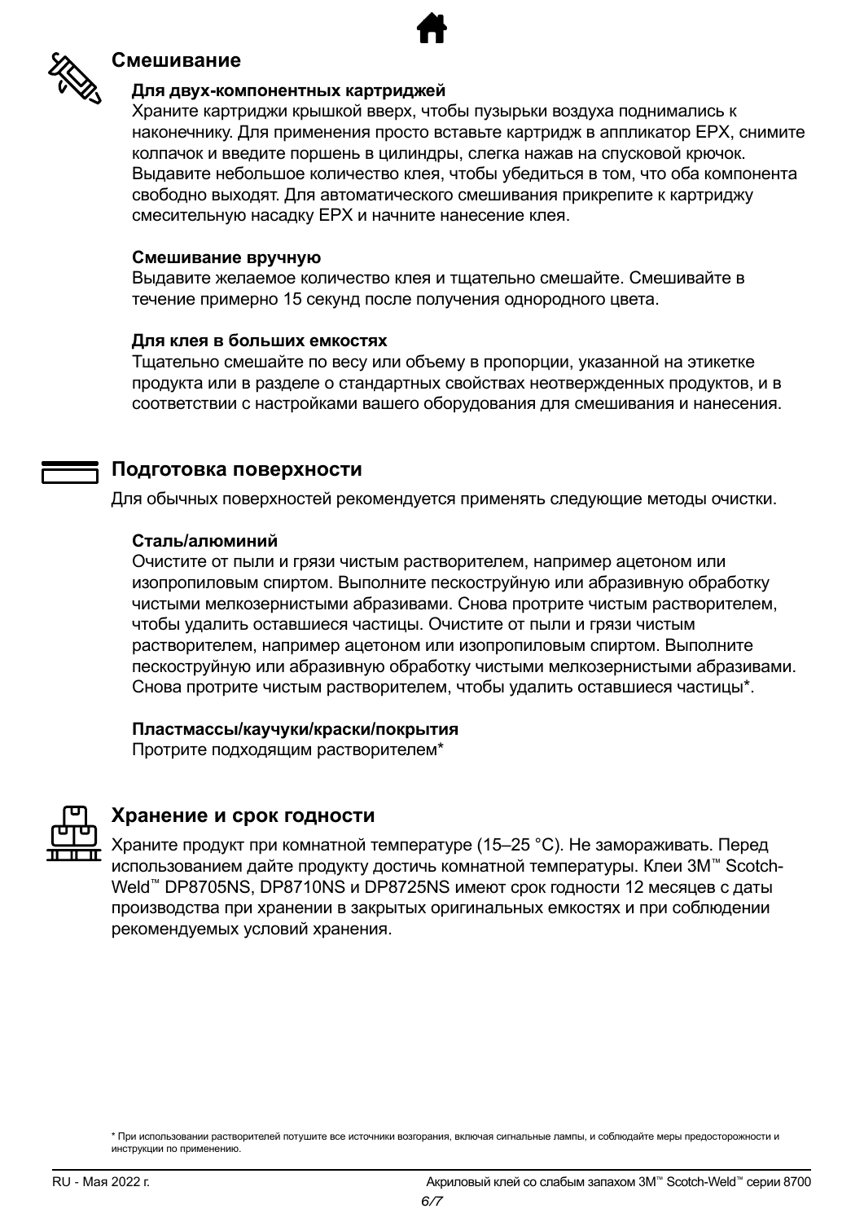## Смешивание

**Для двух-компонентных картриджей**

Храните картриджи крышкой вверх, чтобы пузырьки воздуха поднимались к наконечнику. Для применения просто вставьте картридж в аппликатор EPX, снимите колпачок и введите поршень в цилиндры, слегка нажав на спусковой крючок. Выдавите небольшое количество клея, чтобы убедиться в том, что оба компонента свободно выходят. Для автоматического смешивания прикрепите к картриджу смесительную насадку EPX и начните нанесение клея.

**Смешивание вручную**

Выдавите желаемое количество клея и тщательно смешайте. Смешивайте в течение примерно 15 секунд после получения однородного цвета.

**Для клея в больших емкостях**

Тщательно смешайте по весу или объему в пропорции, указанной на этикетке продукта или в разделе о стандартных свойствах неотвержденных продуктов, и в соответствии с настройками вашего оборудования для смешивания и нанесения.

## Подготовка поверхности

Для обычных поверхностей рекомендуется применять следующие методы очистки.

**Сталь/алюминий**

Очистите от пыли и грязи чистым растворителем, например ацетоном или изопропиловым спиртом. Выполните пескоструйную или абразивную обработку чистыми мелкозернистыми абразивами. Снова протрите чистым растворителем, чтобы удалить оставшиеся частицы. Очистите от пыли и грязи чистым растворителем, например ацетоном или изопропиловым спиртом. Выполните пескоструйную или абразивную обработку чистыми мелкозернистыми абразивами. Снова протрите чистым растворителем, чтобы удалить оставшиеся частицы*.

**Пластмассы/каучуки/краски/покрытия**

Протрите подходящим растворителем*

## Хранение и срок годности

Храните продукт при комнатной температуре (15–25 °C). Не замораживать. Перед использованием дайте продукту достичь комнатной температуры. Клеи 3M™ Scotch-Weld™ DP8705NS, DP8710NS и DP8725NS имеют срок годности 12 месяцев с даты производства при хранении в закрытых оригинальных емкостях и при соблюдении рекомендуемых условий хранения.

* При использовании растворителей потушите все источники возгорания, включая сигнальные лампы, и соблюдайте меры предосторожности и инструкции по применению.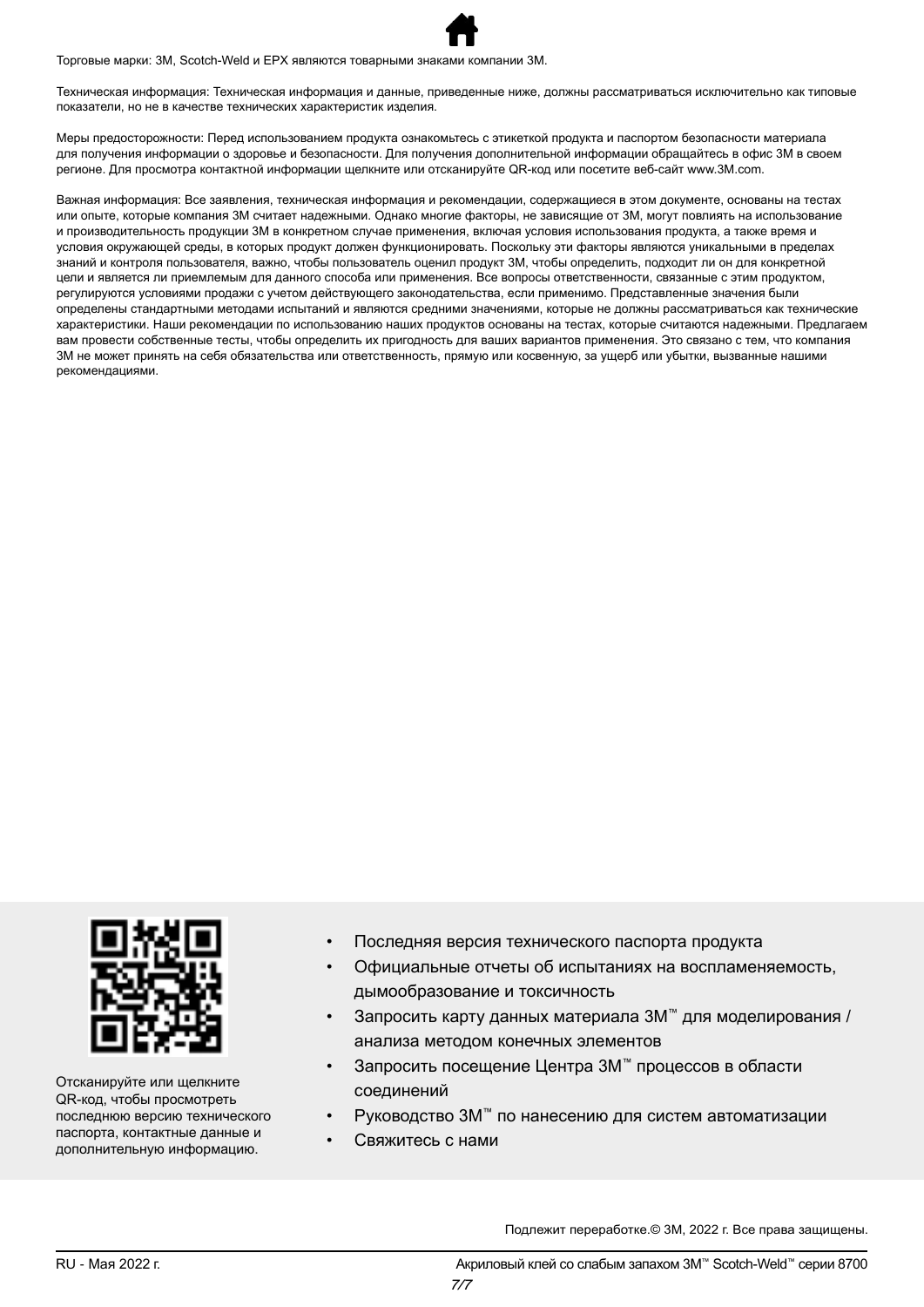Торговые марки: 3M, Scotch-Weld и EPX являются товарными знаками компании 3M.

Техническая информация: Техническая информация и данные, приведенные ниже, должны рассматриваться исключительно как типовые показатели, но не в качестве технических характеристик изделия.

Меры предосторожности: Перед использованием продукта ознакомьтесь с этикеткой продукта и паспортом безопасности материала для получения информации о здоровье и безопасности. Для получения дополнительной информации обращайтесь в офис 3M в своем регионе. Для просмотра контактной информации щелкните или отсканируйте QR-код или посетите веб-сайт www.3M.com.

Важная информация: Все заявления, техническая информация и рекомендации, содержащиеся в этом документе, основаны на тестах или опыте, которые компания 3M считает надежными. Однако многие факторы, не зависящие от 3M, могут повлиять на использование и производительность продукции 3M в конкретном случае применения, включая условия использования продукта, а также время и условия окружающей среды, в которых продукт должен функционировать. Поскольку эти факторы являются уникальными в пределах знаний и контроля пользователя, важно, чтобы пользователь оценил продукт 3M, чтобы определить, подходит ли он для конкретной цели и является ли приемлемым для данного способа или применения. Все вопросы ответственности, связанные с этим продуктом, регулируются условиями продажи с учетом действующего законодательства, если применимо. Представленные значения были определены стандартными методами испытаний и являются средними значениями, которые не должны рассматриваться как технические характеристики. Наши рекомендации по использованию наших продуктов основаны на тестах, которые считаются надежными. Предлагаем вам провести собственные тесты, чтобы определить их пригодность для ваших вариантов применения. Это связано с тем, что компания 3M не может принять на себя обязательства или ответственность, прямую или косвенную, за ущерб или убытки, вызванные нашими рекомендациями.

Отсканируйте или щелкните QR-код, чтобы просмотреть последнюю версию технического паспорта, контактные данные и дополнительную информацию.

- Последняя версия технического паспорта продукта
- Официальные отчеты об испытаниях на воспламеняемость, дымообразование и токсичность
- Запросить карту данных материала 3M™ для моделирования / анализа методом конечных элементов
- Запросить посещение Центра 3M™ процессов в области соединений
- Руководство 3M™ по нанесению для систем автоматизации
- Свяжитесь с нами

Подлежит переработке.© 3M, 2022 г. Все права защищены.

RU - Мая 2022 г.

Акриловый клей со слабым запахом 3M™ Scotch-Weld™ серии 8700